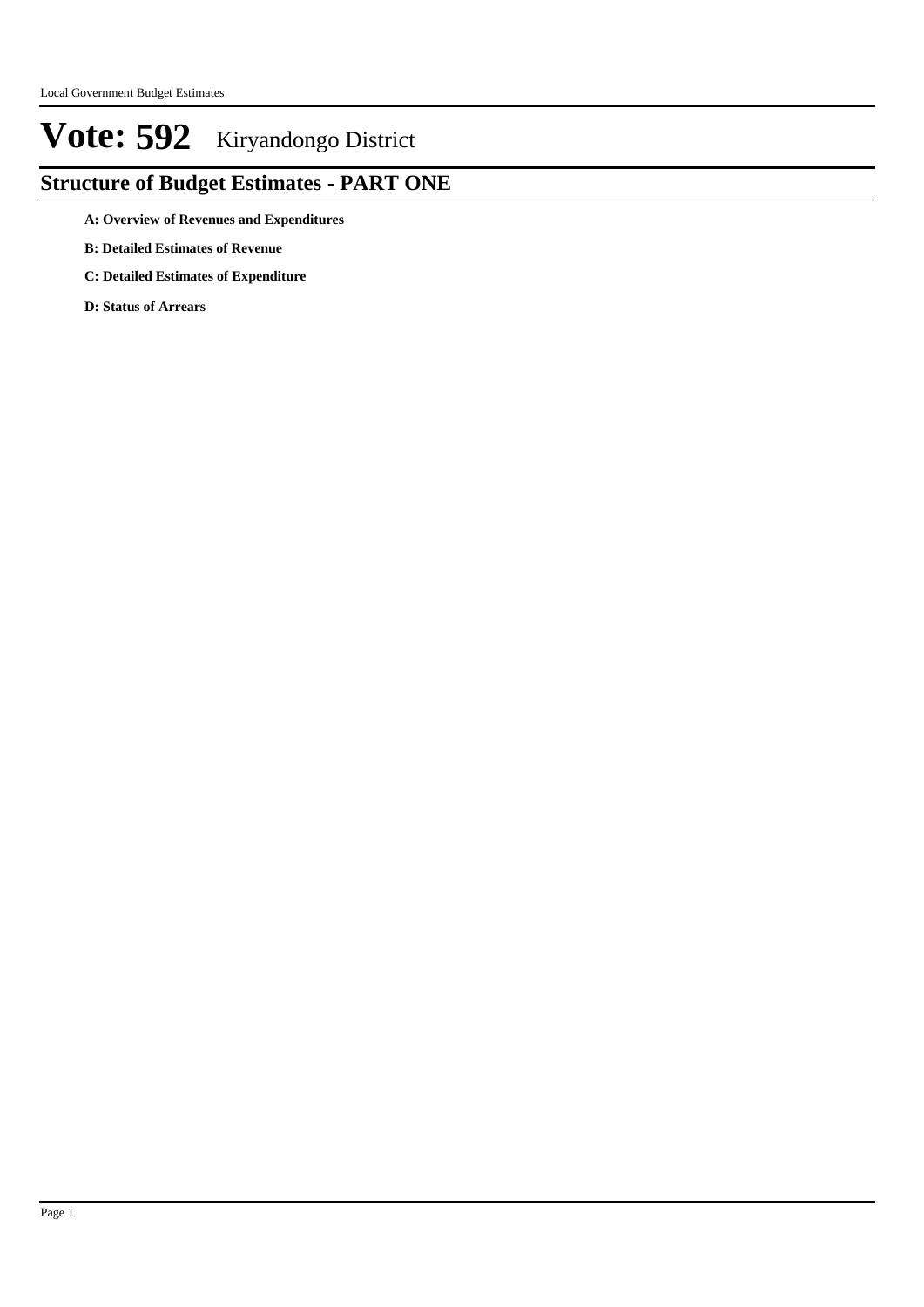# Vote: 592 Kiryandongo District

## Structure of Budget Estimates - PART ONE

**A: Overview of Revenues and Expenditures**

**B: Detailed Estimates of Revenue**

**C: Detailed Estimates of Expenditure**

**D: Status of Arrears**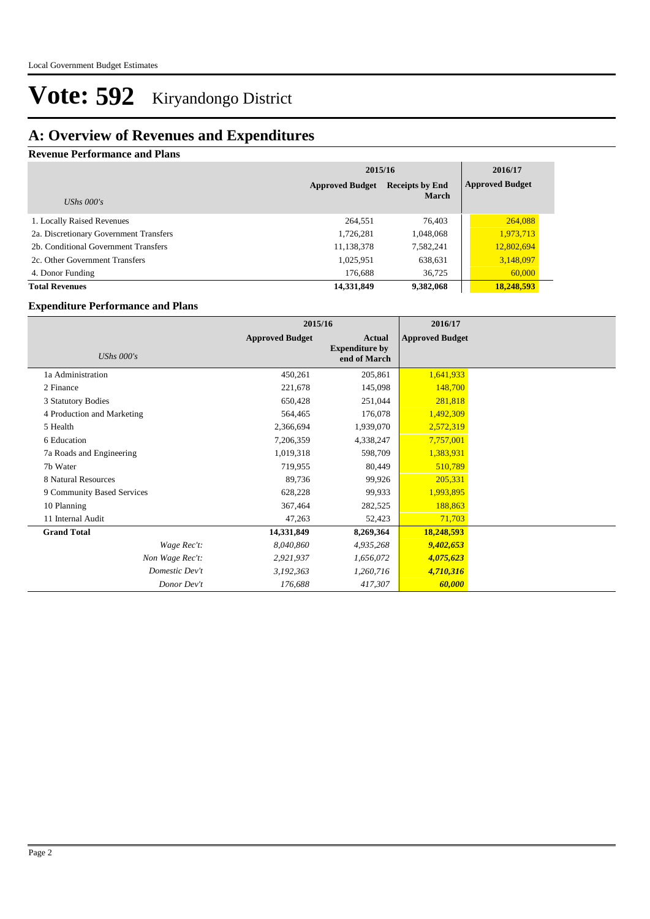# Vote: 592 Kiryandongo District

## A: Overview of Revenues and Expenditures

### Revenue Performance and Plans

| *UShs 000's* | 2015/16 Approved Budget | 2015/16 Receipts by End March | 2016/17 Approved Budget |
|---|---|---|---|
| 1. Locally Raised Revenues | 264,551 | 76,403 | 264,088 |
| 2a. Discretionary Government Transfers | 1,726,281 | 1,048,068 | 1,973,713 |
| 2b. Conditional Government Transfers | 11,138,378 | 7,582,241 | 12,802,694 |
| 2c. Other Government Transfers | 1,025,951 | 638,631 | 3,148,097 |
| 4. Donor Funding | 176,688 | 36,725 | 60,000 |
| **Total Revenues** | **14,331,849** | **9,382,068** | **18,248,593** |

### Expenditure Performance and Plans

| *UShs 000's* | 2015/16 Approved Budget | 2015/16 Actual Expenditure by end of March | 2016/17 Approved Budget |
|---|---|---|---|
| 1a Administration | 450,261 | 205,861 | 1,641,933 |
| 2 Finance | 221,678 | 145,098 | 148,700 |
| 3 Statutory Bodies | 650,428 | 251,044 | 281,818 |
| 4 Production and Marketing | 564,465 | 176,078 | 1,492,309 |
| 5 Health | 2,366,694 | 1,939,070 | 2,572,319 |
| 6 Education | 7,206,359 | 4,338,247 | 7,757,001 |
| 7a Roads and Engineering | 1,019,318 | 598,709 | 1,383,931 |
| 7b Water | 719,955 | 80,449 | 510,789 |
| 8 Natural Resources | 89,736 | 99,926 | 205,331 |
| 9 Community Based Services | 628,228 | 99,933 | 1,993,895 |
| 10 Planning | 367,464 | 282,525 | 188,863 |
| 11 Internal Audit | 47,263 | 52,423 | 71,703 |
| **Grand Total** | **14,331,849** | **8,269,364** | **18,248,593** |
| *Wage Rec't:* | *8,040,860* | *4,935,268* | ***9,402,653*** |
| *Non Wage Rec't:* | *2,921,937* | *1,656,072* | ***4,075,623*** |
| *Domestic Dev't* | *3,192,363* | *1,260,716* | ***4,710,316*** |
| *Donor Dev't* | *176,688* | *417,307* | ***60,000*** |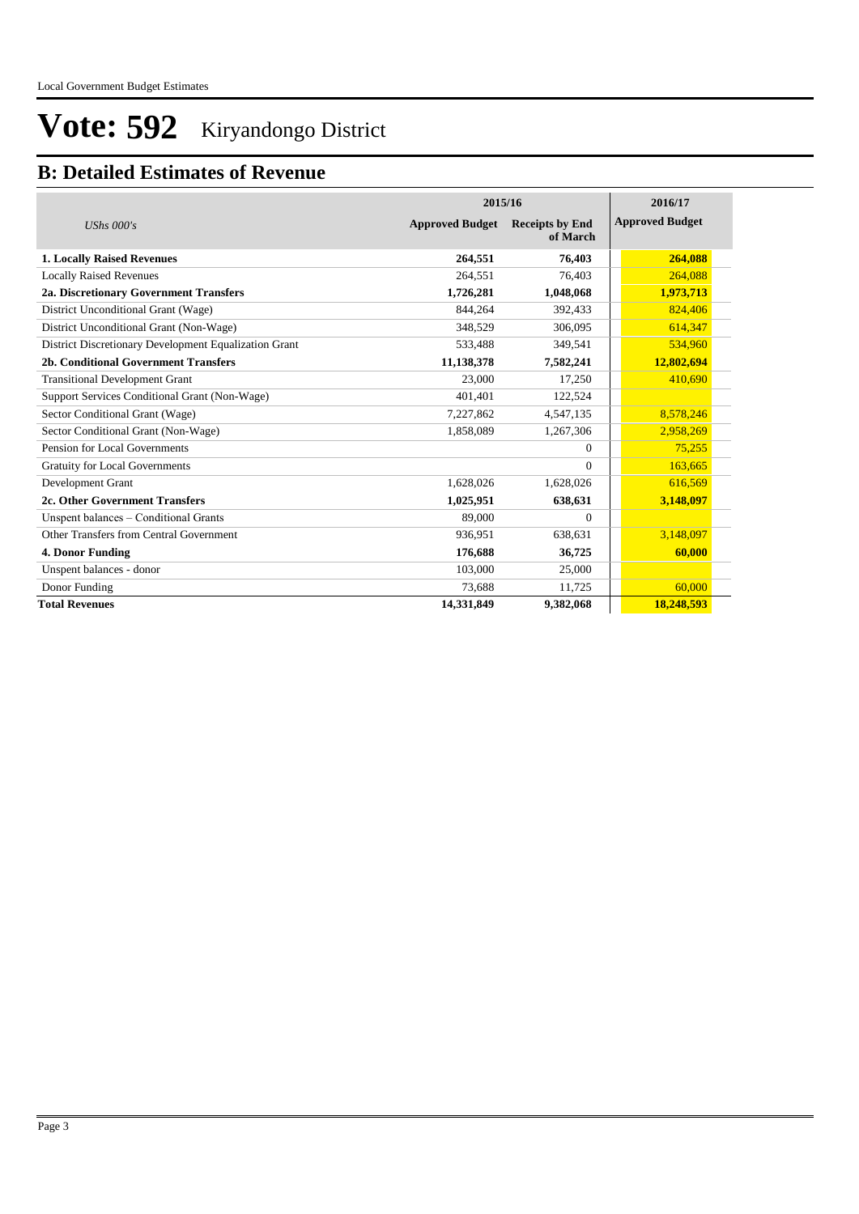# Vote: 592 Kiryandongo District

## B: Detailed Estimates of Revenue

| *UShs 000's* | 2015/16 Approved Budget | 2015/16 Receipts by End of March | 2016/17 Approved Budget |
|---|---|---|---|
| **1. Locally Raised Revenues** | **264,551** | **76,403** | **264,088** |
| Locally Raised Revenues | 264,551 | 76,403 | 264,088 |
| **2a. Discretionary Government Transfers** | **1,726,281** | **1,048,068** | **1,973,713** |
| District Unconditional Grant (Wage) | 844,264 | 392,433 | 824,406 |
| District Unconditional Grant (Non-Wage) | 348,529 | 306,095 | 614,347 |
| District Discretionary Development Equalization Grant | 533,488 | 349,541 | 534,960 |
| **2b. Conditional Government Transfers** | **11,138,378** | **7,582,241** | **12,802,694** |
| Transitional Development Grant | 23,000 | 17,250 | 410,690 |
| Support Services Conditional Grant (Non-Wage) | 401,401 | 122,524 | |
| Sector Conditional Grant (Wage) | 7,227,862 | 4,547,135 | 8,578,246 |
| Sector Conditional Grant (Non-Wage) | 1,858,089 | 1,267,306 | 2,958,269 |
| Pension for Local Governments | | 0 | 75,255 |
| Gratuity for Local Governments | | 0 | 163,665 |
| Development Grant | 1,628,026 | 1,628,026 | 616,569 |
| **2c. Other Government Transfers** | **1,025,951** | **638,631** | **3,148,097** |
| Unspent balances – Conditional Grants | 89,000 | 0 | |
| Other Transfers from Central Government | 936,951 | 638,631 | 3,148,097 |
| **4. Donor Funding** | **176,688** | **36,725** | **60,000** |
| Unspent balances - donor | 103,000 | 25,000 | |
| Donor Funding | 73,688 | 11,725 | 60,000 |
| **Total Revenues** | **14,331,849** | **9,382,068** | **18,248,593** |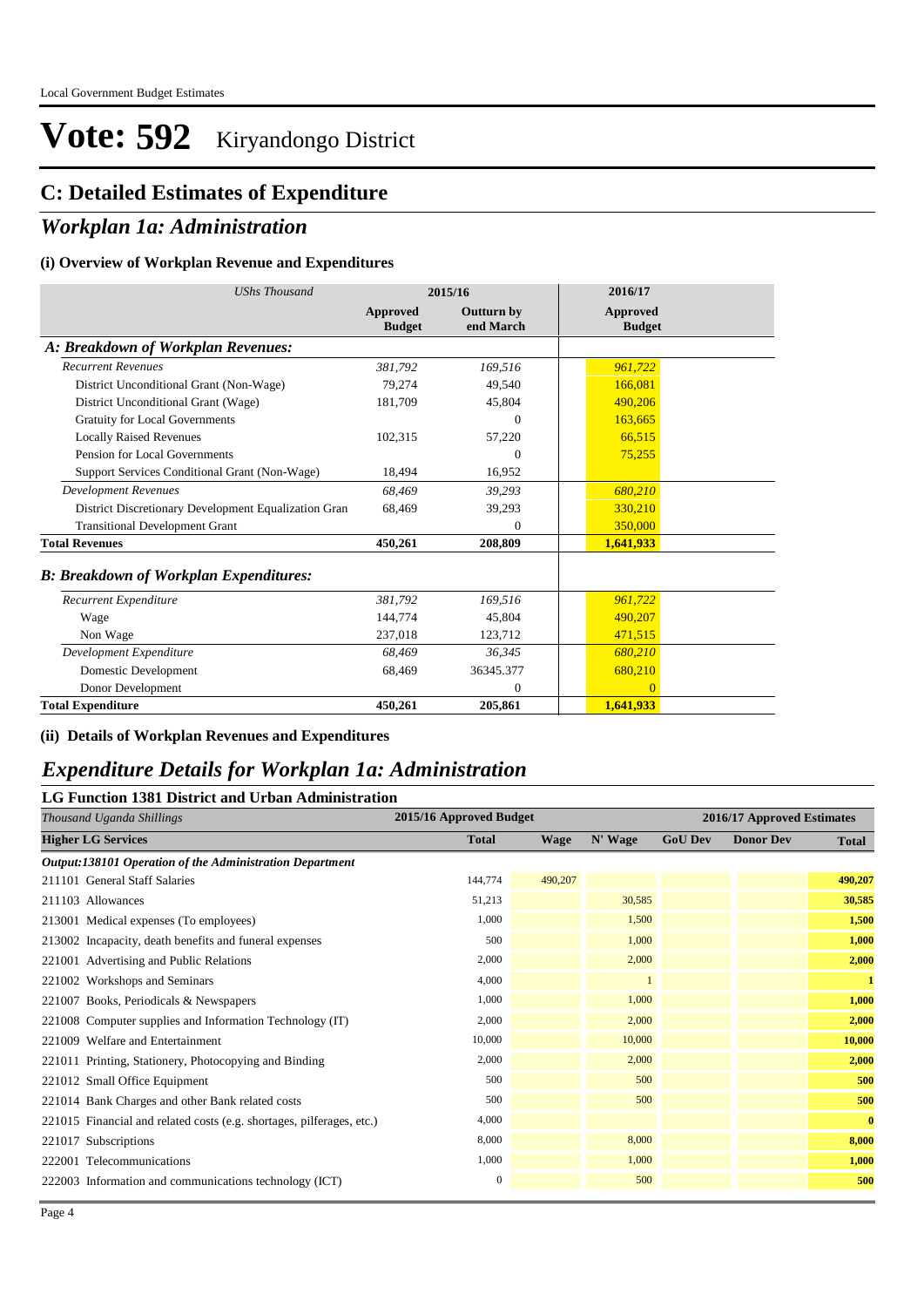# Vote: 592 Kiryandongo District

## C: Detailed Estimates of Expenditure

## *Workplan 1a: Administration*

### (i) Overview of Workplan Revenue and Expenditures

| *UShs Thousand* | 2015/16 | | 2016/17 |
|---|---|---|---|
| | **Approved Budget** | **Outturn by end March** | **Approved Budget** |
| ***A: Breakdown of Workplan Revenues:*** | | | |
| *Recurrent Revenues* | *381,792* | *169,516* | *961,722* |
| District Unconditional Grant (Non-Wage) | 79,274 | 49,540 | 166,081 |
| District Unconditional Grant (Wage) | 181,709 | 45,804 | 490,206 |
| Gratuity for Local Governments | | 0 | 163,665 |
| Locally Raised Revenues | 102,315 | 57,220 | 66,515 |
| Pension for Local Governments | | 0 | 75,255 |
| Support Services Conditional Grant (Non-Wage) | 18,494 | 16,952 | |
| *Development Revenues* | *68,469* | *39,293* | *680,210* |
| District Discretionary Development Equalization Gran | 68,469 | 39,293 | 330,210 |
| Transitional Development Grant | | 0 | 350,000 |
| **Total Revenues** | **450,261** | **208,809** | **1,641,933** |
| ***B: Breakdown of Workplan Expenditures:*** | | | |
| *Recurrent Expenditure* | *381,792* | *169,516* | *961,722* |
| Wage | 144,774 | 45,804 | 490,207 |
| Non Wage | 237,018 | 123,712 | 471,515 |
| *Development Expenditure* | *68,469* | *36,345* | *680,210* |
| Domestic Development | 68,469 | 36345.377 | 680,210 |
| Donor Development | | 0 | 0 |
| **Total Expenditure** | **450,261** | **205,861** | **1,641,933** |

### (ii) Details of Workplan Revenues and Expenditures

## *Expenditure Details for Workplan 1a: Administration*

### LG Function 1381 District and Urban Administration

| *Thousand Uganda Shillings* | 2015/16 Approved Budget | 2016/17 Approved Estimates | | | | |
|---|---|---|---|---|---|---|
| **Higher LG Services** | **Total** | **Wage** | **N' Wage** | **GoU Dev** | **Donor Dev** | **Total** |
| ***Output:138101 Operation of the Administration Department*** | | | | | | |
| 211101 General Staff Salaries | 144,774 | 490,207 | | | | **490,207** |
| 211103 Allowances | 51,213 | | 30,585 | | | **30,585** |
| 213001 Medical expenses (To employees) | 1,000 | | 1,500 | | | **1,500** |
| 213002 Incapacity, death benefits and funeral expenses | 500 | | 1,000 | | | **1,000** |
| 221001 Advertising and Public Relations | 2,000 | | 2,000 | | | **2,000** |
| 221002 Workshops and Seminars | 4,000 | | 1 | | | **1** |
| 221007 Books, Periodicals & Newspapers | 1,000 | | 1,000 | | | **1,000** |
| 221008 Computer supplies and Information Technology (IT) | 2,000 | | 2,000 | | | **2,000** |
| 221009 Welfare and Entertainment | 10,000 | | 10,000 | | | **10,000** |
| 221011 Printing, Stationery, Photocopying and Binding | 2,000 | | 2,000 | | | **2,000** |
| 221012 Small Office Equipment | 500 | | 500 | | | **500** |
| 221014 Bank Charges and other Bank related costs | 500 | | 500 | | | **500** |
| 221015 Financial and related costs (e.g. shortages, pilferages, etc.) | 4,000 | | | | | **0** |
| 221017 Subscriptions | 8,000 | | 8,000 | | | **8,000** |
| 222001 Telecommunications | 1,000 | | 1,000 | | | **1,000** |
| 222003 Information and communications technology (ICT) | 0 | | 500 | | | **500** |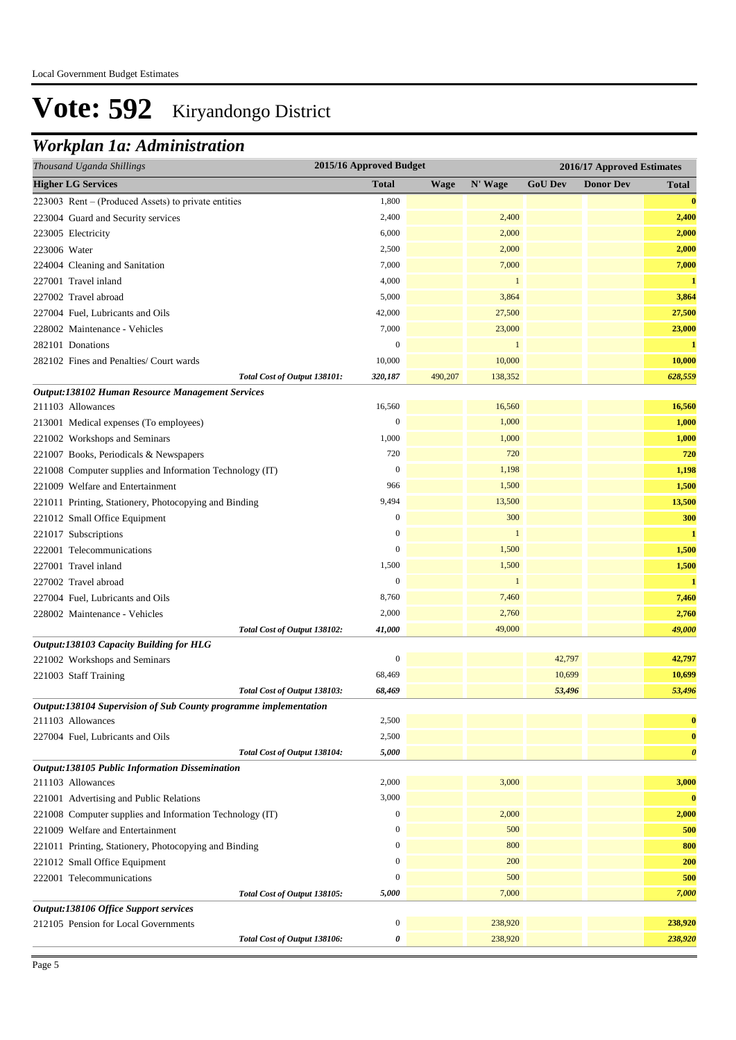Local Government Budget Estimates

# Vote: 592 Kiryandongo District

## Workplan 1a: Administration

| *Thousand Uganda Shillings* | 2015/16 Approved Budget | 2016/17 Approved Estimates | | | | |
|---|---|---|---|---|---|---|
| **Higher LG Services** | **Total** | **Wage** | **N' Wage** | **GoU Dev** | **Donor Dev** | **Total** |
| 223003 Rent – (Produced Assets) to private entities | 1,800 | | | | | **0** |
| 223004 Guard and Security services | 2,400 | | 2,400 | | | **2,400** |
| 223005 Electricity | 6,000 | | 2,000 | | | **2,000** |
| 223006 Water | 2,500 | | 2,000 | | | **2,000** |
| 224004 Cleaning and Sanitation | 7,000 | | 7,000 | | | **7,000** |
| 227001 Travel inland | 4,000 | | 1 | | | **1** |
| 227002 Travel abroad | 5,000 | | 3,864 | | | **3,864** |
| 227004 Fuel, Lubricants and Oils | 42,000 | | 27,500 | | | **27,500** |
| 228002 Maintenance - Vehicles | 7,000 | | 23,000 | | | **23,000** |
| 282101 Donations | 0 | | 1 | | | **1** |
| 282102 Fines and Penalties/ Court wards | 10,000 | | 10,000 | | | **10,000** |
| *Total Cost of Output 138101:* | *320,187* | 490,207 | 138,352 | | | *628,559* |
| ***Output:138102 Human Resource Management Services*** | | | | | | |
| 211103 Allowances | 16,560 | | 16,560 | | | **16,560** |
| 213001 Medical expenses (To employees) | 0 | | 1,000 | | | **1,000** |
| 221002 Workshops and Seminars | 1,000 | | 1,000 | | | **1,000** |
| 221007 Books, Periodicals & Newspapers | 720 | | 720 | | | **720** |
| 221008 Computer supplies and Information Technology (IT) | 0 | | 1,198 | | | **1,198** |
| 221009 Welfare and Entertainment | 966 | | 1,500 | | | **1,500** |
| 221011 Printing, Stationery, Photocopying and Binding | 9,494 | | 13,500 | | | **13,500** |
| 221012 Small Office Equipment | 0 | | 300 | | | **300** |
| 221017 Subscriptions | 0 | | 1 | | | **1** |
| 222001 Telecommunications | 0 | | 1,500 | | | **1,500** |
| 227001 Travel inland | 1,500 | | 1,500 | | | **1,500** |
| 227002 Travel abroad | 0 | | 1 | | | **1** |
| 227004 Fuel, Lubricants and Oils | 8,760 | | 7,460 | | | **7,460** |
| 228002 Maintenance - Vehicles | 2,000 | | 2,760 | | | **2,760** |
| *Total Cost of Output 138102:* | *41,000* | | 49,000 | | | *49,000* |
| ***Output:138103 Capacity Building for HLG*** | | | | | | |
| 221002 Workshops and Seminars | 0 | | | 42,797 | | **42,797** |
| 221003 Staff Training | 68,469 | | | 10,699 | | **10,699** |
| *Total Cost of Output 138103:* | *68,469* | | | *53,496* | | *53,496* |
| ***Output:138104 Supervision of Sub County programme implementation*** | | | | | | |
| 211103 Allowances | 2,500 | | | | | **0** |
| 227004 Fuel, Lubricants and Oils | 2,500 | | | | | **0** |
| *Total Cost of Output 138104:* | *5,000* | | | | | *0* |
| ***Output:138105 Public Information Dissemination*** | | | | | | |
| 211103 Allowances | 2,000 | | 3,000 | | | **3,000** |
| 221001 Advertising and Public Relations | 3,000 | | | | | **0** |
| 221008 Computer supplies and Information Technology (IT) | 0 | | 2,000 | | | **2,000** |
| 221009 Welfare and Entertainment | 0 | | 500 | | | **500** |
| 221011 Printing, Stationery, Photocopying and Binding | 0 | | 800 | | | **800** |
| 221012 Small Office Equipment | 0 | | 200 | | | **200** |
| 222001 Telecommunications | 0 | | 500 | | | **500** |
| *Total Cost of Output 138105:* | *5,000* | | 7,000 | | | *7,000* |
| ***Output:138106 Office Support services*** | | | | | | |
| 212105 Pension for Local Governments | 0 | | 238,920 | | | **238,920** |
| *Total Cost of Output 138106:* | *0* | | 238,920 | | | *238,920* |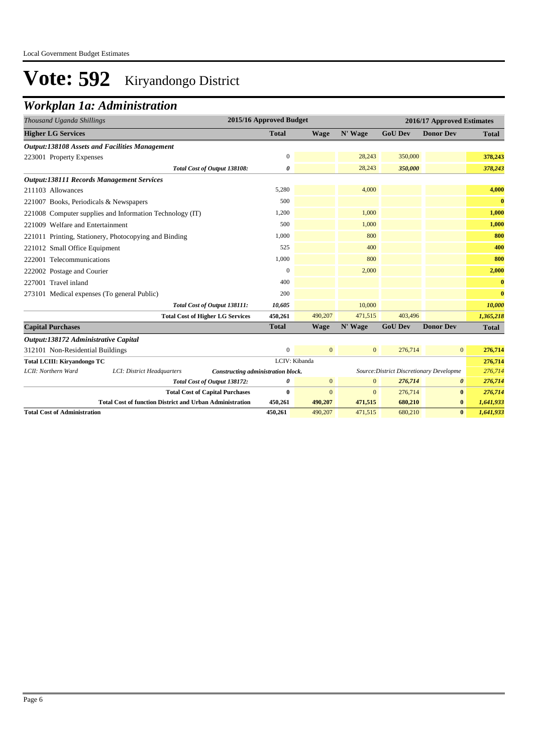Local Government Budget Estimates

# Vote: 592 Kiryandongo District

## Workplan 1a: Administration

| *Thousand Uganda Shillings* | 2015/16 Approved Budget | 2016/17 Approved Estimates | | | | |
|---|---|---|---|---|---|---|
| **Higher LG Services** | **Total** | **Wage** | **N' Wage** | **GoU Dev** | **Donor Dev** | **Total** |
| ***Output:138108 Assets and Facilities Management*** | | | | | | |
| 223001 Property Expenses | 0 | | 28,243 | 350,000 | | **378,243** |
| *Total Cost of Output 138108:* | *0* | | 28,243 | *350,000* | | *378,243* |
| ***Output:138111 Records Management Services*** | | | | | | |
| 211103 Allowances | 5,280 | | 4,000 | | | **4,000** |
| 221007 Books, Periodicals & Newspapers | 500 | | | | | **0** |
| 221008 Computer supplies and Information Technology (IT) | 1,200 | | 1,000 | | | **1,000** |
| 221009 Welfare and Entertainment | 500 | | 1,000 | | | **1,000** |
| 221011 Printing, Stationery, Photocopying and Binding | 1,000 | | 800 | | | **800** |
| 221012 Small Office Equipment | 525 | | 400 | | | **400** |
| 222001 Telecommunications | 1,000 | | 800 | | | **800** |
| 222002 Postage and Courier | 0 | | 2,000 | | | **2,000** |
| 227001 Travel inland | 400 | | | | | **0** |
| 273101 Medical expenses (To general Public) | 200 | | | | | **0** |
| *Total Cost of Output 138111:* | *10,605* | | 10,000 | | | *10,000* |
| **Total Cost of Higher LG Services** | **450,261** | 490,207 | 471,515 | 403,496 | | *1,365,218* |
| **Capital Purchases** | **Total** | **Wage** | **N' Wage** | **GoU Dev** | **Donor Dev** | **Total** |
| ***Output:138172 Administrative Capital*** | | | | | | |
| 312101 Non-Residential Buildings | 0 | 0 | 0 | 276,714 | 0 | **276,714** |
| **Total LCIII: Kiryandongo TC** | LCIV: Kibanda | | | | | **276,714** |
| *LCII: Northern Ward* — *LCI: District Headquarters* — ***Constructing administration block.*** | | | *Source:District Discretionary Developme* | | | *276,714* |
| *Total Cost of Output 138172:* | *0* | 0 | 0 | *276,714* | *0* | *276,714* |
| **Total Cost of Capital Purchases** | **0** | 0 | 0 | 276,714 | **0** | *276,714* |
| **Total Cost of function District and Urban Administration** | **450,261** | **490,207** | **471,515** | **680,210** | **0** | *1,641,933* |
| **Total Cost of Administration** | **450,261** | 490,207 | 471,515 | 680,210 | **0** | *1,641,933* |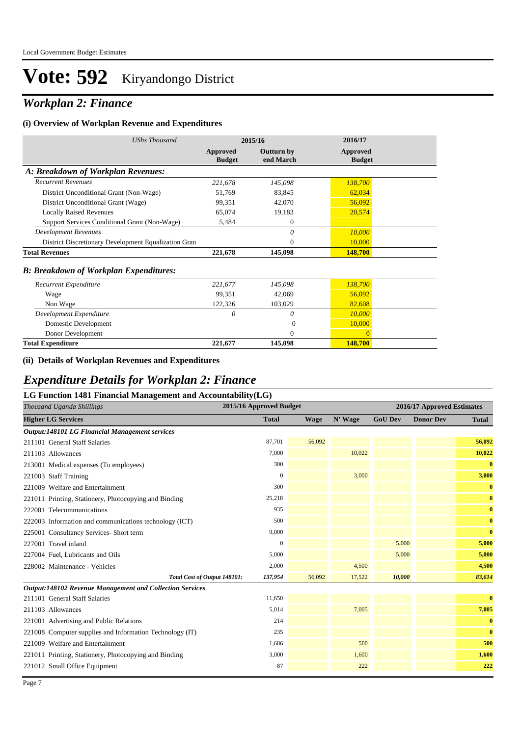# Vote: 592 Kiryandongo District

## *Workplan 2: Finance*

### (i) Overview of Workplan Revenue and Expenditures

| *UShs Thousand* | 2015/16 | | 2016/17 |
|---|---|---|---|
| | **Approved Budget** | **Outturn by end March** | **Approved Budget** |
| ***A: Breakdown of Workplan Revenues:*** | | | |
| *Recurrent Revenues* | *221,678* | *145,098* | *138,700* |
| District Unconditional Grant (Non-Wage) | 51,769 | 83,845 | 62,034 |
| District Unconditional Grant (Wage) | 99,351 | 42,070 | 56,092 |
| Locally Raised Revenues | 65,074 | 19,183 | 20,574 |
| Support Services Conditional Grant (Non-Wage) | 5,484 | 0 | |
| *Development Revenues* | | *0* | *10,000* |
| District Discretionary Development Equalization Gran | | 0 | 10,000 |
| **Total Revenues** | **221,678** | **145,098** | **148,700** |
| ***B: Breakdown of Workplan Expenditures:*** | | | |
| *Recurrent Expenditure* | *221,677* | *145,098* | *138,700* |
| Wage | 99,351 | 42,069 | 56,092 |
| Non Wage | 122,326 | 103,029 | 82,608 |
| *Development Expenditure* | *0* | *0* | *10,000* |
| Domestic Development | | 0 | 10,000 |
| Donor Development | | 0 | 0 |
| **Total Expenditure** | **221,677** | **145,098** | **148,700** |

### (ii) Details of Workplan Revenues and Expenditures

## *Expenditure Details for Workplan 2: Finance*

### LG Function 1481 Financial Management and Accountability(LG)

| *Thousand Uganda Shillings* | 2015/16 Approved Budget | 2016/17 Approved Estimates | | | | |
|---|---|---|---|---|---|---|
| **Higher LG Services** | **Total** | **Wage** | **N' Wage** | **GoU Dev** | **Donor Dev** | **Total** |
| ***Output:148101 LG Financial Management services*** | | | | | | |
| 211101 General Staff Salaries | 87,701 | 56,092 | | | | **56,092** |
| 211103 Allowances | 7,000 | | 10,022 | | | **10,022** |
| 213001 Medical expenses (To employees) | 300 | | | | | **0** |
| 221003 Staff Training | 0 | | 3,000 | | | **3,000** |
| 221009 Welfare and Entertainment | 300 | | | | | **0** |
| 221011 Printing, Stationery, Photocopying and Binding | 25,218 | | | | | **0** |
| 222001 Telecommunications | 935 | | | | | **0** |
| 222003 Information and communications technology (ICT) | 500 | | | | | **0** |
| 225001 Consultancy Services- Short term | 9,000 | | | | | **0** |
| 227001 Travel inland | 0 | | | 5,000 | | **5,000** |
| 227004 Fuel, Lubricants and Oils | 5,000 | | | 5,000 | | **5,000** |
| 228002 Maintenance - Vehicles | 2,000 | | 4,500 | | | **4,500** |
| ***Total Cost of Output 148101:*** | ***137,954*** | *56,092* | *17,522* | ***10,000*** | | ***83,614*** |
| ***Output:148102 Revenue Management and Collection Services*** | | | | | | |
| 211101 General Staff Salaries | 11,650 | | | | | **0** |
| 211103 Allowances | 5,014 | | 7,005 | | | **7,005** |
| 221001 Advertising and Public Relations | 214 | | | | | **0** |
| 221008 Computer supplies and Information Technology (IT) | 235 | | | | | **0** |
| 221009 Welfare and Entertainment | 1,686 | | 500 | | | **500** |
| 221011 Printing, Stationery, Photocopying and Binding | 3,000 | | 1,600 | | | **1,600** |
| 221012 Small Office Equipment | 87 | | 222 | | | **222** |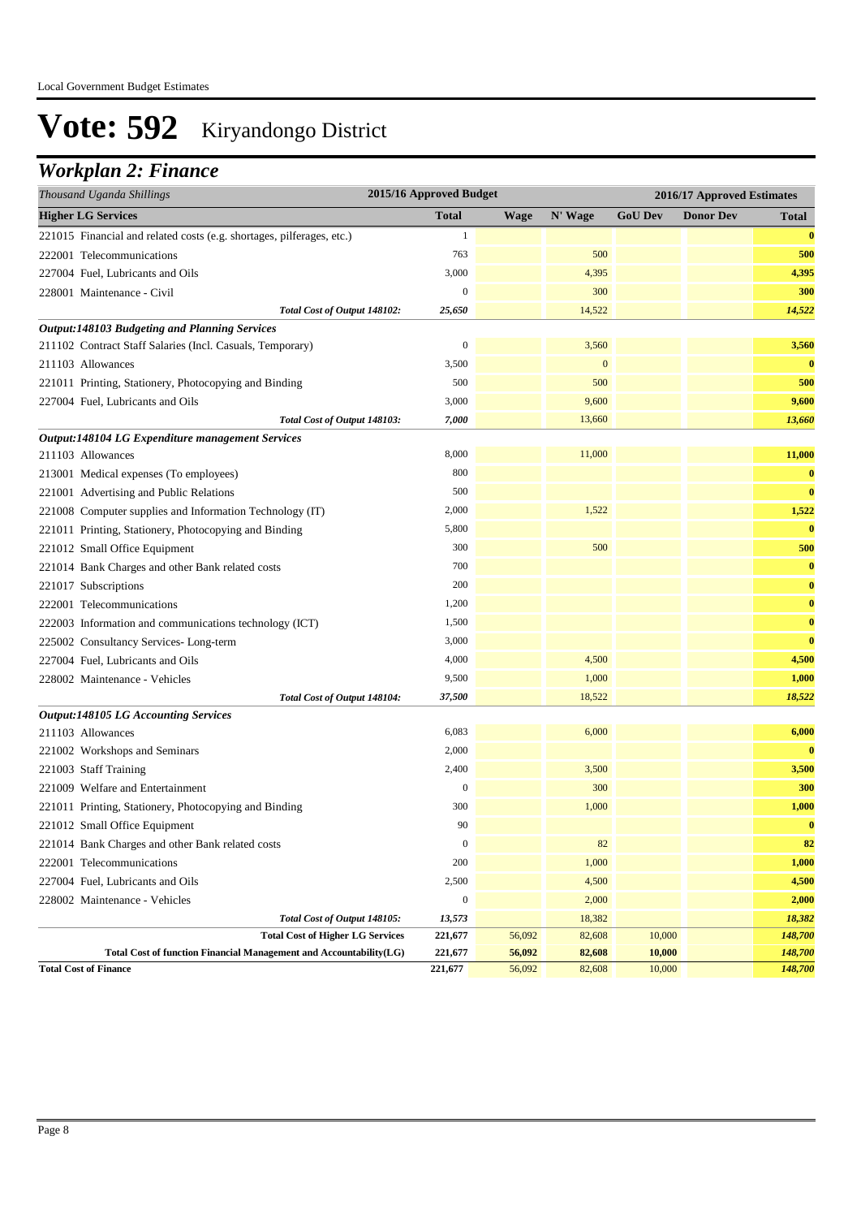# Vote: 592 Kiryandongo District

## *Workplan 2: Finance*

| *Thousand Uganda Shillings* | 2015/16 Approved Budget | 2016/17 Approved Estimates | | | | |
|---|---|---|---|---|---|---|
| **Higher LG Services** | **Total** | **Wage** | **N' Wage** | **GoU Dev** | **Donor Dev** | **Total** |
| 221015 Financial and related costs (e.g. shortages, pilferages, etc.) | 1 | | | | | **0** |
| 222001 Telecommunications | 763 | | 500 | | | **500** |
| 227004 Fuel, Lubricants and Oils | 3,000 | | 4,395 | | | **4,395** |
| 228001 Maintenance - Civil | 0 | | 300 | | | **300** |
| *Total Cost of Output 148102:* | *25,650* | | 14,522 | | | ***14,522*** |
| ***Output:148103 Budgeting and Planning Services*** | | | | | | |
| 211102 Contract Staff Salaries (Incl. Casuals, Temporary) | 0 | | 3,560 | | | **3,560** |
| 211103 Allowances | 3,500 | | 0 | | | **0** |
| 221011 Printing, Stationery, Photocopying and Binding | 500 | | 500 | | | **500** |
| 227004 Fuel, Lubricants and Oils | 3,000 | | 9,600 | | | **9,600** |
| *Total Cost of Output 148103:* | *7,000* | | 13,660 | | | ***13,660*** |
| ***Output:148104 LG Expenditure management Services*** | | | | | | |
| 211103 Allowances | 8,000 | | 11,000 | | | **11,000** |
| 213001 Medical expenses (To employees) | 800 | | | | | **0** |
| 221001 Advertising and Public Relations | 500 | | | | | **0** |
| 221008 Computer supplies and Information Technology (IT) | 2,000 | | 1,522 | | | **1,522** |
| 221011 Printing, Stationery, Photocopying and Binding | 5,800 | | | | | **0** |
| 221012 Small Office Equipment | 300 | | 500 | | | **500** |
| 221014 Bank Charges and other Bank related costs | 700 | | | | | **0** |
| 221017 Subscriptions | 200 | | | | | **0** |
| 222001 Telecommunications | 1,200 | | | | | **0** |
| 222003 Information and communications technology (ICT) | 1,500 | | | | | **0** |
| 225002 Consultancy Services- Long-term | 3,000 | | | | | **0** |
| 227004 Fuel, Lubricants and Oils | 4,000 | | 4,500 | | | **4,500** |
| 228002 Maintenance - Vehicles | 9,500 | | 1,000 | | | **1,000** |
| *Total Cost of Output 148104:* | *37,500* | | 18,522 | | | ***18,522*** |
| ***Output:148105 LG Accounting Services*** | | | | | | |
| 211103 Allowances | 6,083 | | 6,000 | | | **6,000** |
| 221002 Workshops and Seminars | 2,000 | | | | | **0** |
| 221003 Staff Training | 2,400 | | 3,500 | | | **3,500** |
| 221009 Welfare and Entertainment | 0 | | 300 | | | **300** |
| 221011 Printing, Stationery, Photocopying and Binding | 300 | | 1,000 | | | **1,000** |
| 221012 Small Office Equipment | 90 | | | | | **0** |
| 221014 Bank Charges and other Bank related costs | 0 | | 82 | | | **82** |
| 222001 Telecommunications | 200 | | 1,000 | | | **1,000** |
| 227004 Fuel, Lubricants and Oils | 2,500 | | 4,500 | | | **4,500** |
| 228002 Maintenance - Vehicles | 0 | | 2,000 | | | **2,000** |
| *Total Cost of Output 148105:* | *13,573* | | 18,382 | | | ***18,382*** |
| **Total Cost of Higher LG Services** | **221,677** | 56,092 | 82,608 | 10,000 | | ***148,700*** |
| **Total Cost of function Financial Management and Accountability(LG)** | **221,677** | **56,092** | **82,608** | **10,000** | | ***148,700*** |
| **Total Cost of Finance** | **221,677** | 56,092 | 82,608 | 10,000 | | ***148,700*** |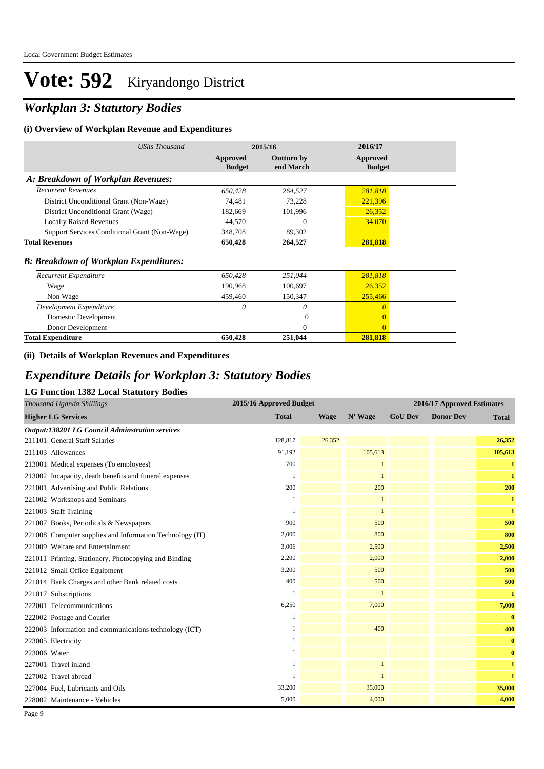# Vote: 592 Kiryandongo District

## *Workplan 3: Statutory Bodies*

### (i) Overview of Workplan Revenue and Expenditures

| *UShs Thousand* | 2015/16 Approved Budget | 2015/16 Outturn by end March | 2016/17 Approved Budget |
|---|---|---|---|
| ***A: Breakdown of Workplan Revenues:*** | | | |
| *Recurrent Revenues* | *650,428* | *264,527* | *281,818* |
| District Unconditional Grant (Non-Wage) | 74,481 | 73,228 | 221,396 |
| District Unconditional Grant (Wage) | 182,669 | 101,996 | 26,352 |
| Locally Raised Revenues | 44,570 | 0 | 34,070 |
| Support Services Conditional Grant (Non-Wage) | 348,708 | 89,302 | |
| **Total Revenues** | **650,428** | **264,527** | **281,818** |
| ***B: Breakdown of Workplan Expenditures:*** | | | |
| *Recurrent Expenditure* | *650,428* | *251,044* | *281,818* |
| Wage | 190,968 | 100,697 | 26,352 |
| Non Wage | 459,460 | 150,347 | 255,466 |
| *Development Expenditure* | *0* | *0* | *0* |
| Domestic Development | | 0 | 0 |
| Donor Development | | 0 | 0 |
| **Total Expenditure** | **650,428** | **251,044** | **281,818** |

### (ii) Details of Workplan Revenues and Expenditures

## *Expenditure Details for Workplan 3: Statutory Bodies*

### LG Function 1382 Local Statutory Bodies

| *Thousand Uganda Shillings* | 2015/16 Approved Budget | 2016/17 Approved Estimates | | | | |
|---|---|---|---|---|---|---|
| **Higher LG Services** | **Total** | **Wage** | **N' Wage** | **GoU Dev** | **Donor Dev** | **Total** |
| ***Output:138201 LG Council Adminstration services*** | | | | | | |
| 211101 General Staff Salaries | 128,817 | 26,352 | | | | **26,352** |
| 211103 Allowances | 91,192 | | 105,613 | | | **105,613** |
| 213001 Medical expenses (To employees) | 700 | | 1 | | | **1** |
| 213002 Incapacity, death benefits and funeral expenses | 1 | | 1 | | | **1** |
| 221001 Advertising and Public Relations | 200 | | 200 | | | **200** |
| 221002 Workshops and Seminars | 1 | | 1 | | | **1** |
| 221003 Staff Training | 1 | | 1 | | | **1** |
| 221007 Books, Periodicals & Newspapers | 900 | | 500 | | | **500** |
| 221008 Computer supplies and Information Technology (IT) | 2,000 | | 800 | | | **800** |
| 221009 Welfare and Entertainment | 3,006 | | 2,500 | | | **2,500** |
| 221011 Printing, Stationery, Photocopying and Binding | 2,200 | | 2,000 | | | **2,000** |
| 221012 Small Office Equipment | 3,200 | | 500 | | | **500** |
| 221014 Bank Charges and other Bank related costs | 400 | | 500 | | | **500** |
| 221017 Subscriptions | 1 | | 1 | | | **1** |
| 222001 Telecommunications | 6,250 | | 7,000 | | | **7,000** |
| 222002 Postage and Courier | 1 | | | | | **0** |
| 222003 Information and communications technology (ICT) | 1 | | 400 | | | **400** |
| 223005 Electricity | 1 | | | | | **0** |
| 223006 Water | 1 | | | | | **0** |
| 227001 Travel inland | 1 | | 1 | | | **1** |
| 227002 Travel abroad | 1 | | 1 | | | **1** |
| 227004 Fuel, Lubricants and Oils | 33,200 | | 35,000 | | | **35,000** |
| 228002 Maintenance - Vehicles | 5,000 | | 4,000 | | | **4,000** |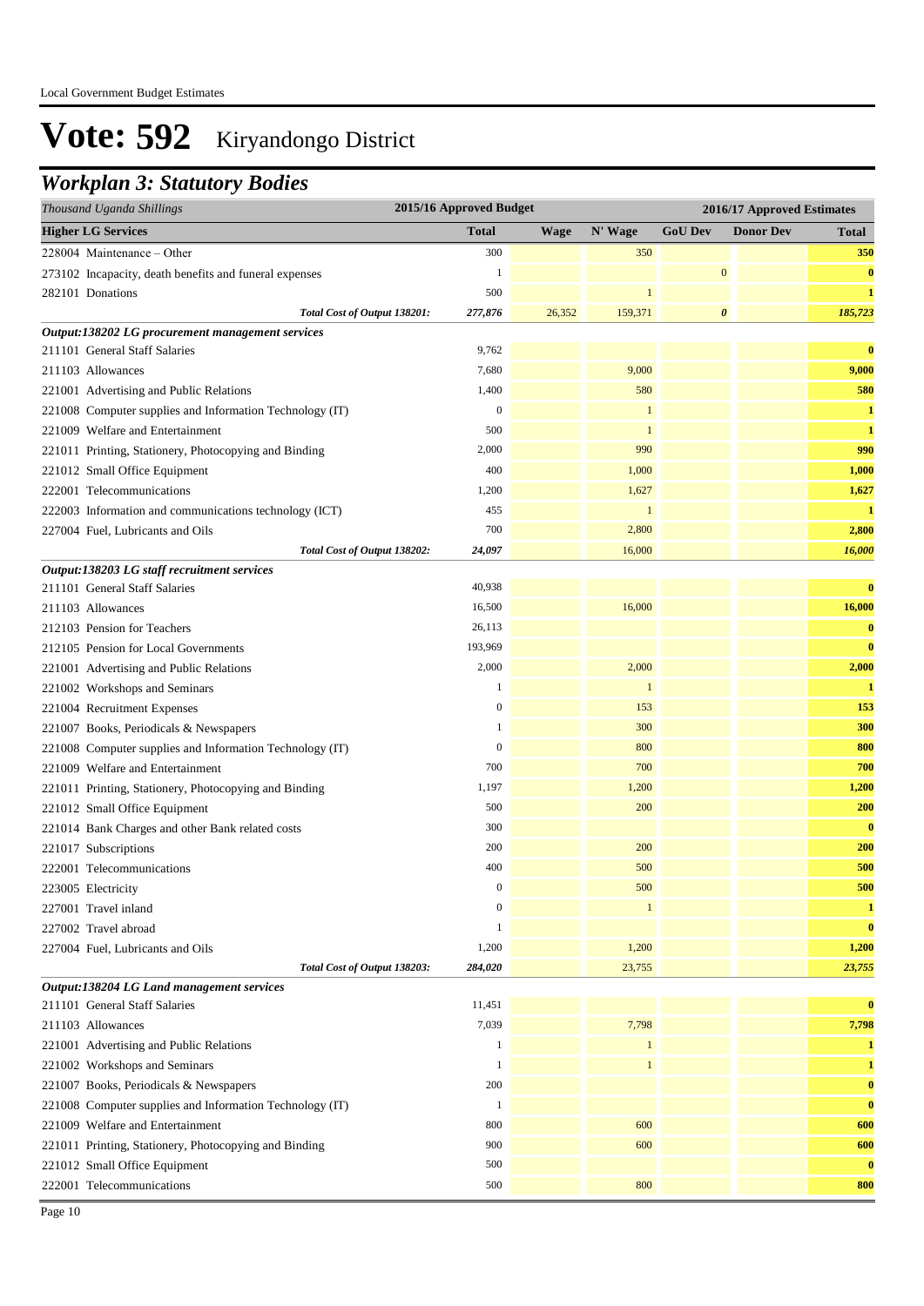# Vote: 592 Kiryandongo District

## *Workplan 3: Statutory Bodies*

| *Thousand Uganda Shillings* | 2015/16 Approved Budget | 2016/17 Approved Estimates | | | | |
|---|---|---|---|---|---|---|
| **Higher LG Services** | **Total** | **Wage** | **N' Wage** | **GoU Dev** | **Donor Dev** | **Total** |
| 228004 Maintenance – Other | 300 | | 350 | | | **350** |
| 273102 Incapacity, death benefits and funeral expenses | 1 | | | 0 | | **0** |
| 282101 Donations | 500 | | 1 | | | **1** |
| ***Total Cost of Output 138201:*** | ***277,876*** | *26,352* | *159,371* | ***0*** | | ***185,723*** |
| ***Output:138202 LG procurement management services*** | | | | | | |
| 211101 General Staff Salaries | 9,762 | | | | | **0** |
| 211103 Allowances | 7,680 | | 9,000 | | | **9,000** |
| 221001 Advertising and Public Relations | 1,400 | | 580 | | | **580** |
| 221008 Computer supplies and Information Technology (IT) | 0 | | 1 | | | **1** |
| 221009 Welfare and Entertainment | 500 | | 1 | | | **1** |
| 221011 Printing, Stationery, Photocopying and Binding | 2,000 | | 990 | | | **990** |
| 221012 Small Office Equipment | 400 | | 1,000 | | | **1,000** |
| 222001 Telecommunications | 1,200 | | 1,627 | | | **1,627** |
| 222003 Information and communications technology (ICT) | 455 | | 1 | | | **1** |
| 227004 Fuel, Lubricants and Oils | 700 | | 2,800 | | | **2,800** |
| ***Total Cost of Output 138202:*** | ***24,097*** | | *16,000* | | | ***16,000*** |
| ***Output:138203 LG staff recruitment services*** | | | | | | |
| 211101 General Staff Salaries | 40,938 | | | | | **0** |
| 211103 Allowances | 16,500 | | 16,000 | | | **16,000** |
| 212103 Pension for Teachers | 26,113 | | | | | **0** |
| 212105 Pension for Local Governments | 193,969 | | | | | **0** |
| 221001 Advertising and Public Relations | 2,000 | | 2,000 | | | **2,000** |
| 221002 Workshops and Seminars | 1 | | 1 | | | **1** |
| 221004 Recruitment Expenses | 0 | | 153 | | | **153** |
| 221007 Books, Periodicals & Newspapers | 1 | | 300 | | | **300** |
| 221008 Computer supplies and Information Technology (IT) | 0 | | 800 | | | **800** |
| 221009 Welfare and Entertainment | 700 | | 700 | | | **700** |
| 221011 Printing, Stationery, Photocopying and Binding | 1,197 | | 1,200 | | | **1,200** |
| 221012 Small Office Equipment | 500 | | 200 | | | **200** |
| 221014 Bank Charges and other Bank related costs | 300 | | | | | **0** |
| 221017 Subscriptions | 200 | | 200 | | | **200** |
| 222001 Telecommunications | 400 | | 500 | | | **500** |
| 223005 Electricity | 0 | | 500 | | | **500** |
| 227001 Travel inland | 0 | | 1 | | | **1** |
| 227002 Travel abroad | 1 | | | | | **0** |
| 227004 Fuel, Lubricants and Oils | 1,200 | | 1,200 | | | **1,200** |
| ***Total Cost of Output 138203:*** | ***284,020*** | | *23,755* | | | ***23,755*** |
| ***Output:138204 LG Land management services*** | | | | | | |
| 211101 General Staff Salaries | 11,451 | | | | | **0** |
| 211103 Allowances | 7,039 | | 7,798 | | | **7,798** |
| 221001 Advertising and Public Relations | 1 | | 1 | | | **1** |
| 221002 Workshops and Seminars | 1 | | 1 | | | **1** |
| 221007 Books, Periodicals & Newspapers | 200 | | | | | **0** |
| 221008 Computer supplies and Information Technology (IT) | 1 | | | | | **0** |
| 221009 Welfare and Entertainment | 800 | | 600 | | | **600** |
| 221011 Printing, Stationery, Photocopying and Binding | 900 | | 600 | | | **600** |
| 221012 Small Office Equipment | 500 | | | | | **0** |
| 222001 Telecommunications | 500 | | 800 | | | **800** |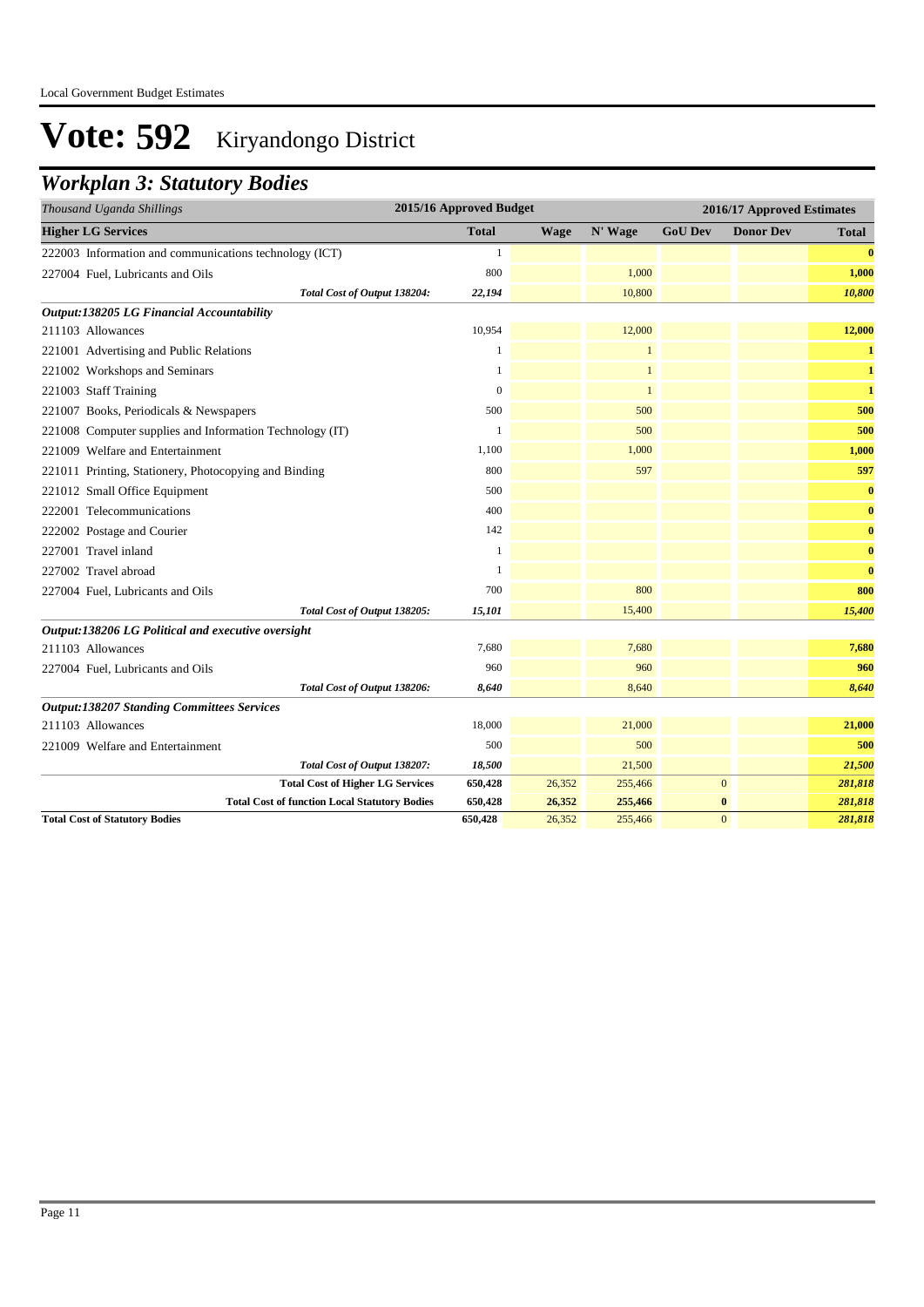# Vote: 592 Kiryandongo District

## *Workplan 3: Statutory Bodies*

| *Thousand Uganda Shillings* | 2015/16 Approved Budget | 2016/17 Approved Estimates | | | | |
|---|---|---|---|---|---|---|
| **Higher LG Services** | **Total** | **Wage** | **N' Wage** | **GoU Dev** | **Donor Dev** | **Total** |
| 222003 Information and communications technology (ICT) | 1 | | | | | **0** |
| 227004 Fuel, Lubricants and Oils | 800 | | 1,000 | | | **1,000** |
| ***Total Cost of Output 138204:*** | ***22,194*** | | 10,800 | | | ***10,800*** |
| ***Output:138205 LG Financial Accountability*** | | | | | | |
| 211103 Allowances | 10,954 | | 12,000 | | | **12,000** |
| 221001 Advertising and Public Relations | 1 | | 1 | | | **1** |
| 221002 Workshops and Seminars | 1 | | 1 | | | **1** |
| 221003 Staff Training | 0 | | 1 | | | **1** |
| 221007 Books, Periodicals & Newspapers | 500 | | 500 | | | **500** |
| 221008 Computer supplies and Information Technology (IT) | 1 | | 500 | | | **500** |
| 221009 Welfare and Entertainment | 1,100 | | 1,000 | | | **1,000** |
| 221011 Printing, Stationery, Photocopying and Binding | 800 | | 597 | | | **597** |
| 221012 Small Office Equipment | 500 | | | | | **0** |
| 222001 Telecommunications | 400 | | | | | **0** |
| 222002 Postage and Courier | 142 | | | | | **0** |
| 227001 Travel inland | 1 | | | | | **0** |
| 227002 Travel abroad | 1 | | | | | **0** |
| 227004 Fuel, Lubricants and Oils | 700 | | 800 | | | **800** |
| ***Total Cost of Output 138205:*** | ***15,101*** | | 15,400 | | | ***15,400*** |
| ***Output:138206 LG Political and executive oversight*** | | | | | | |
| 211103 Allowances | 7,680 | | 7,680 | | | **7,680** |
| 227004 Fuel, Lubricants and Oils | 960 | | 960 | | | **960** |
| ***Total Cost of Output 138206:*** | ***8,640*** | | 8,640 | | | ***8,640*** |
| ***Output:138207 Standing Committees Services*** | | | | | | |
| 211103 Allowances | 18,000 | | 21,000 | | | **21,000** |
| 221009 Welfare and Entertainment | 500 | | 500 | | | **500** |
| ***Total Cost of Output 138207:*** | ***18,500*** | | 21,500 | | | ***21,500*** |
| **Total Cost of Higher LG Services** | **650,428** | 26,352 | 255,466 | 0 | | ***281,818*** |
| **Total Cost of function Local Statutory Bodies** | **650,428** | **26,352** | **255,466** | **0** | | ***281,818*** |
| **Total Cost of Statutory Bodies** | **650,428** | 26,352 | 255,466 | 0 | | ***281,818*** |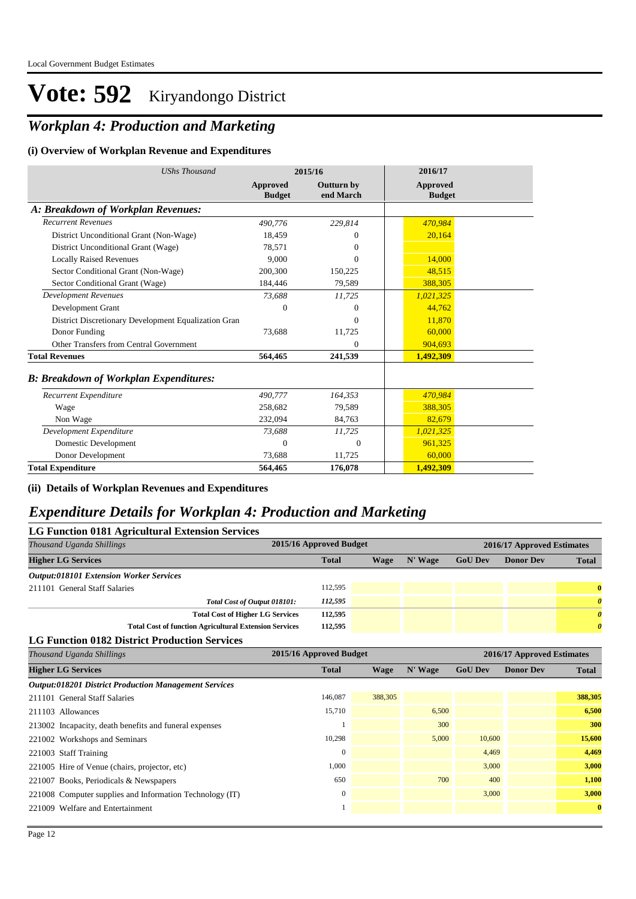# Vote: 592 Kiryandongo District

## *Workplan 4: Production and Marketing*

### (i) Overview of Workplan Revenue and Expenditures

| *UShs Thousand* | 2015/16 | | 2016/17 |
|---|---|---|---|
| | **Approved Budget** | **Outturn by end March** | **Approved Budget** |
| ***A: Breakdown of Workplan Revenues:*** | | | |
| *Recurrent Revenues* | *490,776* | *229,814* | *470,984* |
| District Unconditional Grant (Non-Wage) | 18,459 | 0 | 20,164 |
| District Unconditional Grant (Wage) | 78,571 | 0 | |
| Locally Raised Revenues | 9,000 | 0 | 14,000 |
| Sector Conditional Grant (Non-Wage) | 200,300 | 150,225 | 48,515 |
| Sector Conditional Grant (Wage) | 184,446 | 79,589 | 388,305 |
| *Development Revenues* | *73,688* | *11,725* | *1,021,325* |
| Development Grant | 0 | 0 | 44,762 |
| District Discretionary Development Equalization Gran | | 0 | 11,870 |
| Donor Funding | 73,688 | 11,725 | 60,000 |
| Other Transfers from Central Government | | 0 | 904,693 |
| **Total Revenues** | **564,465** | **241,539** | **1,492,309** |
| ***B: Breakdown of Workplan Expenditures:*** | | | |
| *Recurrent Expenditure* | *490,777* | *164,353* | *470,984* |
| Wage | 258,682 | 79,589 | 388,305 |
| Non Wage | 232,094 | 84,763 | 82,679 |
| *Development Expenditure* | *73,688* | *11,725* | *1,021,325* |
| Domestic Development | 0 | 0 | 961,325 |
| Donor Development | 73,688 | 11,725 | 60,000 |
| **Total Expenditure** | **564,465** | **176,078** | **1,492,309** |

### (ii) Details of Workplan Revenues and Expenditures

## *Expenditure Details for Workplan 4: Production and Marketing*

### LG Function 0181 Agricultural Extension Services

| *Thousand Uganda Shillings* | 2015/16 Approved Budget | 2016/17 Approved Estimates | | | | |
|---|---|---|---|---|---|---|
| **Higher LG Services** | **Total** | **Wage** | **N' Wage** | **GoU Dev** | **Donor Dev** | **Total** |
| ***Output:018101 Extension Worker Services*** | | | | | | |
| 211101 General Staff Salaries | 112,595 | | | | | **0** |
| *Total Cost of Output 018101:* | *112,595* | | | | | ***0*** |
| **Total Cost of Higher LG Services** | **112,595** | | | | | ***0*** |
| **Total Cost of function Agricultural Extension Services** | **112,595** | | | | | ***0*** |

### LG Function 0182 District Production Services

| *Thousand Uganda Shillings* | 2015/16 Approved Budget | 2016/17 Approved Estimates | | | | |
|---|---|---|---|---|---|---|
| **Higher LG Services** | **Total** | **Wage** | **N' Wage** | **GoU Dev** | **Donor Dev** | **Total** |
| ***Output:018201 District Production Management Services*** | | | | | | |
| 211101 General Staff Salaries | 146,087 | 388,305 | | | | **388,305** |
| 211103 Allowances | 15,710 | | 6,500 | | | **6,500** |
| 213002 Incapacity, death benefits and funeral expenses | 1 | | 300 | | | **300** |
| 221002 Workshops and Seminars | 10,298 | | 5,000 | 10,600 | | **15,600** |
| 221003 Staff Training | 0 | | | 4,469 | | **4,469** |
| 221005 Hire of Venue (chairs, projector, etc) | 1,000 | | | 3,000 | | **3,000** |
| 221007 Books, Periodicals & Newspapers | 650 | | 700 | 400 | | **1,100** |
| 221008 Computer supplies and Information Technology (IT) | 0 | | | 3,000 | | **3,000** |
| 221009 Welfare and Entertainment | 1 | | | | | **0** |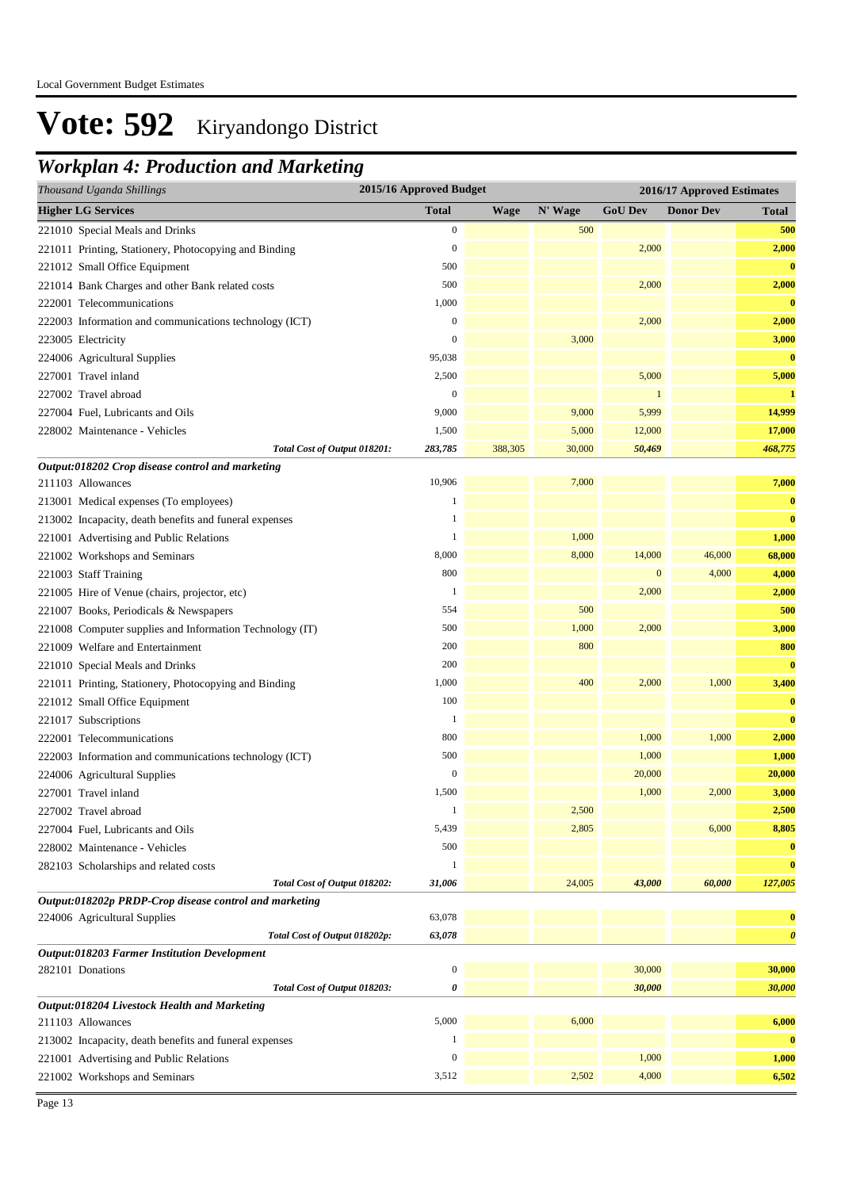Local Government Budget Estimates

# Vote: 592 Kiryandongo District

## Workplan 4: Production and Marketing

| *Thousand Uganda Shillings* | 2015/16 Approved Budget | 2016/17 Approved Estimates | | | | |
|---|---|---|---|---|---|---|
| **Higher LG Services** | **Total** | **Wage** | **N' Wage** | **GoU Dev** | **Donor Dev** | **Total** |
| 221010 Special Meals and Drinks | 0 | | 500 | | | **500** |
| 221011 Printing, Stationery, Photocopying and Binding | 0 | | | 2,000 | | **2,000** |
| 221012 Small Office Equipment | 500 | | | | | **0** |
| 221014 Bank Charges and other Bank related costs | 500 | | | 2,000 | | **2,000** |
| 222001 Telecommunications | 1,000 | | | | | **0** |
| 222003 Information and communications technology (ICT) | 0 | | | 2,000 | | **2,000** |
| 223005 Electricity | 0 | | 3,000 | | | **3,000** |
| 224006 Agricultural Supplies | 95,038 | | | | | **0** |
| 227001 Travel inland | 2,500 | | | 5,000 | | **5,000** |
| 227002 Travel abroad | 0 | | | 1 | | **1** |
| 227004 Fuel, Lubricants and Oils | 9,000 | | 9,000 | 5,999 | | **14,999** |
| 228002 Maintenance - Vehicles | 1,500 | | 5,000 | 12,000 | | **17,000** |
| *Total Cost of Output 018201:* | *283,785* | 388,305 | 30,000 | *50,469* | | *468,775* |
| ***Output:018202 Crop disease control and marketing*** | | | | | | |
| 211103 Allowances | 10,906 | | 7,000 | | | **7,000** |
| 213001 Medical expenses (To employees) | 1 | | | | | **0** |
| 213002 Incapacity, death benefits and funeral expenses | 1 | | | | | **0** |
| 221001 Advertising and Public Relations | 1 | | 1,000 | | | **1,000** |
| 221002 Workshops and Seminars | 8,000 | | 8,000 | 14,000 | 46,000 | **68,000** |
| 221003 Staff Training | 800 | | | 0 | 4,000 | **4,000** |
| 221005 Hire of Venue (chairs, projector, etc) | 1 | | | 2,000 | | **2,000** |
| 221007 Books, Periodicals & Newspapers | 554 | | 500 | | | **500** |
| 221008 Computer supplies and Information Technology (IT) | 500 | | 1,000 | 2,000 | | **3,000** |
| 221009 Welfare and Entertainment | 200 | | 800 | | | **800** |
| 221010 Special Meals and Drinks | 200 | | | | | **0** |
| 221011 Printing, Stationery, Photocopying and Binding | 1,000 | | 400 | 2,000 | 1,000 | **3,400** |
| 221012 Small Office Equipment | 100 | | | | | **0** |
| 221017 Subscriptions | 1 | | | | | **0** |
| 222001 Telecommunications | 800 | | | 1,000 | 1,000 | **2,000** |
| 222003 Information and communications technology (ICT) | 500 | | | 1,000 | | **1,000** |
| 224006 Agricultural Supplies | 0 | | | 20,000 | | **20,000** |
| 227001 Travel inland | 1,500 | | | 1,000 | 2,000 | **3,000** |
| 227002 Travel abroad | 1 | | 2,500 | | | **2,500** |
| 227004 Fuel, Lubricants and Oils | 5,439 | | 2,805 | | 6,000 | **8,805** |
| 228002 Maintenance - Vehicles | 500 | | | | | **0** |
| 282103 Scholarships and related costs | 1 | | | | | **0** |
| *Total Cost of Output 018202:* | *31,006* | | 24,005 | *43,000* | *60,000* | *127,005* |
| ***Output:018202p PRDP-Crop disease control and marketing*** | | | | | | |
| 224006 Agricultural Supplies | 63,078 | | | | | **0** |
| *Total Cost of Output 018202p:* | *63,078* | | | | | ***0*** |
| ***Output:018203 Farmer Institution Development*** | | | | | | |
| 282101 Donations | 0 | | | 30,000 | | **30,000** |
| *Total Cost of Output 018203:* | *0* | | | *30,000* | | *30,000* |
| ***Output:018204 Livestock Health and Marketing*** | | | | | | |
| 211103 Allowances | 5,000 | | 6,000 | | | **6,000** |
| 213002 Incapacity, death benefits and funeral expenses | 1 | | | | | **0** |
| 221001 Advertising and Public Relations | 0 | | | 1,000 | | **1,000** |
| 221002 Workshops and Seminars | 3,512 | | 2,502 | 4,000 | | **6,502** |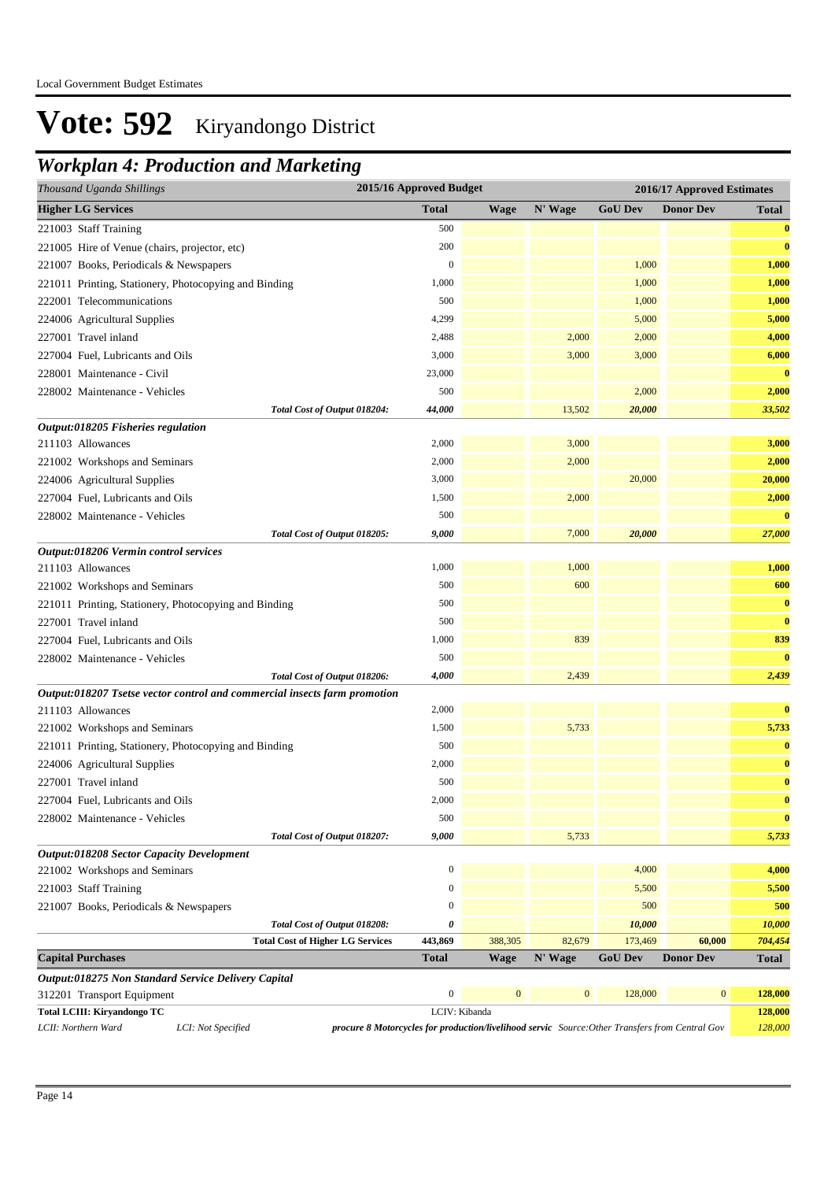# Vote: 592 Kiryandongo District

## *Workplan 4: Production and Marketing*

| *Thousand Uganda Shillings* | 2015/16 Approved Budget | | | 2016/17 Approved Estimates | | |
|---|---|---|---|---|---|---|
| **Higher LG Services** | **Total** | **Wage** | **N' Wage** | **GoU Dev** | **Donor Dev** | **Total** |
| 221003 Staff Training | 500 | | | | | **0** |
| 221005 Hire of Venue (chairs, projector, etc) | 200 | | | | | **0** |
| 221007 Books, Periodicals & Newspapers | 0 | | | 1,000 | | **1,000** |
| 221011 Printing, Stationery, Photocopying and Binding | 1,000 | | | 1,000 | | **1,000** |
| 222001 Telecommunications | 500 | | | 1,000 | | **1,000** |
| 224006 Agricultural Supplies | 4,299 | | | 5,000 | | **5,000** |
| 227001 Travel inland | 2,488 | | 2,000 | 2,000 | | **4,000** |
| 227004 Fuel, Lubricants and Oils | 3,000 | | 3,000 | 3,000 | | **6,000** |
| 228001 Maintenance - Civil | 23,000 | | | | | **0** |
| 228002 Maintenance - Vehicles | 500 | | | 2,000 | | **2,000** |
| *Total Cost of Output 018204:* | *44,000* | | 13,502 | *20,000* | | *33,502* |
| ***Output:018205 Fisheries regulation*** | | | | | | |
| 211103 Allowances | 2,000 | | 3,000 | | | **3,000** |
| 221002 Workshops and Seminars | 2,000 | | 2,000 | | | **2,000** |
| 224006 Agricultural Supplies | 3,000 | | | 20,000 | | **20,000** |
| 227004 Fuel, Lubricants and Oils | 1,500 | | 2,000 | | | **2,000** |
| 228002 Maintenance - Vehicles | 500 | | | | | **0** |
| *Total Cost of Output 018205:* | *9,000* | | 7,000 | *20,000* | | *27,000* |
| ***Output:018206 Vermin control services*** | | | | | | |
| 211103 Allowances | 1,000 | | 1,000 | | | **1,000** |
| 221002 Workshops and Seminars | 500 | | 600 | | | **600** |
| 221011 Printing, Stationery, Photocopying and Binding | 500 | | | | | **0** |
| 227001 Travel inland | 500 | | | | | **0** |
| 227004 Fuel, Lubricants and Oils | 1,000 | | 839 | | | **839** |
| 228002 Maintenance - Vehicles | 500 | | | | | **0** |
| *Total Cost of Output 018206:* | *4,000* | | 2,439 | | | *2,439* |
| ***Output:018207 Tsetse vector control and commercial insects farm promotion*** | | | | | | |
| 211103 Allowances | 2,000 | | | | | **0** |
| 221002 Workshops and Seminars | 1,500 | | 5,733 | | | **5,733** |
| 221011 Printing, Stationery, Photocopying and Binding | 500 | | | | | **0** |
| 224006 Agricultural Supplies | 2,000 | | | | | **0** |
| 227001 Travel inland | 500 | | | | | **0** |
| 227004 Fuel, Lubricants and Oils | 2,000 | | | | | **0** |
| 228002 Maintenance - Vehicles | 500 | | | | | **0** |
| *Total Cost of Output 018207:* | *9,000* | | 5,733 | | | *5,733* |
| ***Output:018208 Sector Capacity Development*** | | | | | | |
| 221002 Workshops and Seminars | 0 | | | 4,000 | | **4,000** |
| 221003 Staff Training | 0 | | | 5,500 | | **5,500** |
| 221007 Books, Periodicals & Newspapers | 0 | | | 500 | | **500** |
| *Total Cost of Output 018208:* | *0* | | | *10,000* | | *10,000* |
| **Total Cost of Higher LG Services** | **443,869** | 388,305 | 82,679 | 173,469 | **60,000** | *704,454* |
| **Capital Purchases** | **Total** | **Wage** | **N' Wage** | **GoU Dev** | **Donor Dev** | **Total** |
| ***Output:018275 Non Standard Service Delivery Capital*** | | | | | | |
| 312201 Transport Equipment | 0 | 0 | 0 | 128,000 | 0 | **128,000** |
| **Total LCIII: Kiryandongo TC** | LCIV: Kibanda | | | | | **128,000** |
| *LCII: Northern Ward* — *LCI: Not Specified* | ***procure 8 Motorcycles for production/livelihood servic*** *Source:Other Transfers from Central Gov* | | | | | *128,000* |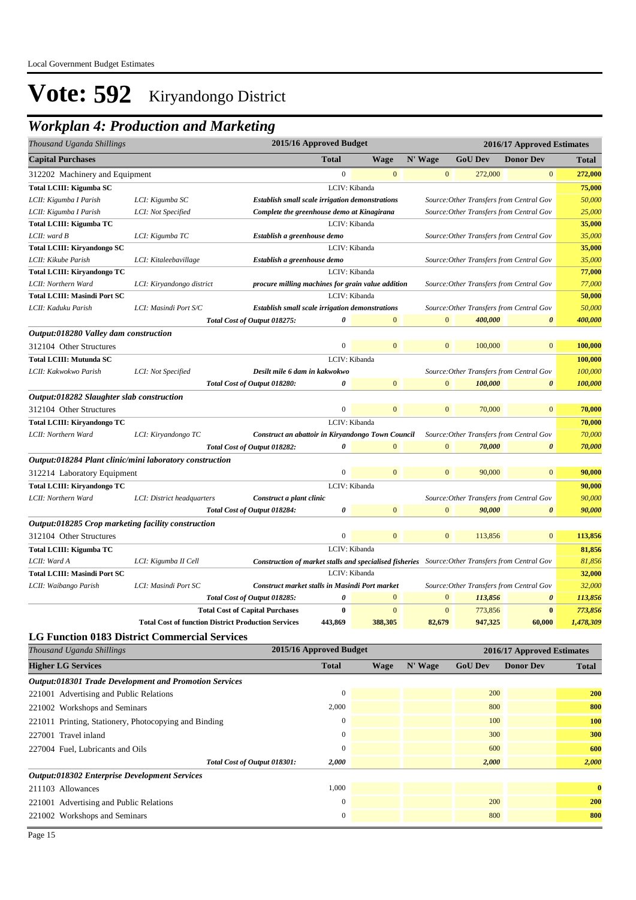# Vote: 592 Kiryandongo District

## Workplan 4: Production and Marketing

| Thousand Uganda Shillings | | | 2015/16 Approved Budget | 2016/17 Approved Estimates | | | | |
|---|---|---|---|---|---|---|---|---|
| **Capital Purchases** | | | **Total** | **Wage** | **N' Wage** | **GoU Dev** | **Donor Dev** | **Total** |
| 312202 Machinery and Equipment | | | 0 | 0 | 0 | 272,000 | 0 | **272,000** |
| **Total LCIII: Kigumba SC** | | | LCIV: Kibanda | | | | | **75,000** |
| *LCII: Kigumba I Parish* | *LCI: Kigumba SC* | ***Establish small scale irrigation demonstrations*** | | | *Source:Other Transfers from Central Gov* | | | *50,000* |
| *LCII: Kigumba I Parish* | *LCI: Not Specified* | ***Complete the greenhouse demo at Kinagirana*** | | | *Source:Other Transfers from Central Gov* | | | *25,000* |
| **Total LCIII: Kigumba TC** | | | LCIV: Kibanda | | | | | **35,000** |
| *LCII: ward B* | *LCI: Kigumba TC* | ***Establish a greenhouse demo*** | | | *Source:Other Transfers from Central Gov* | | | *35,000* |
| **Total LCIII: Kiryandongo SC** | | | LCIV: Kibanda | | | | | **35,000** |
| *LCII: Kikube Parish* | *LCI: Kitaleebavillage* | ***Establish a greenhouse demo*** | | | *Source:Other Transfers from Central Gov* | | | *35,000* |
| **Total LCIII: Kiryandongo TC** | | | LCIV: Kibanda | | | | | **77,000** |
| *LCII: Northern Ward* | *LCI: Kiryandongo district* | ***procure milling machines for grain value addition*** | | | *Source:Other Transfers from Central Gov* | | | *77,000* |
| **Total LCIII: Masindi Port SC** | | | LCIV: Kibanda | | | | | **50,000** |
| *LCII: Kaduku Parish* | *LCI: Masindi Port S/C* | ***Establish small scale irrigation demonstrations*** | | | *Source:Other Transfers from Central Gov* | | | *50,000* |
| | | *Total Cost of Output 018275:* | *0* | 0 | 0 | *400,000* | *0* | *400,000* |
| ***Output:018280 Valley dam construction*** | | | | | | | | |
| 312104 Other Structures | | | 0 | 0 | 0 | 100,000 | 0 | **100,000** |
| **Total LCIII: Mutunda SC** | | | LCIV: Kibanda | | | | | **100,000** |
| *LCII: Kakwokwo Parish* | *LCI: Not Specified* | ***Desilt mile 6 dam in kakwokwo*** | | | *Source:Other Transfers from Central Gov* | | | *100,000* |
| | | *Total Cost of Output 018280:* | *0* | 0 | 0 | *100,000* | *0* | *100,000* |
| ***Output:018282 Slaughter slab construction*** | | | | | | | | |
| 312104 Other Structures | | | 0 | 0 | 0 | 70,000 | 0 | **70,000** |
| **Total LCIII: Kiryandongo TC** | | | LCIV: Kibanda | | | | | **70,000** |
| *LCII: Northern Ward* | *LCI: Kiryandongo TC* | ***Construct an abattoir in Kiryandongo Town Council*** | | | *Source:Other Transfers from Central Gov* | | | *70,000* |
| | | *Total Cost of Output 018282:* | *0* | 0 | 0 | *70,000* | *0* | *70,000* |
| ***Output:018284 Plant clinic/mini laboratory construction*** | | | | | | | | |
| 312214 Laboratory Equipment | | | 0 | 0 | 0 | 90,000 | 0 | **90,000** |
| **Total LCIII: Kiryandongo TC** | | | LCIV: Kibanda | | | | | **90,000** |
| *LCII: Northern Ward* | *LCI: District headquarters* | ***Construct a plant clinic*** | | | *Source:Other Transfers from Central Gov* | | | *90,000* |
| | | *Total Cost of Output 018284:* | *0* | 0 | 0 | *90,000* | *0* | *90,000* |
| ***Output:018285 Crop marketing facility construction*** | | | | | | | | |
| 312104 Other Structures | | | 0 | 0 | 0 | 113,856 | 0 | **113,856** |
| **Total LCIII: Kigumba TC** | | | LCIV: Kibanda | | | | | **81,856** |
| *LCII: Ward A* | *LCI: Kigumba II Cell* | ***Construction of market stalls and specialised fisheries*** | | | *Source:Other Transfers from Central Gov* | | | *81,856* |
| **Total LCIII: Masindi Port SC** | | | LCIV: Kibanda | | | | | **32,000** |
| *LCII: Waibango Parish* | *LCI: Masindi Port SC* | ***Construct market stalls in Masindi Port market*** | | | *Source:Other Transfers from Central Gov* | | | *32,000* |
| | | *Total Cost of Output 018285:* | *0* | 0 | 0 | *113,856* | *0* | *113,856* |
| | | **Total Cost of Capital Purchases** | **0** | 0 | 0 | 773,856 | **0** | *773,856* |
| | **Total Cost of function District Production Services** | | **443,869** | **388,305** | **82,679** | **947,325** | **60,000** | ***1,478,309*** |

### LG Function 0183 District Commercial Services

| Thousand Uganda Shillings | | 2015/16 Approved Budget | 2016/17 Approved Estimates | | | | |
|---|---|---|---|---|---|---|---|
| **Higher LG Services** | | **Total** | **Wage** | **N' Wage** | **GoU Dev** | **Donor Dev** | **Total** |
| ***Output:018301 Trade Development and Promotion Services*** | | | | | | | |
| 221001 Advertising and Public Relations | | 0 | | | 200 | | **200** |
| 221002 Workshops and Seminars | | 2,000 | | | 800 | | **800** |
| 221011 Printing, Stationery, Photocopying and Binding | | 0 | | | 100 | | **100** |
| 227001 Travel inland | | 0 | | | 300 | | **300** |
| 227004 Fuel, Lubricants and Oils | | 0 | | | 600 | | **600** |
| | *Total Cost of Output 018301:* | *2,000* | | | *2,000* | | *2,000* |
| ***Output:018302 Enterprise Development Services*** | | | | | | | |
| 211103 Allowances | | 1,000 | | | | | **0** |
| 221001 Advertising and Public Relations | | 0 | | | 200 | | **200** |
| 221002 Workshops and Seminars | | 0 | | | 800 | | **800** |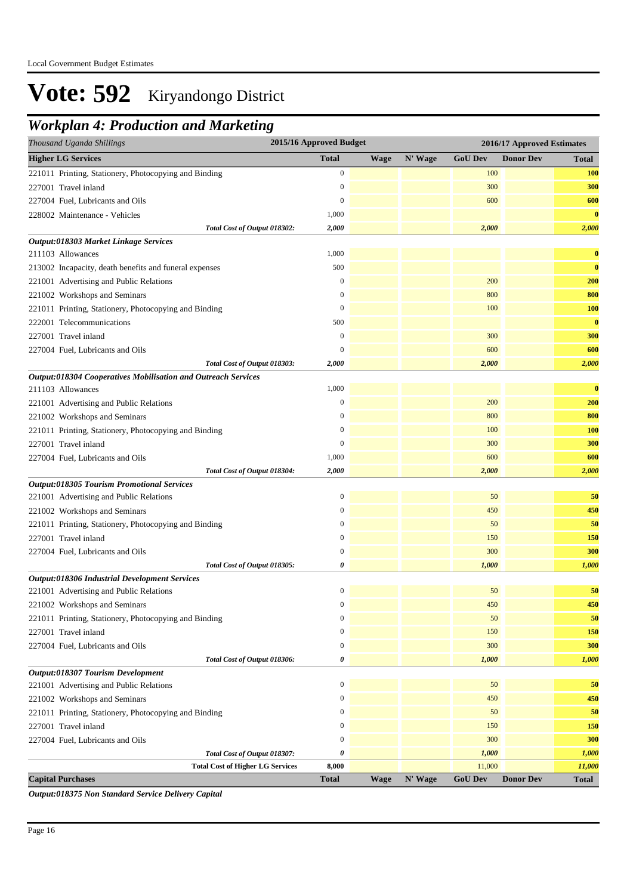# Vote: 592 Kiryandongo District

## *Workplan 4: Production and Marketing*

| *Thousand Uganda Shillings* | 2015/16 Approved Budget | 2016/17 Approved Estimates | | | | |
|---|---|---|---|---|---|---|
| **Higher LG Services** | **Total** | **Wage** | **N' Wage** | **GoU Dev** | **Donor Dev** | **Total** |
| 221011 Printing, Stationery, Photocopying and Binding | 0 | | | 100 | | **100** |
| 227001 Travel inland | 0 | | | 300 | | **300** |
| 227004 Fuel, Lubricants and Oils | 0 | | | 600 | | **600** |
| 228002 Maintenance - Vehicles | 1,000 | | | | | **0** |
| *Total Cost of Output 018302:* | *2,000* | | | *2,000* | | ***2,000*** |
| ***Output:018303 Market Linkage Services*** | | | | | | |
| 211103 Allowances | 1,000 | | | | | **0** |
| 213002 Incapacity, death benefits and funeral expenses | 500 | | | | | **0** |
| 221001 Advertising and Public Relations | 0 | | | 200 | | **200** |
| 221002 Workshops and Seminars | 0 | | | 800 | | **800** |
| 221011 Printing, Stationery, Photocopying and Binding | 0 | | | 100 | | **100** |
| 222001 Telecommunications | 500 | | | | | **0** |
| 227001 Travel inland | 0 | | | 300 | | **300** |
| 227004 Fuel, Lubricants and Oils | 0 | | | 600 | | **600** |
| *Total Cost of Output 018303:* | *2,000* | | | *2,000* | | ***2,000*** |
| ***Output:018304 Cooperatives Mobilisation and Outreach Services*** | | | | | | |
| 211103 Allowances | 1,000 | | | | | **0** |
| 221001 Advertising and Public Relations | 0 | | | 200 | | **200** |
| 221002 Workshops and Seminars | 0 | | | 800 | | **800** |
| 221011 Printing, Stationery, Photocopying and Binding | 0 | | | 100 | | **100** |
| 227001 Travel inland | 0 | | | 300 | | **300** |
| 227004 Fuel, Lubricants and Oils | 1,000 | | | 600 | | **600** |
| *Total Cost of Output 018304:* | *2,000* | | | *2,000* | | ***2,000*** |
| ***Output:018305 Tourism Promotional Services*** | | | | | | |
| 221001 Advertising and Public Relations | 0 | | | 50 | | **50** |
| 221002 Workshops and Seminars | 0 | | | 450 | | **450** |
| 221011 Printing, Stationery, Photocopying and Binding | 0 | | | 50 | | **50** |
| 227001 Travel inland | 0 | | | 150 | | **150** |
| 227004 Fuel, Lubricants and Oils | 0 | | | 300 | | **300** |
| *Total Cost of Output 018305:* | *0* | | | *1,000* | | ***1,000*** |
| ***Output:018306 Industrial Development Services*** | | | | | | |
| 221001 Advertising and Public Relations | 0 | | | 50 | | **50** |
| 221002 Workshops and Seminars | 0 | | | 450 | | **450** |
| 221011 Printing, Stationery, Photocopying and Binding | 0 | | | 50 | | **50** |
| 227001 Travel inland | 0 | | | 150 | | **150** |
| 227004 Fuel, Lubricants and Oils | 0 | | | 300 | | **300** |
| *Total Cost of Output 018306:* | *0* | | | *1,000* | | ***1,000*** |
| ***Output:018307 Tourism Development*** | | | | | | |
| 221001 Advertising and Public Relations | 0 | | | 50 | | **50** |
| 221002 Workshops and Seminars | 0 | | | 450 | | **450** |
| 221011 Printing, Stationery, Photocopying and Binding | 0 | | | 50 | | **50** |
| 227001 Travel inland | 0 | | | 150 | | **150** |
| 227004 Fuel, Lubricants and Oils | 0 | | | 300 | | **300** |
| *Total Cost of Output 018307:* | *0* | | | *1,000* | | ***1,000*** |
| **Total Cost of Higher LG Services** | **8,000** | | | 11,000 | | ***11,000*** |
| **Capital Purchases** | **Total** | **Wage** | **N' Wage** | **GoU Dev** | **Donor Dev** | **Total** |

***Output:018375 Non Standard Service Delivery Capital***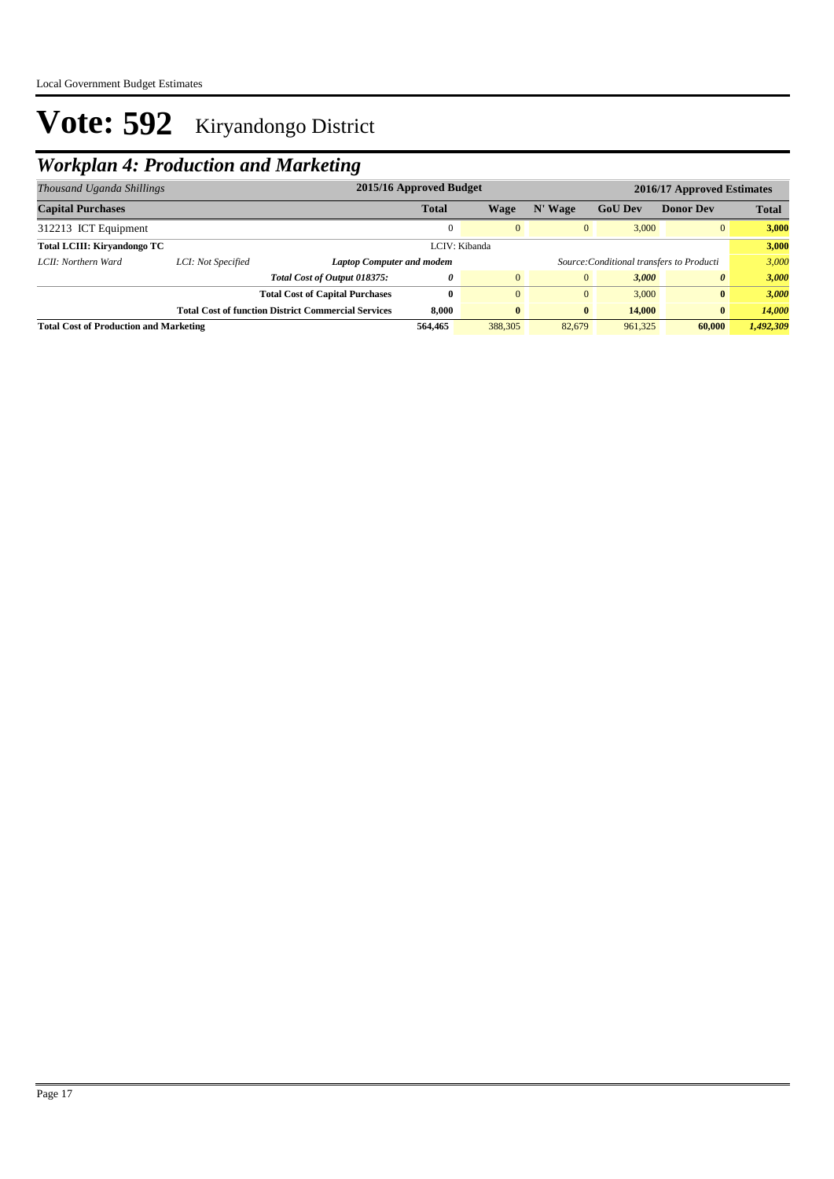# Vote: 592 Kiryandongo District

## *Workplan 4: Production and Marketing*

| *Thousand Uganda Shillings* | | | 2015/16 Approved Budget | 2016/17 Approved Estimates | | | | |
|---|---|---|---|---|---|---|---|---|
| **Capital Purchases** | | | **Total** | **Wage** | **N' Wage** | **GoU Dev** | **Donor Dev** | **Total** |
| 312213 ICT Equipment | | | 0 | 0 | 0 | 3,000 | 0 | **3,000** |
| **Total LCIII: Kiryandongo TC** | | | LCIV: Kibanda | | | | | **3,000** |
| *LCII: Northern Ward* | *LCI: Not Specified* | ***Laptop Computer and modem*** | | | *Source:Conditional transfers to Producti* | | | *3,000* |
| | | ***Total Cost of Output 018375:*** | ***0*** | 0 | 0 | ***3,000*** | ***0*** | ***3,000*** |
| | | **Total Cost of Capital Purchases** | **0** | 0 | 0 | 3,000 | **0** | ***3,000*** |
| | | **Total Cost of function District Commercial Services** | **8,000** | **0** | **0** | **14,000** | **0** | ***14,000*** |
| **Total Cost of Production and Marketing** | | | **564,465** | 388,305 | 82,679 | 961,325 | **60,000** | ***1,492,309*** |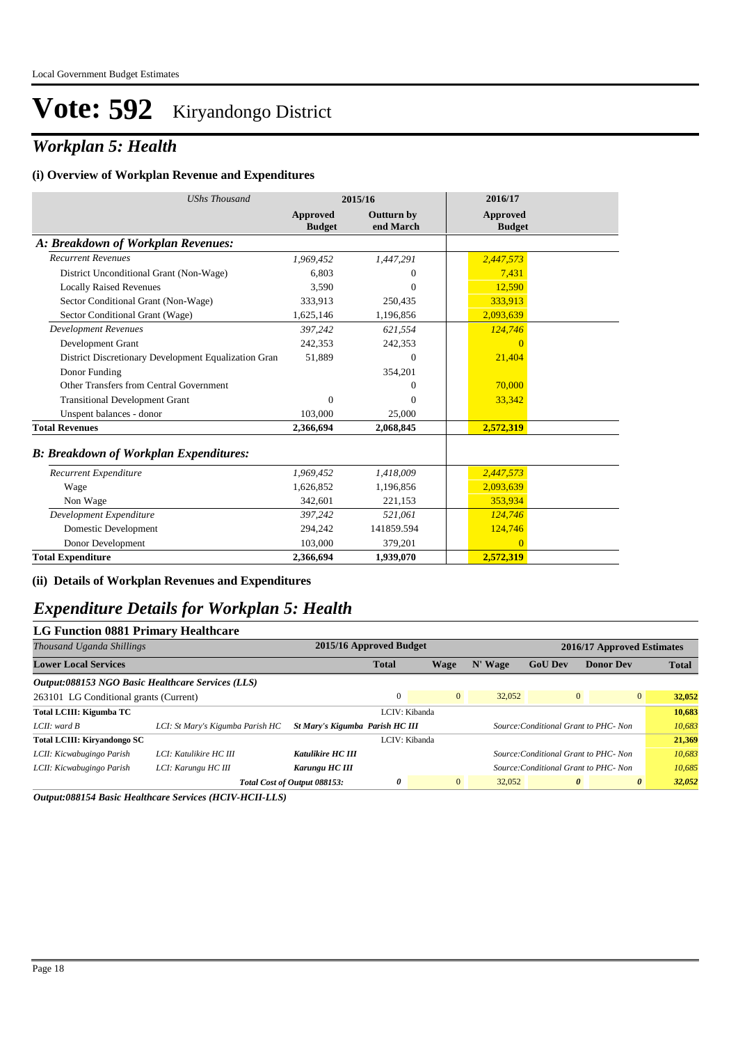# Vote: 592 Kiryandongo District

## *Workplan 5: Health*

### (i) Overview of Workplan Revenue and Expenditures

| *UShs Thousand* | 2015/16 Approved Budget | 2015/16 Outturn by end March | 2016/17 Approved Budget |
|---|---|---|---|
| ***A: Breakdown of Workplan Revenues:*** | | | |
| *Recurrent Revenues* | *1,969,452* | *1,447,291* | *2,447,573* |
| District Unconditional Grant (Non-Wage) | 6,803 | 0 | 7,431 |
| Locally Raised Revenues | 3,590 | 0 | 12,590 |
| Sector Conditional Grant (Non-Wage) | 333,913 | 250,435 | 333,913 |
| Sector Conditional Grant (Wage) | 1,625,146 | 1,196,856 | 2,093,639 |
| *Development Revenues* | *397,242* | *621,554* | *124,746* |
| Development Grant | 242,353 | 242,353 | 0 |
| District Discretionary Development Equalization Gran | 51,889 | 0 | 21,404 |
| Donor Funding | | 354,201 | |
| Other Transfers from Central Government | | 0 | 70,000 |
| Transitional Development Grant | 0 | 0 | 33,342 |
| Unspent balances - donor | 103,000 | 25,000 | |
| **Total Revenues** | **2,366,694** | **2,068,845** | **2,572,319** |
| ***B: Breakdown of Workplan Expenditures:*** | | | |
| *Recurrent Expenditure* | *1,969,452* | *1,418,009* | *2,447,573* |
| Wage | 1,626,852 | 1,196,856 | 2,093,639 |
| Non Wage | 342,601 | 221,153 | 353,934 |
| *Development Expenditure* | *397,242* | *521,061* | *124,746* |
| Domestic Development | 294,242 | 141859.594 | 124,746 |
| Donor Development | 103,000 | 379,201 | 0 |
| **Total Expenditure** | **2,366,694** | **1,939,070** | **2,572,319** |

### (ii) Details of Workplan Revenues and Expenditures

## *Expenditure Details for Workplan 5: Health*

### LG Function 0881 Primary Healthcare

| *Thousand Uganda Shillings* | | | 2015/16 Approved Budget | 2016/17 Approved Estimates | | | | |
|---|---|---|---|---|---|---|---|---|
| **Lower Local Services** | | | **Total** | **Wage** | **N' Wage** | **GoU Dev** | **Donor Dev** | **Total** |
| ***Output:088153 NGO Basic Healthcare Services (LLS)*** | | | | | | | | |
| 263101 LG Conditional grants (Current) | | | 0 | 0 | 32,052 | 0 | 0 | **32,052** |
| **Total LCIII: Kigumba TC** | | | LCIV: Kibanda | | | | | **10,683** |
| *LCII: ward B* | *LCI: St Mary's Kigumba Parish HC* | ***St Mary's Kigumba Parish HC III*** | | | *Source:Conditional Grant to PHC- Non* | | | *10,683* |
| **Total LCIII: Kiryandongo SC** | | | LCIV: Kibanda | | | | | **21,369** |
| *LCII: Kicwabugingo Parish* | *LCI: Katulikire HC III* | ***Katulikire HC III*** | | | *Source:Conditional Grant to PHC- Non* | | | *10,683* |
| *LCII: Kicwabugingo Parish* | *LCI: Karungu HC III* | ***Karungu HC III*** | | | *Source:Conditional Grant to PHC- Non* | | | *10,685* |
| | | ***Total Cost of Output 088153:*** | ***0*** | 0 | 32,052 | ***0*** | ***0*** | ***32,052*** |

***Output:088154 Basic Healthcare Services (HCIV-HCII-LLS)***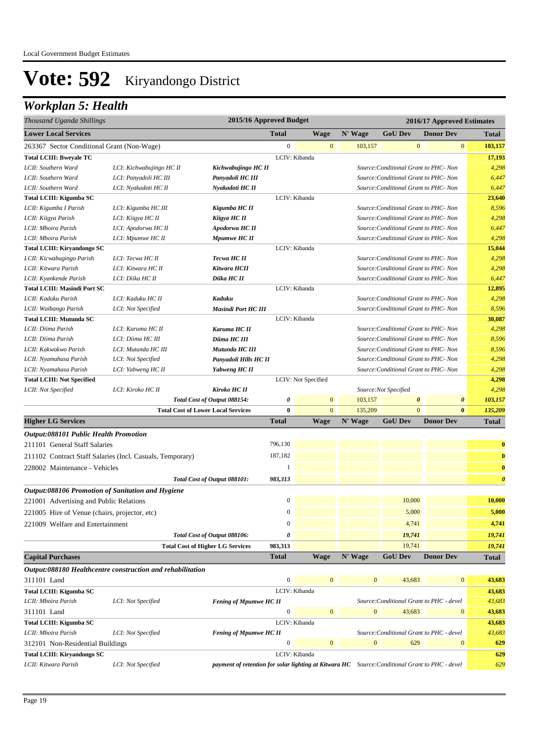Local Government Budget Estimates

# Vote: 592 Kiryandongo District

## Workplan 5: Health

| Thousand Uganda Shillings | | | 2015/16 Approved Budget | 2016/17 Approved Estimates | | | | |
|---|---|---|---|---|---|---|---|---|
| **Lower Local Services** | | | **Total** | **Wage** | **N' Wage** | **GoU Dev** | **Donor Dev** | **Total** |
| 263367 Sector Conditional Grant (Non-Wage) | | | 0 | 0 | 103,157 | 0 | 0 | **103,157** |
| **Total LCIII: Bweyale TC** | | | LCIV: Kibanda | | | | | **17,193** |
| *LCII: Southern Ward* | *LCI: Kichwabujingo HC II* | ***Kichwabujingo HC II*** | | | | *Source:Conditional Grant to PHC- Non* | | *4,298* |
| *LCII: Southern Ward* | *LCI: Panyadoli HC III* | ***Panyadoli HC III*** | | | | *Source:Conditional Grant to PHC- Non* | | *6,447* |
| *LCII: Southern Ward* | *LCI: Nyakadoti HC II* | ***Nyakadoti HC II*** | | | | *Source:Conditional Grant to PHC- Non* | | *6,447* |
| **Total LCIII: Kigumba SC** | | | LCIV: Kibanda | | | | | **23,640** |
| *LCII: Kigumba I Parish* | *LCI: Kigumba HC III* | ***Kigumba HC II*** | | | | *Source:Conditional Grant to PHC- Non* | | *8,596* |
| *LCII: Kiigya Parish* | *LCI: Kiigya HC II* | ***Kiigya HC II*** | | | | *Source:Conditional Grant to PHC- Non* | | *4,298* |
| *LCII: Mboira Parish* | *LCI: Apodorwa HC II* | ***Apodorwa HC II*** | | | | *Source:Conditional Grant to PHC- Non* | | *6,447* |
| *LCII: Mboira Parish* | *LCI: Mpumwe HC II* | ***Mpumwe HC II*** | | | | *Source:Conditional Grant to PHC- Non* | | *4,298* |
| **Total LCIII: Kiryandongo SC** | | | LCIV: Kibanda | | | | | **15,044** |
| *LCII: Kicwabugingo Parish* | *LCI: Tecwa HC II* | ***Tecwa HC II*** | | | | *Source:Conditional Grant to PHC- Non* | | *4,298* |
| *LCII: Kitwara Parish* | *LCI: Kitwara HC II* | ***Kitwara HCII*** | | | | *Source:Conditional Grant to PHC- Non* | | *4,298* |
| *LCII: Kyankende Parish* | *LCI: Diika HC II* | ***Diika HC II*** | | | | *Source:Conditional Grant to PHC- Non* | | *6,447* |
| **Total LCIII: Masindi Port SC** | | | LCIV: Kibanda | | | | | **12,895** |
| *LCII: Kaduku Parish* | *LCI: Kaduku HC II* | ***Kaduku*** | | | | *Source:Conditional Grant to PHC- Non* | | *4,298* |
| *LCII: Waibango Parish* | *LCI: Not Specified* | ***Masindi Port HC III*** | | | | *Source:Conditional Grant to PHC- Non* | | *8,596* |
| **Total LCIII: Mutunda SC** | | | LCIV: Kibanda | | | | | **30,087** |
| *LCII: Diima Parish* | *LCI: Karuma HC II* | ***Karuma HC II*** | | | | *Source:Conditional Grant to PHC- Non* | | *4,298* |
| *LCII: Diima Parish* | *LCI: Diima HC III* | ***Diima HC III*** | | | | *Source:Conditional Grant to PHC- Non* | | *8,596* |
| *LCII: Kakwokwo Parish* | *LCI: Mutunda HC III* | ***Mutunda HC III*** | | | | *Source:Conditional Grant to PHC- Non* | | *8,596* |
| *LCII: Nyamahasa Parish* | *LCI: Not Specified* | ***Panyadoli Hills HC II*** | | | | *Source:Conditional Grant to PHC- Non* | | *4,298* |
| *LCII: Nyamahasa Parish* | *LCI: Yabweng HC II* | ***Yabweng HC II*** | | | | *Source:Conditional Grant to PHC- Non* | | *4,298* |
| **Total LCIII: Not Specified** | | | LCIV: Not Specified | | | | | **4,298** |
| *LCII: Not Specified* | *LCI: Kiroko HC II* | ***Kiroko HC II*** | | | | *Source:Not Specified* | | *4,298* |
| | | ***Total Cost of Output 088154:*** | ***0*** | 0 | 103,157 | ***0*** | ***0*** | ***103,157*** |
| | | **Total Cost of Lower Local Services** | **0** | 0 | 135,209 | 0 | **0** | ***135,209*** |
| **Higher LG Services** | | | **Total** | **Wage** | **N' Wage** | **GoU Dev** | **Donor Dev** | **Total** |
| ***Output:088101 Public Health Promotion*** | | | | | | | | |
| 211101 General Staff Salaries | | | 796,130 | | | | | **0** |
| 211102 Contract Staff Salaries (Incl. Casuals, Temporary) | | | 187,182 | | | | | **0** |
| 228002 Maintenance - Vehicles | | | 1 | | | | | **0** |
| | | ***Total Cost of Output 088101:*** | ***983,313*** | | | | | ***0*** |
| ***Output:088106 Promotion of Sanitation and Hygiene*** | | | | | | | | |
| 221001 Advertising and Public Relations | | | 0 | | | 10,000 | | **10,000** |
| 221005 Hire of Venue (chairs, projector, etc) | | | 0 | | | 5,000 | | **5,000** |
| 221009 Welfare and Entertainment | | | 0 | | | 4,741 | | **4,741** |
| | | ***Total Cost of Output 088106:*** | ***0*** | | | ***19,741*** | | ***19,741*** |
| | | **Total Cost of Higher LG Services** | **983,313** | | | 19,741 | | ***19,741*** |
| **Capital Purchases** | | | **Total** | **Wage** | **N' Wage** | **GoU Dev** | **Donor Dev** | **Total** |
| ***Output:088180 Healthcentre construction and rehabilitation*** | | | | | | | | |
| 311101 Land | | | 0 | 0 | 0 | 43,683 | 0 | **43,683** |
| **Total LCIII: Kigumba SC** | | | LCIV: Kibanda | | | | | **43,683** |
| *LCII: Mboira Parish* | *LCI: Not Specified* | ***Fening of Mpumwe HC II*** | | | | *Source:Conditional Grant to PHC - devel* | | *43,683* |
| 311101 Land | | | 0 | 0 | 0 | 43,683 | 0 | **43,683** |
| **Total LCIII: Kigumba SC** | | | LCIV: Kibanda | | | | | **43,683** |
| *LCII: Mboira Parish* | *LCI: Not Specified* | ***Fening of Mpumwe HC II*** | | | | *Source:Conditional Grant to PHC - devel* | | *43,683* |
| 312101 Non-Residential Buildings | | | 0 | 0 | 0 | 629 | 0 | **629** |
| **Total LCIII: Kiryandongo SC** | | | LCIV: Kibanda | | | | | **629** |
| *LCII: Kitwara Parish* | *LCI: Not Specified* | ***payment of retention for solar lighting at Kitwara HC*** | | | | *Source:Conditional Grant to PHC - devel* | | *629* |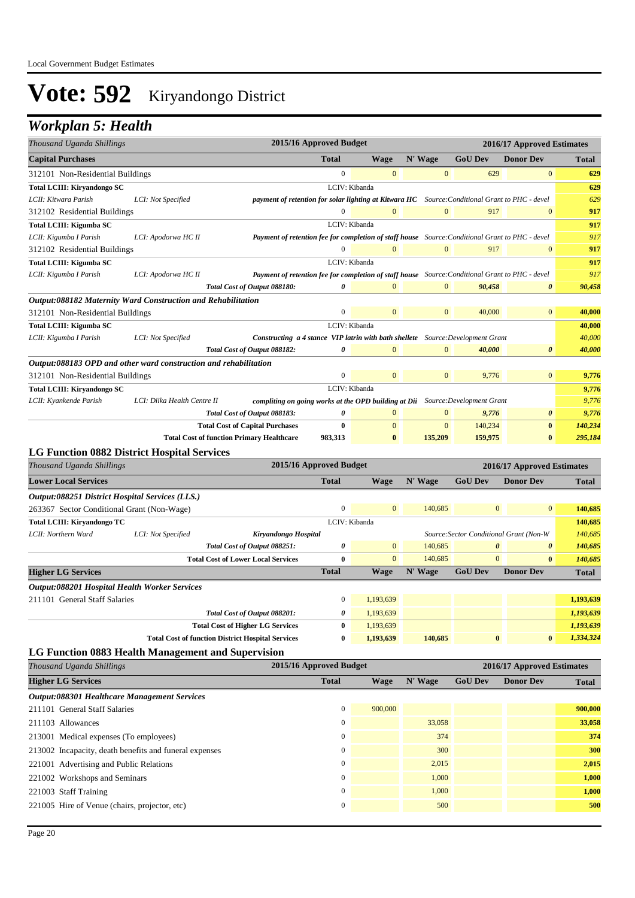Local Government Budget Estimates

# Vote: 592 Kiryandongo District

## Workplan 5: Health

| Thousand Uganda Shillings | | 2015/16 Approved Budget | 2016/17 Approved Estimates | | | | |
|---|---|---|---|---|---|---|---|
| **Capital Purchases** | | **Total** | **Wage** | **N' Wage** | **GoU Dev** | **Donor Dev** | **Total** |
| 312101 Non-Residential Buildings | | 0 | 0 | 0 | 629 | 0 | **629** |
| **Total LCIII: Kiryandongo SC** | | LCIV: Kibanda | | | | | **629** |
| *LCII: Kitwara Parish* | *LCI: Not Specified* | ***payment of retention for solar lighting at Kitwara HC*** | *Source:Conditional Grant to PHC - devel* | | | | *629* |
| 312102 Residential Buildings | | 0 | 0 | 0 | 917 | 0 | **917** |
| **Total LCIII: Kigumba SC** | | LCIV: Kibanda | | | | | **917** |
| *LCII: Kigumba I Parish* | *LCI: Apodorwa HC II* | ***Payment of retention fee for completion of staff house*** | *Source:Conditional Grant to PHC - devel* | | | | *917* |
| 312102 Residential Buildings | | 0 | 0 | 0 | 917 | 0 | **917** |
| **Total LCIII: Kigumba SC** | | LCIV: Kibanda | | | | | **917** |
| *LCII: Kigumba I Parish* | *LCI: Apodorwa HC II* | ***Payment of retention fee for completion of staff house*** | *Source:Conditional Grant to PHC - devel* | | | | *917* |
| | *Total Cost of Output 088180:* | *0* | 0 | 0 | *90,458* | *0* | *90,458* |
| ***Output:088182 Maternity Ward Construction and Rehabilitation*** | | | | | | | |
| 312101 Non-Residential Buildings | | 0 | 0 | 0 | 40,000 | 0 | **40,000** |
| **Total LCIII: Kigumba SC** | | LCIV: Kibanda | | | | | **40,000** |
| *LCII: Kigumba I Parish* | *LCI: Not Specified* | ***Constructing a 4 stance VIP latrin with bath shellete*** | *Source:Development Grant* | | | | *40,000* |
| | *Total Cost of Output 088182:* | *0* | 0 | 0 | *40,000* | *0* | *40,000* |
| ***Output:088183 OPD and other ward construction and rehabilitation*** | | | | | | | |
| 312101 Non-Residential Buildings | | 0 | 0 | 0 | 9,776 | 0 | **9,776** |
| **Total LCIII: Kiryandongo SC** | | LCIV: Kibanda | | | | | **9,776** |
| *LCII: Kyankende Parish* | *LCI: Diika Health Centre II* | ***compliting on going works at the OPD building at Dii*** | *Source:Development Grant* | | | | *9,776* |
| | *Total Cost of Output 088183:* | *0* | 0 | 0 | *9,776* | *0* | *9,776* |
| | **Total Cost of Capital Purchases** | **0** | 0 | 0 | 140,234 | **0** | ***140,234*** |
| | **Total Cost of function Primary Healthcare** | **983,313** | **0** | **135,209** | **159,975** | **0** | ***295,184*** |

### LG Function 0882 District Hospital Services

| Thousand Uganda Shillings | | 2015/16 Approved Budget | 2016/17 Approved Estimates | | | | |
|---|---|---|---|---|---|---|---|
| **Lower Local Services** | | **Total** | **Wage** | **N' Wage** | **GoU Dev** | **Donor Dev** | **Total** |
| ***Output:088251 District Hospital Services (LLS.)*** | | | | | | | |
| 263367 Sector Conditional Grant (Non-Wage) | | 0 | 0 | 140,685 | 0 | 0 | **140,685** |
| **Total LCIII: Kiryandongo TC** | | LCIV: Kibanda | | | | | **140,685** |
| *LCII: Northern Ward* | *LCI: Not Specified* | ***Kiryandongo Hospital*** | | *Source:Sector Conditional Grant (Non-W* | | | *140,685* |
| | *Total Cost of Output 088251:* | *0* | 0 | 140,685 | *0* | *0* | *140,685* |
| | **Total Cost of Lower Local Services** | **0** | 0 | 140,685 | 0 | **0** | ***140,685*** |
| **Higher LG Services** | | **Total** | **Wage** | **N' Wage** | **GoU Dev** | **Donor Dev** | **Total** |
| ***Output:088201 Hospital Health Worker Services*** | | | | | | | |
| 211101 General Staff Salaries | | 0 | 1,193,639 | | | | **1,193,639** |
| | *Total Cost of Output 088201:* | *0* | 1,193,639 | | | | *1,193,639* |
| | **Total Cost of Higher LG Services** | **0** | 1,193,639 | | | | ***1,193,639*** |
| | **Total Cost of function District Hospital Services** | **0** | **1,193,639** | **140,685** | **0** | **0** | ***1,334,324*** |

### LG Function 0883 Health Management and Supervision

| Thousand Uganda Shillings | 2015/16 Approved Budget | 2016/17 Approved Estimates | | | | |
|---|---|---|---|---|---|---|
| **Higher LG Services** | **Total** | **Wage** | **N' Wage** | **GoU Dev** | **Donor Dev** | **Total** |
| ***Output:088301 Healthcare Management Services*** | | | | | | |
| 211101 General Staff Salaries | 0 | 900,000 | | | | **900,000** |
| 211103 Allowances | 0 | | 33,058 | | | **33,058** |
| 213001 Medical expenses (To employees) | 0 | | 374 | | | **374** |
| 213002 Incapacity, death benefits and funeral expenses | 0 | | 300 | | | **300** |
| 221001 Advertising and Public Relations | 0 | | 2,015 | | | **2,015** |
| 221002 Workshops and Seminars | 0 | | 1,000 | | | **1,000** |
| 221003 Staff Training | 0 | | 1,000 | | | **1,000** |
| 221005 Hire of Venue (chairs, projector, etc) | 0 | | 500 | | | **500** |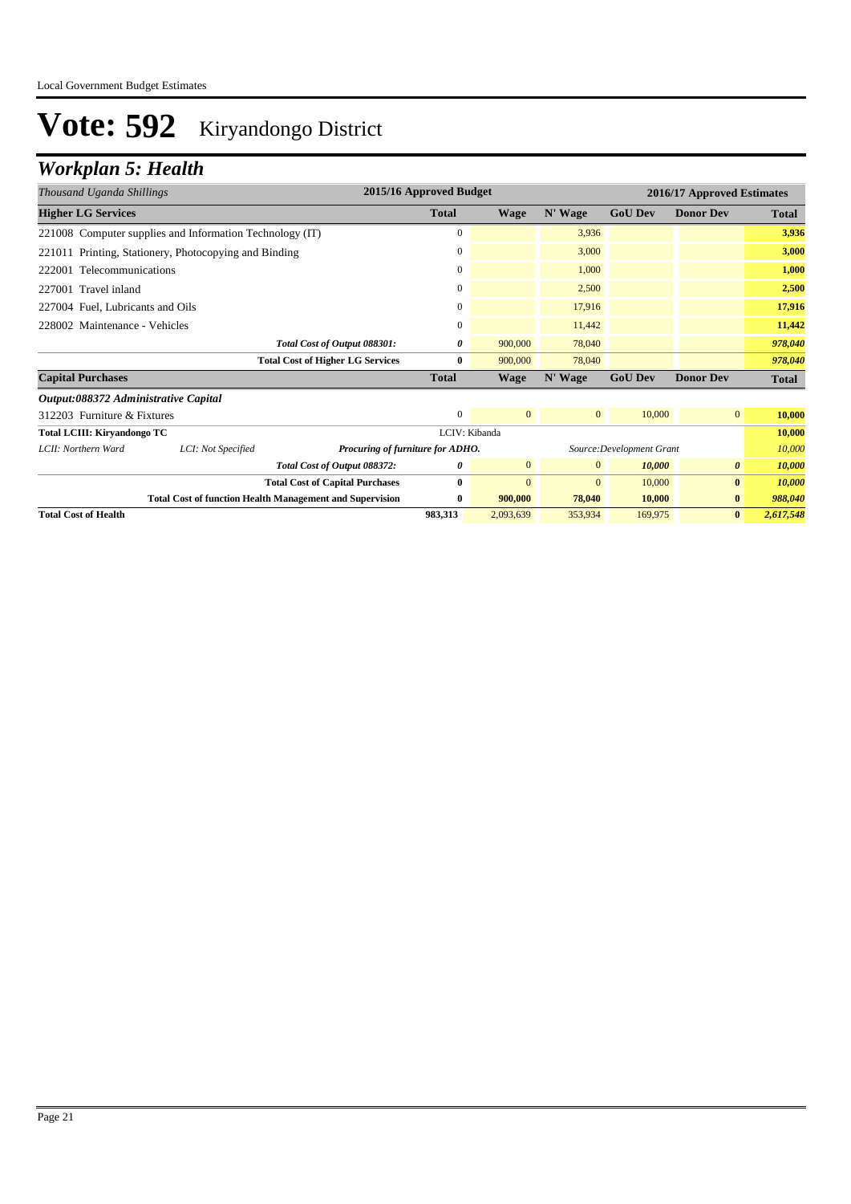# Vote: 592 Kiryandongo District

## *Workplan 5: Health*

| *Thousand Uganda Shillings* | | | 2015/16 Approved Budget | 2016/17 Approved Estimates | | | | |
|---|---|---|---|---|---|---|---|---|
| **Higher LG Services** | | | **Total** | **Wage** | **N' Wage** | **GoU Dev** | **Donor Dev** | **Total** |
| 221008 Computer supplies and Information Technology (IT) | | | 0 | | 3,936 | | | **3,936** |
| 221011 Printing, Stationery, Photocopying and Binding | | | 0 | | 3,000 | | | **3,000** |
| 222001 Telecommunications | | | 0 | | 1,000 | | | **1,000** |
| 227001 Travel inland | | | 0 | | 2,500 | | | **2,500** |
| 227004 Fuel, Lubricants and Oils | | | 0 | | 17,916 | | | **17,916** |
| 228002 Maintenance - Vehicles | | | 0 | | 11,442 | | | **11,442** |
| | | *Total Cost of Output 088301:* | *0* | 900,000 | 78,040 | | | *978,040* |
| | | **Total Cost of Higher LG Services** | **0** | 900,000 | 78,040 | | | *978,040* |
| **Capital Purchases** | | | **Total** | **Wage** | **N' Wage** | **GoU Dev** | **Donor Dev** | **Total** |
| ***Output:088372 Administrative Capital*** | | | | | | | | |
| 312203 Furniture & Fixtures | | | 0 | 0 | 0 | 10,000 | 0 | **10,000** |
| **Total LCIII: Kiryandongo TC** | | | LCIV: Kibanda | | | | | **10,000** |
| *LCII: Northern Ward* | *LCI: Not Specified* | ***Procuring of furniture for ADHO.*** | | | *Source:Development Grant* | | | *10,000* |
| | | *Total Cost of Output 088372:* | *0* | 0 | 0 | *10,000* | *0* | *10,000* |
| | | **Total Cost of Capital Purchases** | **0** | 0 | 0 | 10,000 | **0** | *10,000* |
| | | **Total Cost of function Health Management and Supervision** | **0** | **900,000** | **78,040** | **10,000** | **0** | *988,040* |
| **Total Cost of Health** | | | **983,313** | 2,093,639 | 353,934 | 169,975 | **0** | *2,617,548* |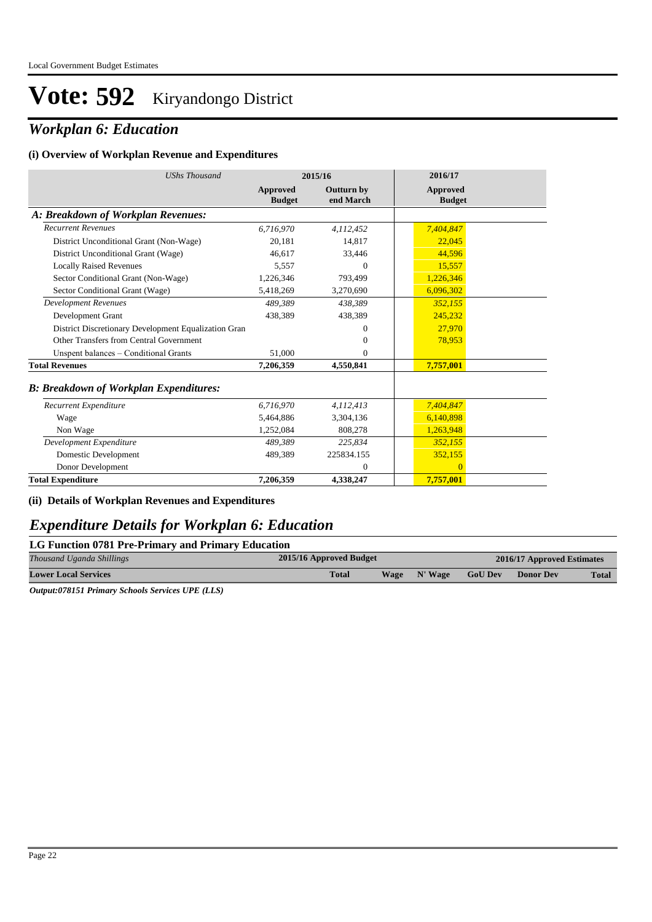# Vote: 592 Kiryandongo District

## *Workplan 6: Education*

### (i) Overview of Workplan Revenue and Expenditures

| *UShs Thousand* | 2015/16 Approved Budget | 2015/16 Outturn by end March | 2016/17 Approved Budget |
|---|---|---|---|
| ***A: Breakdown of Workplan Revenues:*** | | | |
| *Recurrent Revenues* | *6,716,970* | *4,112,452* | *7,404,847* |
| District Unconditional Grant (Non-Wage) | 20,181 | 14,817 | 22,045 |
| District Unconditional Grant (Wage) | 46,617 | 33,446 | 44,596 |
| Locally Raised Revenues | 5,557 | 0 | 15,557 |
| Sector Conditional Grant (Non-Wage) | 1,226,346 | 793,499 | 1,226,346 |
| Sector Conditional Grant (Wage) | 5,418,269 | 3,270,690 | 6,096,302 |
| *Development Revenues* | *489,389* | *438,389* | *352,155* |
| Development Grant | 438,389 | 438,389 | 245,232 |
| District Discretionary Development Equalization Gran | | 0 | 27,970 |
| Other Transfers from Central Government | | 0 | 78,953 |
| Unspent balances – Conditional Grants | 51,000 | 0 | |
| **Total Revenues** | **7,206,359** | **4,550,841** | **7,757,001** |
| ***B: Breakdown of Workplan Expenditures:*** | | | |
| *Recurrent Expenditure* | *6,716,970* | *4,112,413* | *7,404,847* |
| Wage | 5,464,886 | 3,304,136 | 6,140,898 |
| Non Wage | 1,252,084 | 808,278 | 1,263,948 |
| *Development Expenditure* | *489,389* | *225,834* | *352,155* |
| Domestic Development | 489,389 | 225834.155 | 352,155 |
| Donor Development | | 0 | 0 |
| **Total Expenditure** | **7,206,359** | **4,338,247** | **7,757,001** |

### (ii) Details of Workplan Revenues and Expenditures

## *Expenditure Details for Workplan 6: Education*

**LG Function 0781 Pre-Primary and Primary Education**

| *Thousand Uganda Shillings* | 2015/16 Approved Budget | 2016/17 Approved Estimates | | | | |
|---|---|---|---|---|---|---|
| **Lower Local Services** | **Total** | **Wage** | **N' Wage** | **GoU Dev** | **Donor Dev** | **Total** |

***Output:078151 Primary Schools Services UPE (LLS)***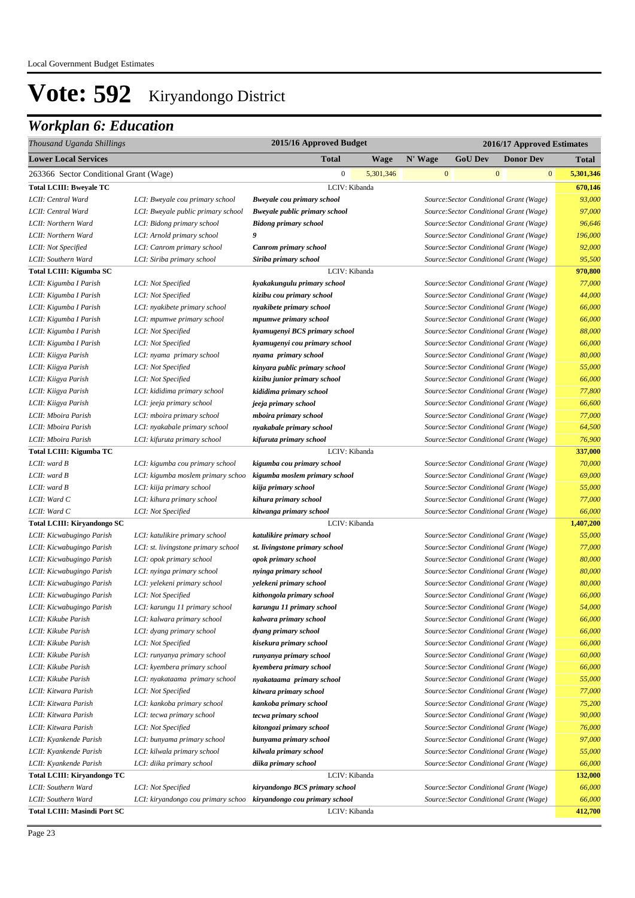Local Government Budget Estimates

# Vote: 592 Kiryandongo District

## Workplan 6: Education

| Thousand Uganda Shillings | | 2015/16 Approved Budget | | 2016/17 Approved Estimates | | | |
|---|---|---|---|---|---|---|---|
| **Lower Local Services** | | **Total** | **Wage** | **N' Wage** | **GoU Dev** | **Donor Dev** | **Total** |
| 263366 Sector Conditional Grant (Wage) | | 0 | 5,301,346 | 0 | 0 | 0 | **5,301,346** |
| **Total LCIII: Bweyale TC** | | LCIV: Kibanda | | | | | **670,146** |
| *LCII: Central Ward* | *LCI: Bweyale cou primary school* | ***Bweyale cou primary school*** | | *Source:Sector Conditional Grant (Wage)* | | | *93,000* |
| *LCII: Central Ward* | *LCI: Bweyale public primary school* | ***Bweyale public primary school*** | | *Source:Sector Conditional Grant (Wage)* | | | *97,000* |
| *LCII: Northern Ward* | *LCI: Bidong primary school* | ***Bidong primary school*** | | *Source:Sector Conditional Grant (Wage)* | | | *96,646* |
| *LCII: Northern Ward* | *LCI: Arnold primary school* | ***9*** | | *Source:Sector Conditional Grant (Wage)* | | | *196,000* |
| *LCII: Not Specified* | *LCI: Canrom primary school* | ***Canrom primary school*** | | *Source:Sector Conditional Grant (Wage)* | | | *92,000* |
| *LCII: Southern Ward* | *LCI: Siriba primary school* | ***Siriba primary school*** | | *Source:Sector Conditional Grant (Wage)* | | | *95,500* |
| **Total LCIII: Kigumba SC** | | LCIV: Kibanda | | | | | **970,800** |
| *LCII: Kigumba I Parish* | *LCI: Not Specified* | ***kyakakungulu primary school*** | | *Source:Sector Conditional Grant (Wage)* | | | *77,000* |
| *LCII: Kigumba I Parish* | *LCI: Not Specified* | ***kizibu cou primary school*** | | *Source:Sector Conditional Grant (Wage)* | | | *44,000* |
| *LCII: Kigumba I Parish* | *LCI: nyakibete primary school* | ***nyakibete primary school*** | | *Source:Sector Conditional Grant (Wage)* | | | *66,000* |
| *LCII: Kigumba I Parish* | *LCI: mpumwe primary school* | ***mpumwe primary school*** | | *Source:Sector Conditional Grant (Wage)* | | | *66,000* |
| *LCII: Kigumba I Parish* | *LCI: Not Specified* | ***kyamugenyi BCS primary school*** | | *Source:Sector Conditional Grant (Wage)* | | | *88,000* |
| *LCII: Kigumba I Parish* | *LCI: Not Specified* | ***kyamugenyi cou primary school*** | | *Source:Sector Conditional Grant (Wage)* | | | *66,000* |
| *LCII: Kiigya Parish* | *LCI: nyama primary school* | ***nyama primary school*** | | *Source:Sector Conditional Grant (Wage)* | | | *80,000* |
| *LCII: Kiigya Parish* | *LCI: Not Specified* | ***kinyara public primary school*** | | *Source:Sector Conditional Grant (Wage)* | | | *55,000* |
| *LCII: Kiigya Parish* | *LCI: Not Specified* | ***kizibu junior primary school*** | | *Source:Sector Conditional Grant (Wage)* | | | *66,000* |
| *LCII: Kiigya Parish* | *LCI: kididima primary school* | ***kididima primary school*** | | *Source:Sector Conditional Grant (Wage)* | | | *77,800* |
| *LCII: Kiigya Parish* | *LCI: jeeja primary school* | ***jeeja primary school*** | | *Source:Sector Conditional Grant (Wage)* | | | *66,600* |
| *LCII: Mboira Parish* | *LCI: mboira primary school* | ***mboira primary school*** | | *Source:Sector Conditional Grant (Wage)* | | | *77,000* |
| *LCII: Mboira Parish* | *LCI: nyakabale primary school* | ***nyakabale primary school*** | | *Source:Sector Conditional Grant (Wage)* | | | *64,500* |
| *LCII: Mboira Parish* | *LCI: kifuruta primary school* | ***kifuruta primary school*** | | *Source:Sector Conditional Grant (Wage)* | | | *76,900* |
| **Total LCIII: Kigumba TC** | | LCIV: Kibanda | | | | | **337,000** |
| *LCII: ward B* | *LCI: kigumba cou primary school* | ***kigumba cou primary school*** | | *Source:Sector Conditional Grant (Wage)* | | | *70,000* |
| *LCII: ward B* | *LCI: kigumba moslem primary schoo* | ***kigumba moslem primary school*** | | *Source:Sector Conditional Grant (Wage)* | | | *69,000* |
| *LCII: ward B* | *LCI: kiija primary school* | ***kiija primary school*** | | *Source:Sector Conditional Grant (Wage)* | | | *55,000* |
| *LCII: Ward C* | *LCI: kihura primary school* | ***kihura primary school*** | | *Source:Sector Conditional Grant (Wage)* | | | *77,000* |
| *LCII: Ward C* | *LCI: Not Specified* | ***kitwanga primary school*** | | *Source:Sector Conditional Grant (Wage)* | | | *66,000* |
| **Total LCIII: Kiryandongo SC** | | LCIV: Kibanda | | | | | **1,407,200** |
| *LCII: Kicwabugingo Parish* | *LCI: katulikire primary school* | ***katulikire primary school*** | | *Source:Sector Conditional Grant (Wage)* | | | *55,000* |
| *LCII: Kicwabugingo Parish* | *LCI: st. livingstone primary school* | ***st. livingstone primary school*** | | *Source:Sector Conditional Grant (Wage)* | | | *77,000* |
| *LCII: Kicwabugingo Parish* | *LCI: opok primary school* | ***opok primary school*** | | *Source:Sector Conditional Grant (Wage)* | | | *80,000* |
| *LCII: Kicwabugingo Parish* | *LCI: nyinga primary school* | ***nyinga primary school*** | | *Source:Sector Conditional Grant (Wage)* | | | *80,000* |
| *LCII: Kicwabugingo Parish* | *LCI: yelekeni primary school* | ***yelekeni primary school*** | | *Source:Sector Conditional Grant (Wage)* | | | *80,000* |
| *LCII: Kicwabugingo Parish* | *LCI: Not Specified* | ***kithongola primary school*** | | *Source:Sector Conditional Grant (Wage)* | | | *66,000* |
| *LCII: Kicwabugingo Parish* | *LCI: karungu 11 primary school* | ***karungu 11 primary school*** | | *Source:Sector Conditional Grant (Wage)* | | | *54,000* |
| *LCII: Kikube Parish* | *LCI: kalwara primary school* | ***kalwara primary school*** | | *Source:Sector Conditional Grant (Wage)* | | | *66,000* |
| *LCII: Kikube Parish* | *LCI: dyang primary school* | ***dyang primary school*** | | *Source:Sector Conditional Grant (Wage)* | | | *66,000* |
| *LCII: Kikube Parish* | *LCI: Not Specified* | ***kisekura primary school*** | | *Source:Sector Conditional Grant (Wage)* | | | *66,000* |
| *LCII: Kikube Parish* | *LCI: runyanya primary school* | ***runyanya primary school*** | | *Source:Sector Conditional Grant (Wage)* | | | *60,000* |
| *LCII: Kikube Parish* | *LCI: kyembera primary school* | ***kyembera primary school*** | | *Source:Sector Conditional Grant (Wage)* | | | *66,000* |
| *LCII: Kikube Parish* | *LCI: nyakataama primary school* | ***nyakataama primary school*** | | *Source:Sector Conditional Grant (Wage)* | | | *55,000* |
| *LCII: Kitwara Parish* | *LCI: Not Specified* | ***kitwara primary school*** | | *Source:Sector Conditional Grant (Wage)* | | | *77,000* |
| *LCII: Kitwara Parish* | *LCI: kankoba primary school* | ***kankoba primary school*** | | *Source:Sector Conditional Grant (Wage)* | | | *75,200* |
| *LCII: Kitwara Parish* | *LCI: tecwa primary school* | ***tecwa primary school*** | | *Source:Sector Conditional Grant (Wage)* | | | *90,000* |
| *LCII: Kitwara Parish* | *LCI: Not Specified* | ***kitongozi primary school*** | | *Source:Sector Conditional Grant (Wage)* | | | *76,000* |
| *LCII: Kyankende Parish* | *LCI: bunyama primary school* | ***bunyama primary school*** | | *Source:Sector Conditional Grant (Wage)* | | | *97,000* |
| *LCII: Kyankende Parish* | *LCI: kilwala primary school* | ***kilwala primary school*** | | *Source:Sector Conditional Grant (Wage)* | | | *55,000* |
| *LCII: Kyankende Parish* | *LCI: diika primary school* | ***diika primary school*** | | *Source:Sector Conditional Grant (Wage)* | | | *66,000* |
| **Total LCIII: Kiryandongo TC** | | LCIV: Kibanda | | | | | **132,000** |
| *LCII: Southern Ward* | *LCI: Not Specified* | ***kiryandongo BCS primary school*** | | *Source:Sector Conditional Grant (Wage)* | | | *66,000* |
| *LCII: Southern Ward* | *LCI: kiryandongo cou primary schoo* | ***kiryandongo cou primary school*** | | *Source:Sector Conditional Grant (Wage)* | | | *66,000* |
| **Total LCIII: Masindi Port SC** | | LCIV: Kibanda | | | | | **412,700** |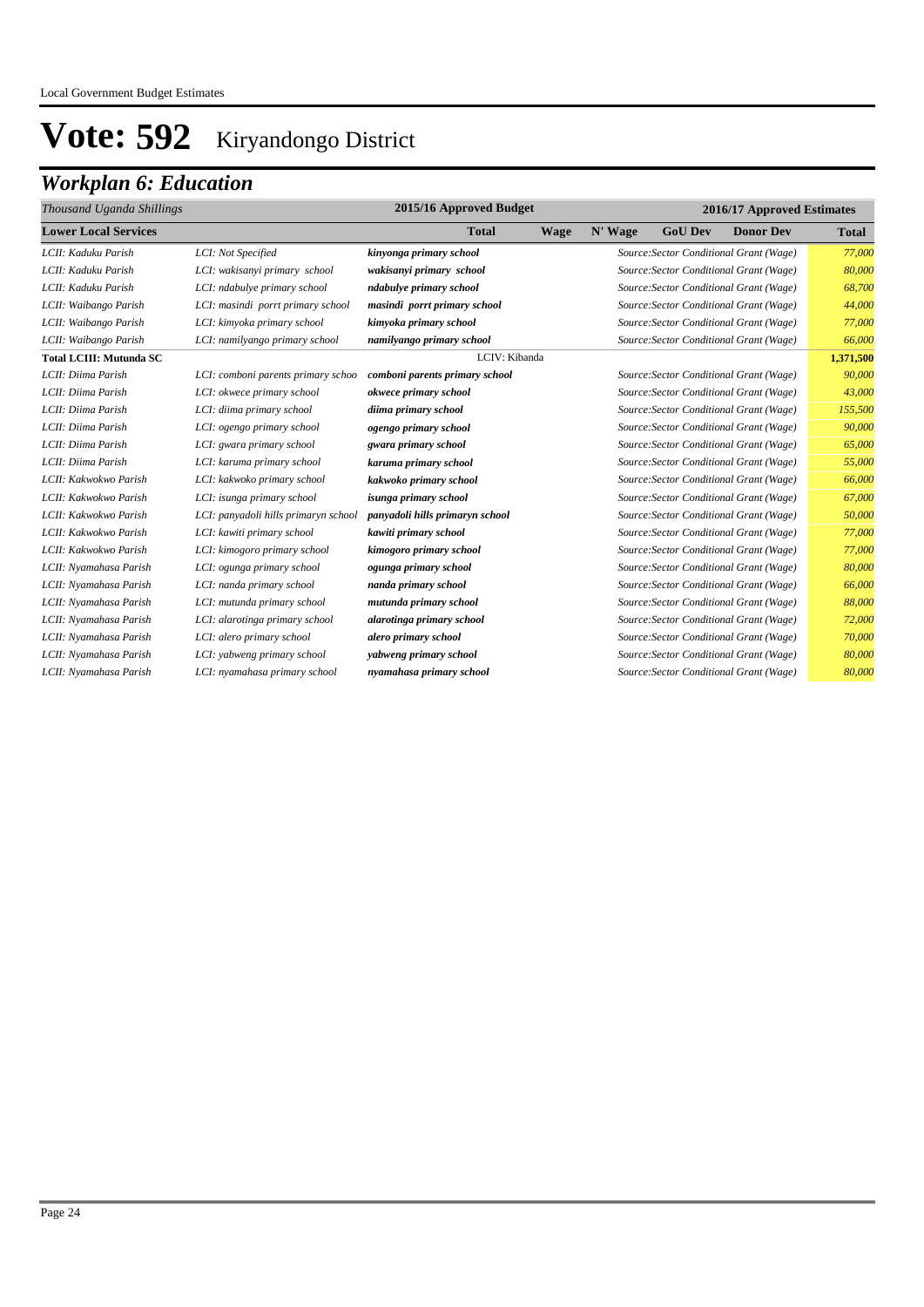Local Government Budget Estimates

# Vote: 592 Kiryandongo District

## *Workplan 6: Education*

| *Thousand Uganda Shillings* | | 2015/16 Approved Budget | | 2016/17 Approved Estimates | | | |
|---|---|---|---|---|---|---|---|
| **Lower Local Services** | | **Total** | **Wage** | **N' Wage** | **GoU Dev** | **Donor Dev** | **Total** |
| *LCII: Kaduku Parish* | *LCI: Not Specified* | ***kinyonga primary school*** | | *Source:Sector Conditional Grant (Wage)* | | | *77,000* |
| *LCII: Kaduku Parish* | *LCI: wakisanyi primary school* | ***wakisanyi primary school*** | | *Source:Sector Conditional Grant (Wage)* | | | *80,000* |
| *LCII: Kaduku Parish* | *LCI: ndabulye primary school* | ***ndabulye primary school*** | | *Source:Sector Conditional Grant (Wage)* | | | *68,700* |
| *LCII: Waibango Parish* | *LCI: masindi porrt primary school* | ***masindi porrt primary school*** | | *Source:Sector Conditional Grant (Wage)* | | | *44,000* |
| *LCII: Waibango Parish* | *LCI: kimyoka primary school* | ***kimyoka primary school*** | | *Source:Sector Conditional Grant (Wage)* | | | *77,000* |
| *LCII: Waibango Parish* | *LCI: namilyango primary school* | ***namilyango primary school*** | | *Source:Sector Conditional Grant (Wage)* | | | *66,000* |
| **Total LCIII: Mutunda SC** | | LCIV: Kibanda | | | | | **1,371,500** |
| *LCII: Diima Parish* | *LCI: comboni parents primary schoo* | ***comboni parents primary school*** | | *Source:Sector Conditional Grant (Wage)* | | | *90,000* |
| *LCII: Diima Parish* | *LCI: okwece primary school* | ***okwece primary school*** | | *Source:Sector Conditional Grant (Wage)* | | | *43,000* |
| *LCII: Diima Parish* | *LCI: diima primary school* | ***diima primary school*** | | *Source:Sector Conditional Grant (Wage)* | | | *155,500* |
| *LCII: Diima Parish* | *LCI: ogengo primary school* | ***ogengo primary school*** | | *Source:Sector Conditional Grant (Wage)* | | | *90,000* |
| *LCII: Diima Parish* | *LCI: gwara primary school* | ***gwara primary school*** | | *Source:Sector Conditional Grant (Wage)* | | | *65,000* |
| *LCII: Diima Parish* | *LCI: karuma primary school* | ***karuma primary school*** | | *Source:Sector Conditional Grant (Wage)* | | | *55,000* |
| *LCII: Kakwokwo Parish* | *LCI: kakwoko primary school* | ***kakwoko primary school*** | | *Source:Sector Conditional Grant (Wage)* | | | *66,000* |
| *LCII: Kakwokwo Parish* | *LCI: isunga primary school* | ***isunga primary school*** | | *Source:Sector Conditional Grant (Wage)* | | | *67,000* |
| *LCII: Kakwokwo Parish* | *LCI: panyadoli hills primaryn school* | ***panyadoli hills primaryn school*** | | *Source:Sector Conditional Grant (Wage)* | | | *50,000* |
| *LCII: Kakwokwo Parish* | *LCI: kawiti primary school* | ***kawiti primary school*** | | *Source:Sector Conditional Grant (Wage)* | | | *77,000* |
| *LCII: Kakwokwo Parish* | *LCI: kimogoro primary school* | ***kimogoro primary school*** | | *Source:Sector Conditional Grant (Wage)* | | | *77,000* |
| *LCII: Nyamahasa Parish* | *LCI: ogunga primary school* | ***ogunga primary school*** | | *Source:Sector Conditional Grant (Wage)* | | | *80,000* |
| *LCII: Nyamahasa Parish* | *LCI: nanda primary school* | ***nanda primary school*** | | *Source:Sector Conditional Grant (Wage)* | | | *66,000* |
| *LCII: Nyamahasa Parish* | *LCI: mutunda primary school* | ***mutunda primary school*** | | *Source:Sector Conditional Grant (Wage)* | | | *88,000* |
| *LCII: Nyamahasa Parish* | *LCI: alarotinga primary school* | ***alarotinga primary school*** | | *Source:Sector Conditional Grant (Wage)* | | | *72,000* |
| *LCII: Nyamahasa Parish* | *LCI: alero primary school* | ***alero primary school*** | | *Source:Sector Conditional Grant (Wage)* | | | *70,000* |
| *LCII: Nyamahasa Parish* | *LCI: yabweng primary school* | ***yabweng primary school*** | | *Source:Sector Conditional Grant (Wage)* | | | *80,000* |
| *LCII: Nyamahasa Parish* | *LCI: nyamahasa primary school* | ***nyamahasa primary school*** | | *Source:Sector Conditional Grant (Wage)* | | | *80,000* |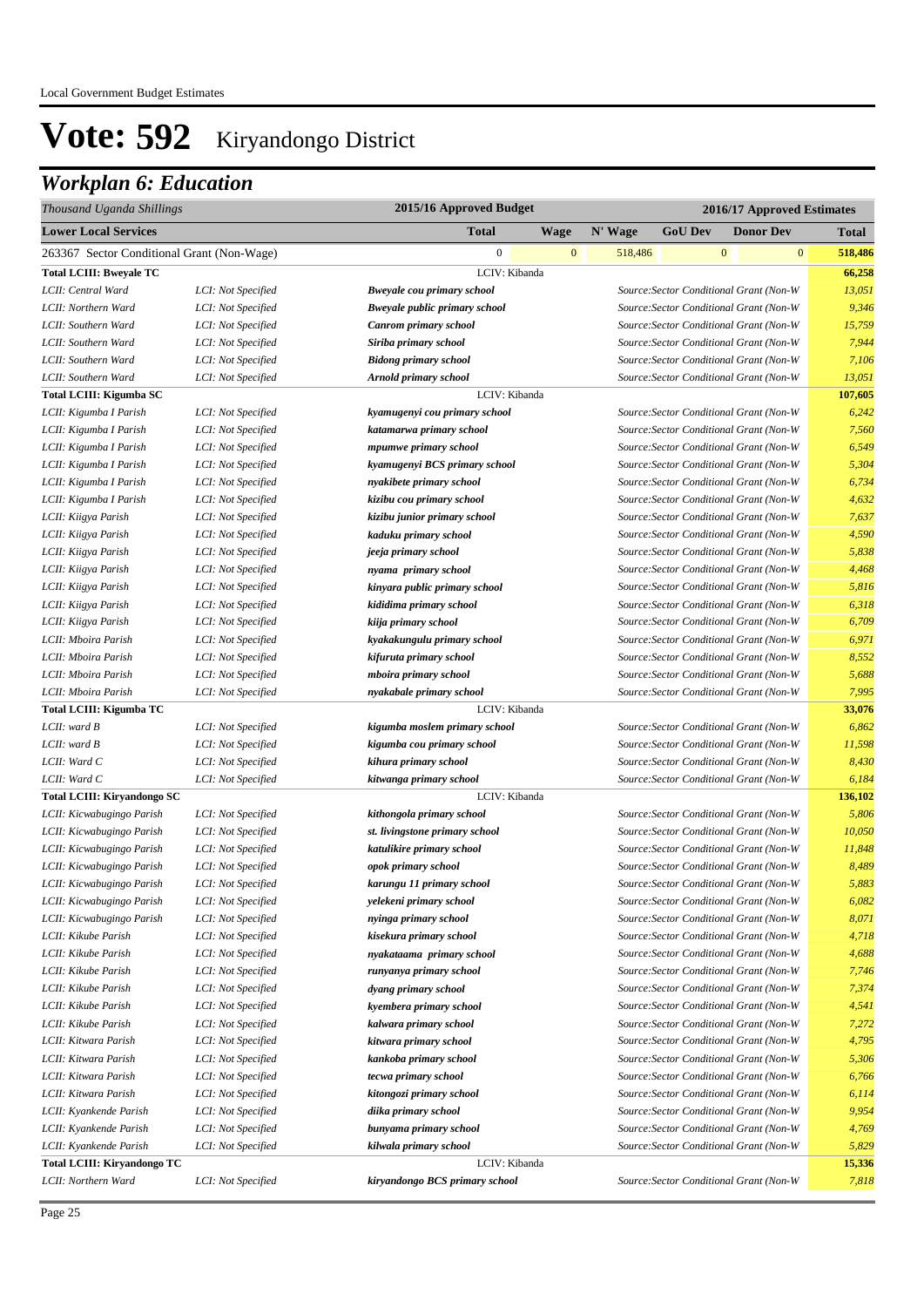# Vote: 592 Kiryandongo District

## *Workplan 6: Education*

| *Thousand Uganda Shillings* | | 2015/16 Approved Budget | | 2016/17 Approved Estimates | | | |
|---|---|---|---|---|---|---|---|
| **Lower Local Services** | | **Total** | **Wage** | **N' Wage** | **GoU Dev** | **Donor Dev** | **Total** |
| 263367 Sector Conditional Grant (Non-Wage) | | 0 | 0 | 518,486 | 0 | 0 | **518,486** |
| **Total LCIII: Bweyale TC** | | LCIV: Kibanda | | | | | **66,258** |
| *LCII: Central Ward* | *LCI: Not Specified* | ***Bweyale cou primary school*** | | *Source:Sector Conditional Grant (Non-W* | | | *13,051* |
| *LCII: Northern Ward* | *LCI: Not Specified* | ***Bweyale public primary school*** | | *Source:Sector Conditional Grant (Non-W* | | | *9,346* |
| *LCII: Southern Ward* | *LCI: Not Specified* | ***Canrom primary school*** | | *Source:Sector Conditional Grant (Non-W* | | | *15,759* |
| *LCII: Southern Ward* | *LCI: Not Specified* | ***Siriba primary school*** | | *Source:Sector Conditional Grant (Non-W* | | | *7,944* |
| *LCII: Southern Ward* | *LCI: Not Specified* | ***Bidong primary school*** | | *Source:Sector Conditional Grant (Non-W* | | | *7,106* |
| *LCII: Southern Ward* | *LCI: Not Specified* | ***Arnold primary school*** | | *Source:Sector Conditional Grant (Non-W* | | | *13,051* |
| **Total LCIII: Kigumba SC** | | LCIV: Kibanda | | | | | **107,605** |
| *LCII: Kigumba I Parish* | *LCI: Not Specified* | ***kyamugenyi cou primary school*** | | *Source:Sector Conditional Grant (Non-W* | | | *6,242* |
| *LCII: Kigumba I Parish* | *LCI: Not Specified* | ***katamarwa primary school*** | | *Source:Sector Conditional Grant (Non-W* | | | *7,560* |
| *LCII: Kigumba I Parish* | *LCI: Not Specified* | ***mpumwe primary school*** | | *Source:Sector Conditional Grant (Non-W* | | | *6,549* |
| *LCII: Kigumba I Parish* | *LCI: Not Specified* | ***kyamugenyi BCS primary school*** | | *Source:Sector Conditional Grant (Non-W* | | | *5,304* |
| *LCII: Kigumba I Parish* | *LCI: Not Specified* | ***nyakibete primary school*** | | *Source:Sector Conditional Grant (Non-W* | | | *6,734* |
| *LCII: Kigumba I Parish* | *LCI: Not Specified* | ***kizibu cou primary school*** | | *Source:Sector Conditional Grant (Non-W* | | | *4,632* |
| *LCII: Kiigya Parish* | *LCI: Not Specified* | ***kizibu junior primary school*** | | *Source:Sector Conditional Grant (Non-W* | | | *7,637* |
| *LCII: Kiigya Parish* | *LCI: Not Specified* | ***kaduku primary school*** | | *Source:Sector Conditional Grant (Non-W* | | | *4,590* |
| *LCII: Kiigya Parish* | *LCI: Not Specified* | ***jeeja primary school*** | | *Source:Sector Conditional Grant (Non-W* | | | *5,838* |
| *LCII: Kiigya Parish* | *LCI: Not Specified* | ***nyama primary school*** | | *Source:Sector Conditional Grant (Non-W* | | | *4,468* |
| *LCII: Kiigya Parish* | *LCI: Not Specified* | ***kinyara public primary school*** | | *Source:Sector Conditional Grant (Non-W* | | | *5,816* |
| *LCII: Kiigya Parish* | *LCI: Not Specified* | ***kididima primary school*** | | *Source:Sector Conditional Grant (Non-W* | | | *6,318* |
| *LCII: Kiigya Parish* | *LCI: Not Specified* | ***kiija primary school*** | | *Source:Sector Conditional Grant (Non-W* | | | *6,709* |
| *LCII: Mboira Parish* | *LCI: Not Specified* | ***kyakakungulu primary school*** | | *Source:Sector Conditional Grant (Non-W* | | | *6,971* |
| *LCII: Mboira Parish* | *LCI: Not Specified* | ***kifuruta primary school*** | | *Source:Sector Conditional Grant (Non-W* | | | *8,552* |
| *LCII: Mboira Parish* | *LCI: Not Specified* | ***mboira primary school*** | | *Source:Sector Conditional Grant (Non-W* | | | *5,688* |
| *LCII: Mboira Parish* | *LCI: Not Specified* | ***nyakabale primary school*** | | *Source:Sector Conditional Grant (Non-W* | | | *7,995* |
| **Total LCIII: Kigumba TC** | | LCIV: Kibanda | | | | | **33,076** |
| *LCII: ward B* | *LCI: Not Specified* | ***kigumba moslem primary school*** | | *Source:Sector Conditional Grant (Non-W* | | | *6,862* |
| *LCII: ward B* | *LCI: Not Specified* | ***kigumba cou primary school*** | | *Source:Sector Conditional Grant (Non-W* | | | *11,598* |
| *LCII: Ward C* | *LCI: Not Specified* | ***kihura primary school*** | | *Source:Sector Conditional Grant (Non-W* | | | *8,430* |
| *LCII: Ward C* | *LCI: Not Specified* | ***kitwanga primary school*** | | *Source:Sector Conditional Grant (Non-W* | | | *6,184* |
| **Total LCIII: Kiryandongo SC** | | LCIV: Kibanda | | | | | **136,102** |
| *LCII: Kicwabugingo Parish* | *LCI: Not Specified* | ***kithongola primary school*** | | *Source:Sector Conditional Grant (Non-W* | | | *5,806* |
| *LCII: Kicwabugingo Parish* | *LCI: Not Specified* | ***st. livingstone primary school*** | | *Source:Sector Conditional Grant (Non-W* | | | *10,050* |
| *LCII: Kicwabugingo Parish* | *LCI: Not Specified* | ***katulikire primary school*** | | *Source:Sector Conditional Grant (Non-W* | | | *11,848* |
| *LCII: Kicwabugingo Parish* | *LCI: Not Specified* | ***opok primary school*** | | *Source:Sector Conditional Grant (Non-W* | | | *8,489* |
| *LCII: Kicwabugingo Parish* | *LCI: Not Specified* | ***karungu 11 primary school*** | | *Source:Sector Conditional Grant (Non-W* | | | *5,883* |
| *LCII: Kicwabugingo Parish* | *LCI: Not Specified* | ***yelekeni primary school*** | | *Source:Sector Conditional Grant (Non-W* | | | *6,082* |
| *LCII: Kicwabugingo Parish* | *LCI: Not Specified* | ***nyinga primary school*** | | *Source:Sector Conditional Grant (Non-W* | | | *8,071* |
| *LCII: Kikube Parish* | *LCI: Not Specified* | ***kisekura primary school*** | | *Source:Sector Conditional Grant (Non-W* | | | *4,718* |
| *LCII: Kikube Parish* | *LCI: Not Specified* | ***nyakataama primary school*** | | *Source:Sector Conditional Grant (Non-W* | | | *4,688* |
| *LCII: Kikube Parish* | *LCI: Not Specified* | ***runyanya primary school*** | | *Source:Sector Conditional Grant (Non-W* | | | *7,746* |
| *LCII: Kikube Parish* | *LCI: Not Specified* | ***dyang primary school*** | | *Source:Sector Conditional Grant (Non-W* | | | *7,374* |
| *LCII: Kikube Parish* | *LCI: Not Specified* | ***kyembera primary school*** | | *Source:Sector Conditional Grant (Non-W* | | | *4,541* |
| *LCII: Kikube Parish* | *LCI: Not Specified* | ***kalwara primary school*** | | *Source:Sector Conditional Grant (Non-W* | | | *7,272* |
| *LCII: Kitwara Parish* | *LCI: Not Specified* | ***kitwara primary school*** | | *Source:Sector Conditional Grant (Non-W* | | | *4,795* |
| *LCII: Kitwara Parish* | *LCI: Not Specified* | ***kankoba primary school*** | | *Source:Sector Conditional Grant (Non-W* | | | *5,306* |
| *LCII: Kitwara Parish* | *LCI: Not Specified* | ***tecwa primary school*** | | *Source:Sector Conditional Grant (Non-W* | | | *6,766* |
| *LCII: Kitwara Parish* | *LCI: Not Specified* | ***kitongozi primary school*** | | *Source:Sector Conditional Grant (Non-W* | | | *6,114* |
| *LCII: Kyankende Parish* | *LCI: Not Specified* | ***diika primary school*** | | *Source:Sector Conditional Grant (Non-W* | | | *9,954* |
| *LCII: Kyankende Parish* | *LCI: Not Specified* | ***bunyama primary school*** | | *Source:Sector Conditional Grant (Non-W* | | | *4,769* |
| *LCII: Kyankende Parish* | *LCI: Not Specified* | ***kilwala primary school*** | | *Source:Sector Conditional Grant (Non-W* | | | *5,829* |
| **Total LCIII: Kiryandongo TC** | | LCIV: Kibanda | | | | | **15,336** |
| *LCII: Northern Ward* | *LCI: Not Specified* | ***kiryandongo BCS primary school*** | | *Source:Sector Conditional Grant (Non-W* | | | *7,818* |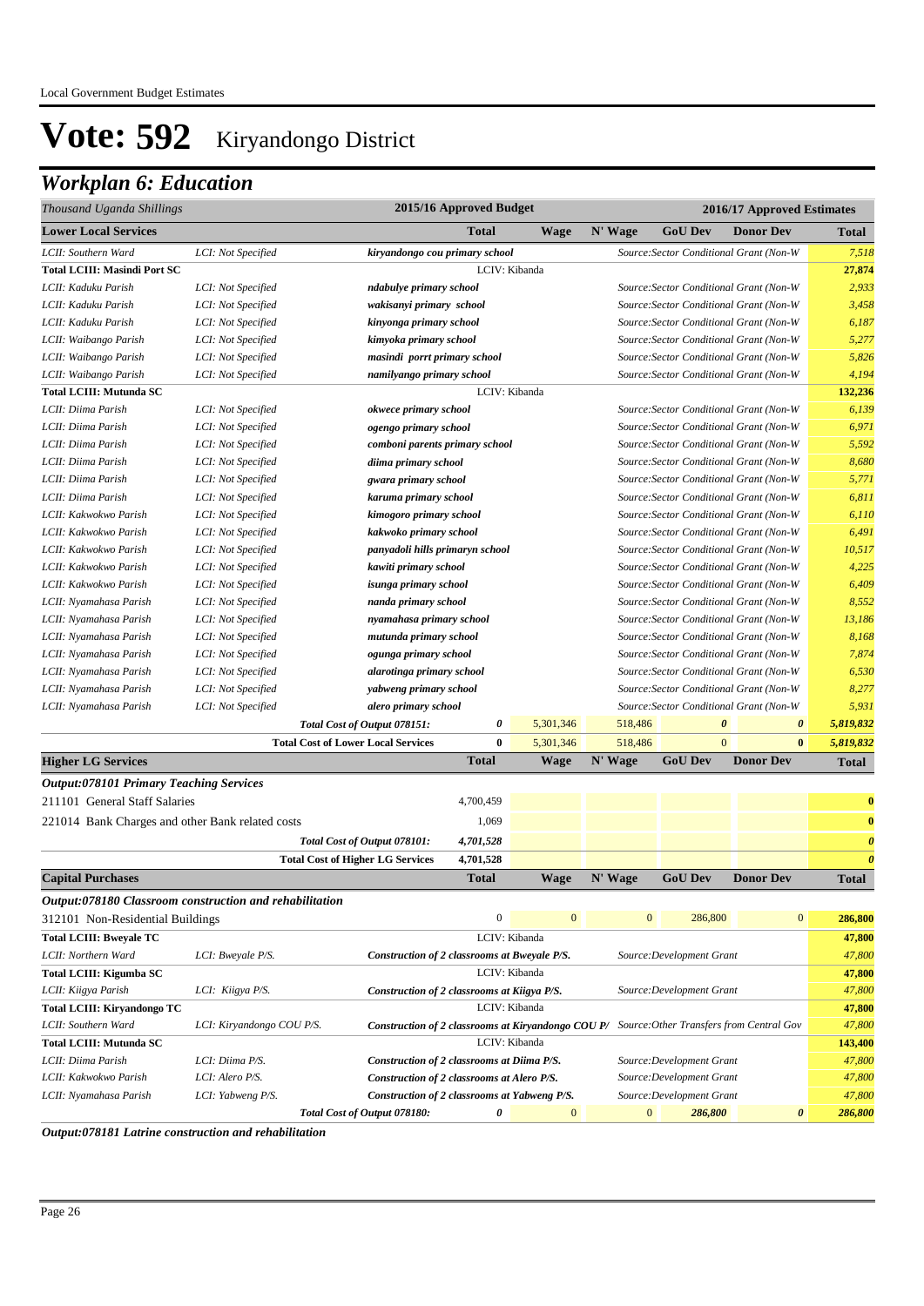Local Government Budget Estimates

# Vote: 592 Kiryandongo District

## Workplan 6: Education

| Thousand Uganda Shillings | | | 2015/16 Approved Budget | | 2016/17 Approved Estimates | | | |
|---|---|---|---|---|---|---|---|---|
| **Lower Local Services** | | | **Total** | **Wage** | **N' Wage** | **GoU Dev** | **Donor Dev** | **Total** |
| *LCII: Southern Ward* | *LCI: Not Specified* | ***kiryandongo cou primary school*** | | | *Source:Sector Conditional Grant (Non-W* | | | *7,518* |
| **Total LCIII: Masindi Port SC** | | | LCIV: Kibanda | | | | | **27,874** |
| *LCII: Kaduku Parish* | *LCI: Not Specified* | ***ndabulye primary school*** | | | *Source:Sector Conditional Grant (Non-W* | | | *2,933* |
| *LCII: Kaduku Parish* | *LCI: Not Specified* | ***wakisanyi primary school*** | | | *Source:Sector Conditional Grant (Non-W* | | | *3,458* |
| *LCII: Kaduku Parish* | *LCI: Not Specified* | ***kinyonga primary school*** | | | *Source:Sector Conditional Grant (Non-W* | | | *6,187* |
| *LCII: Waibango Parish* | *LCI: Not Specified* | ***kimyoka primary school*** | | | *Source:Sector Conditional Grant (Non-W* | | | *5,277* |
| *LCII: Waibango Parish* | *LCI: Not Specified* | ***masindi porrt primary school*** | | | *Source:Sector Conditional Grant (Non-W* | | | *5,826* |
| *LCII: Waibango Parish* | *LCI: Not Specified* | ***namilyango primary school*** | | | *Source:Sector Conditional Grant (Non-W* | | | *4,194* |
| **Total LCIII: Mutunda SC** | | | LCIV: Kibanda | | | | | **132,236** |
| *LCII: Diima Parish* | *LCI: Not Specified* | ***okwece primary school*** | | | *Source:Sector Conditional Grant (Non-W* | | | *6,139* |
| *LCII: Diima Parish* | *LCI: Not Specified* | ***ogengo primary school*** | | | *Source:Sector Conditional Grant (Non-W* | | | *6,971* |
| *LCII: Diima Parish* | *LCI: Not Specified* | ***comboni parents primary school*** | | | *Source:Sector Conditional Grant (Non-W* | | | *5,592* |
| *LCII: Diima Parish* | *LCI: Not Specified* | ***diima primary school*** | | | *Source:Sector Conditional Grant (Non-W* | | | *8,680* |
| *LCII: Diima Parish* | *LCI: Not Specified* | ***gwara primary school*** | | | *Source:Sector Conditional Grant (Non-W* | | | *5,771* |
| *LCII: Diima Parish* | *LCI: Not Specified* | ***karuma primary school*** | | | *Source:Sector Conditional Grant (Non-W* | | | *6,811* |
| *LCII: Kakwokwo Parish* | *LCI: Not Specified* | ***kimogoro primary school*** | | | *Source:Sector Conditional Grant (Non-W* | | | *6,110* |
| *LCII: Kakwokwo Parish* | *LCI: Not Specified* | ***kakwoko primary school*** | | | *Source:Sector Conditional Grant (Non-W* | | | *6,491* |
| *LCII: Kakwokwo Parish* | *LCI: Not Specified* | ***panyadoli hills primaryn school*** | | | *Source:Sector Conditional Grant (Non-W* | | | *10,517* |
| *LCII: Kakwokwo Parish* | *LCI: Not Specified* | ***kawiti primary school*** | | | *Source:Sector Conditional Grant (Non-W* | | | *4,225* |
| *LCII: Kakwokwo Parish* | *LCI: Not Specified* | ***isunga primary school*** | | | *Source:Sector Conditional Grant (Non-W* | | | *6,409* |
| *LCII: Nyamahasa Parish* | *LCI: Not Specified* | ***nanda primary school*** | | | *Source:Sector Conditional Grant (Non-W* | | | *8,552* |
| *LCII: Nyamahasa Parish* | *LCI: Not Specified* | ***nyamahasa primary school*** | | | *Source:Sector Conditional Grant (Non-W* | | | *13,186* |
| *LCII: Nyamahasa Parish* | *LCI: Not Specified* | ***mutunda primary school*** | | | *Source:Sector Conditional Grant (Non-W* | | | *8,168* |
| *LCII: Nyamahasa Parish* | *LCI: Not Specified* | ***ogunga primary school*** | | | *Source:Sector Conditional Grant (Non-W* | | | *7,874* |
| *LCII: Nyamahasa Parish* | *LCI: Not Specified* | ***alarotinga primary school*** | | | *Source:Sector Conditional Grant (Non-W* | | | *6,530* |
| *LCII: Nyamahasa Parish* | *LCI: Not Specified* | ***yabweng primary school*** | | | *Source:Sector Conditional Grant (Non-W* | | | *8,277* |
| *LCII: Nyamahasa Parish* | *LCI: Not Specified* | ***alero primary school*** | | | *Source:Sector Conditional Grant (Non-W* | | | *5,931* |
| | | ***Total Cost of Output 078151:*** | ***0*** | 5,301,346 | 518,486 | ***0*** | ***0*** | ***5,819,832*** |
| | | **Total Cost of Lower Local Services** | **0** | 5,301,346 | 518,486 | 0 | **0** | ***5,819,832*** |
| **Higher LG Services** | | | **Total** | **Wage** | **N' Wage** | **GoU Dev** | **Donor Dev** | **Total** |
| ***Output:078101 Primary Teaching Services*** | | | | | | | | |
| 211101 General Staff Salaries | | | 4,700,459 | | | | | **0** |
| 221014 Bank Charges and other Bank related costs | | | 1,069 | | | | | **0** |
| | | ***Total Cost of Output 078101:*** | ***4,701,528*** | | | | | ***0*** |
| | | **Total Cost of Higher LG Services** | **4,701,528** | | | | | ***0*** |
| **Capital Purchases** | | | **Total** | **Wage** | **N' Wage** | **GoU Dev** | **Donor Dev** | **Total** |
| ***Output:078180 Classroom construction and rehabilitation*** | | | | | | | | |
| 312101 Non-Residential Buildings | | | 0 | 0 | 0 | 286,800 | 0 | **286,800** |
| **Total LCIII: Bweyale TC** | | | LCIV: Kibanda | | | | | **47,800** |
| *LCII: Northern Ward* | *LCI: Bweyale P/S.* | ***Construction of 2 classrooms at Bweyale P/S.*** | | | *Source:Development Grant* | | | *47,800* |
| **Total LCIII: Kigumba SC** | | | LCIV: Kibanda | | | | | **47,800** |
| *LCII: Kiigya Parish* | *LCI: Kiigya P/S.* | ***Construction of 2 classrooms at Kiigya P/S.*** | | | *Source:Development Grant* | | | *47,800* |
| **Total LCIII: Kiryandongo TC** | | | LCIV: Kibanda | | | | | **47,800** |
| *LCII: Southern Ward* | *LCI: Kiryandongo COU P/S.* | ***Construction of 2 classrooms at Kiryandongo COU P/*** | | | *Source:Other Transfers from Central Gov* | | | *47,800* |
| **Total LCIII: Mutunda SC** | | | LCIV: Kibanda | | | | | **143,400** |
| *LCII: Diima Parish* | *LCI: Diima P/S.* | ***Construction of 2 classrooms at Diima P/S.*** | | | *Source:Development Grant* | | | *47,800* |
| *LCII: Kakwokwo Parish* | *LCI: Alero P/S.* | ***Construction of 2 classrooms at Alero P/S.*** | | | *Source:Development Grant* | | | *47,800* |
| *LCII: Nyamahasa Parish* | *LCI: Yabweng P/S.* | ***Construction of 2 classrooms at Yabweng P/S.*** | | | *Source:Development Grant* | | | *47,800* |
| | | ***Total Cost of Output 078180:*** | ***0*** | 0 | 0 | ***286,800*** | ***0*** | ***286,800*** |

***Output:078181 Latrine construction and rehabilitation***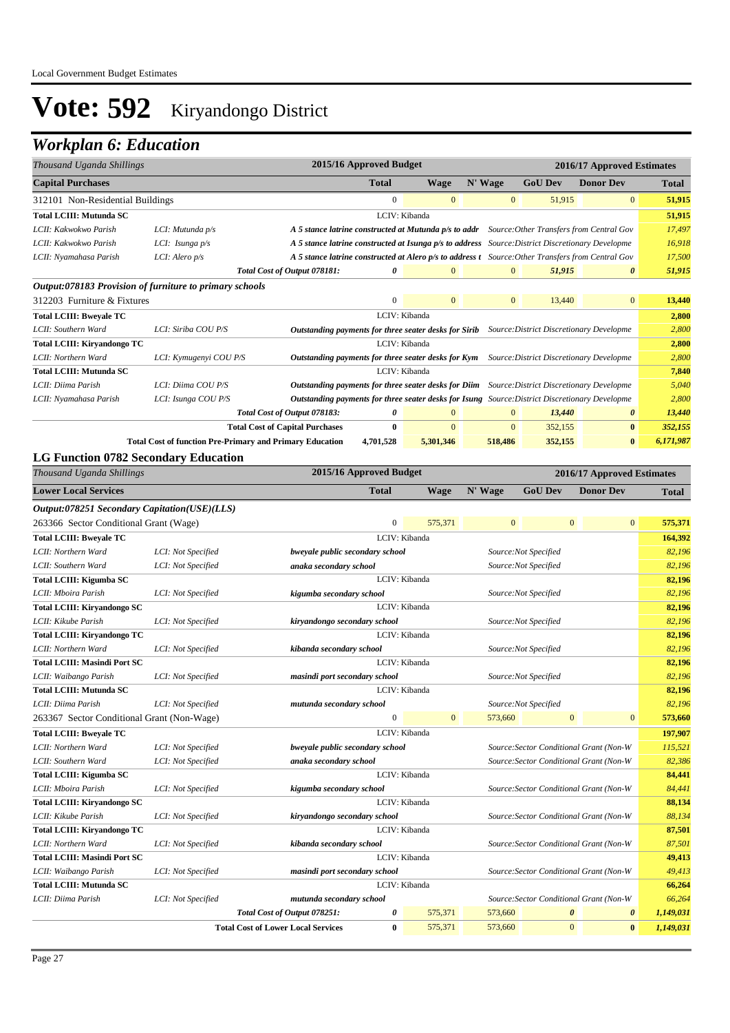Local Government Budget Estimates

# Vote: 592 Kiryandongo District

## Workplan 6: Education

| Thousand Uganda Shillings | | 2015/16 Approved Budget | | | 2016/17 Approved Estimates | | |
|---|---|---|---|---|---|---|---|
| **Capital Purchases** | | **Total** | **Wage** | **N' Wage** | **GoU Dev** | **Donor Dev** | **Total** |
| 312101 Non-Residential Buildings | | 0 | 0 | 0 | 51,915 | 0 | **51,915** |
| **Total LCIII: Mutunda SC** | | LCIV: Kibanda | | | | | **51,915** |
| *LCII: Kakwokwo Parish* | *LCI: Mutunda p/s* | ***A 5 stance latrine constructed at Mutunda p/s to addr*** | | | *Source:Other Transfers from Central Gov* | | *17,497* |
| *LCII: Kakwokwo Parish* | *LCI: Isunga p/s* | ***A 5 stance latrine constructed at Isunga p/s to address*** | | | *Source:District Discretionary Developme* | | *16,918* |
| *LCII: Nyamahasa Parish* | *LCI: Alero p/s* | ***A 5 stance latrine constructed at Alero p/s to address t*** | | | *Source:Other Transfers from Central Gov* | | *17,500* |
| | *Total Cost of Output 078181:* | *0* | 0 | 0 | *51,915* | *0* | *51,915* |
| ***Output:078183 Provision of furniture to primary schools*** | | | | | | | |
| 312203 Furniture & Fixtures | | 0 | 0 | 0 | 13,440 | 0 | **13,440** |
| **Total LCIII: Bweyale TC** | | LCIV: Kibanda | | | | | **2,800** |
| *LCII: Southern Ward* | *LCI: Siriba COU P/S* | ***Outstanding payments for three seater desks for Sirib*** | | | *Source:District Discretionary Developme* | | *2,800* |
| **Total LCIII: Kiryandongo TC** | | LCIV: Kibanda | | | | | **2,800** |
| *LCII: Northern Ward* | *LCI: Kymugenyi COU P/S* | ***Outstanding payments for three seater desks for Kym*** | | | *Source:District Discretionary Developme* | | *2,800* |
| **Total LCIII: Mutunda SC** | | LCIV: Kibanda | | | | | **7,840** |
| *LCII: Diima Parish* | *LCI: Diima COU P/S* | ***Outstanding payments for three seater desks for Diim*** | | | *Source:District Discretionary Developme* | | *5,040* |
| *LCII: Nyamahasa Parish* | *LCI: Isunga COU P/S* | ***Outstanding payments for three seater desks for Isung*** | | | *Source:District Discretionary Developme* | | *2,800* |
| | *Total Cost of Output 078183:* | *0* | 0 | 0 | *13,440* | *0* | *13,440* |
| | **Total Cost of Capital Purchases** | **0** | 0 | 0 | 352,155 | **0** | ***352,155*** |
| | **Total Cost of function Pre-Primary and Primary Education** | **4,701,528** | **5,301,346** | **518,486** | **352,155** | **0** | ***6,171,987*** |

### LG Function 0782 Secondary Education

| Thousand Uganda Shillings | | 2015/16 Approved Budget | | | 2016/17 Approved Estimates | | |
|---|---|---|---|---|---|---|---|
| **Lower Local Services** | | **Total** | **Wage** | **N' Wage** | **GoU Dev** | **Donor Dev** | **Total** |
| ***Output:078251 Secondary Capitation(USE)(LLS)*** | | | | | | | |
| 263366 Sector Conditional Grant (Wage) | | 0 | 575,371 | 0 | 0 | 0 | **575,371** |
| **Total LCIII: Bweyale TC** | | LCIV: Kibanda | | | | | **164,392** |
| *LCII: Northern Ward* | *LCI: Not Specified* | ***bweyale public secondary school*** | | | *Source:Not Specified* | | *82,196* |
| *LCII: Southern Ward* | *LCI: Not Specified* | ***anaka secondary school*** | | | *Source:Not Specified* | | *82,196* |
| **Total LCIII: Kigumba SC** | | LCIV: Kibanda | | | | | **82,196** |
| *LCII: Mboira Parish* | *LCI: Not Specified* | ***kigumba secondary school*** | | | *Source:Not Specified* | | *82,196* |
| **Total LCIII: Kiryandongo SC** | | LCIV: Kibanda | | | | | **82,196** |
| *LCII: Kikube Parish* | *LCI: Not Specified* | ***kiryandongo secondary school*** | | | *Source:Not Specified* | | *82,196* |
| **Total LCIII: Kiryandongo TC** | | LCIV: Kibanda | | | | | **82,196** |
| *LCII: Northern Ward* | *LCI: Not Specified* | ***kibanda secondary school*** | | | *Source:Not Specified* | | *82,196* |
| **Total LCIII: Masindi Port SC** | | LCIV: Kibanda | | | | | **82,196** |
| *LCII: Waibango Parish* | *LCI: Not Specified* | ***masindi port secondary school*** | | | *Source:Not Specified* | | *82,196* |
| **Total LCIII: Mutunda SC** | | LCIV: Kibanda | | | | | **82,196** |
| *LCII: Diima Parish* | *LCI: Not Specified* | ***mutunda secondary school*** | | | *Source:Not Specified* | | *82,196* |
| 263367 Sector Conditional Grant (Non-Wage) | | 0 | 0 | 573,660 | 0 | 0 | **573,660** |
| **Total LCIII: Bweyale TC** | | LCIV: Kibanda | | | | | **197,907** |
| *LCII: Northern Ward* | *LCI: Not Specified* | ***bweyale public secondary school*** | | | *Source:Sector Conditional Grant (Non-W* | | *115,521* |
| *LCII: Southern Ward* | *LCI: Not Specified* | ***anaka secondary school*** | | | *Source:Sector Conditional Grant (Non-W* | | *82,386* |
| **Total LCIII: Kigumba SC** | | LCIV: Kibanda | | | | | **84,441** |
| *LCII: Mboira Parish* | *LCI: Not Specified* | ***kigumba secondary school*** | | | *Source:Sector Conditional Grant (Non-W* | | *84,441* |
| **Total LCIII: Kiryandongo SC** | | LCIV: Kibanda | | | | | **88,134** |
| *LCII: Kikube Parish* | *LCI: Not Specified* | ***kiryandongo secondary school*** | | | *Source:Sector Conditional Grant (Non-W* | | *88,134* |
| **Total LCIII: Kiryandongo TC** | | LCIV: Kibanda | | | | | **87,501** |
| *LCII: Northern Ward* | *LCI: Not Specified* | ***kibanda secondary school*** | | | *Source:Sector Conditional Grant (Non-W* | | *87,501* |
| **Total LCIII: Masindi Port SC** | | LCIV: Kibanda | | | | | **49,413** |
| *LCII: Waibango Parish* | *LCI: Not Specified* | ***masindi port secondary school*** | | | *Source:Sector Conditional Grant (Non-W* | | *49,413* |
| **Total LCIII: Mutunda SC** | | LCIV: Kibanda | | | | | **66,264** |
| *LCII: Diima Parish* | *LCI: Not Specified* | ***mutunda secondary school*** | | | *Source:Sector Conditional Grant (Non-W* | | *66,264* |
| | *Total Cost of Output 078251:* | *0* | 575,371 | 573,660 | *0* | *0* | *1,149,031* |
| | **Total Cost of Lower Local Services** | **0** | 575,371 | 573,660 | 0 | **0** | ***1,149,031*** |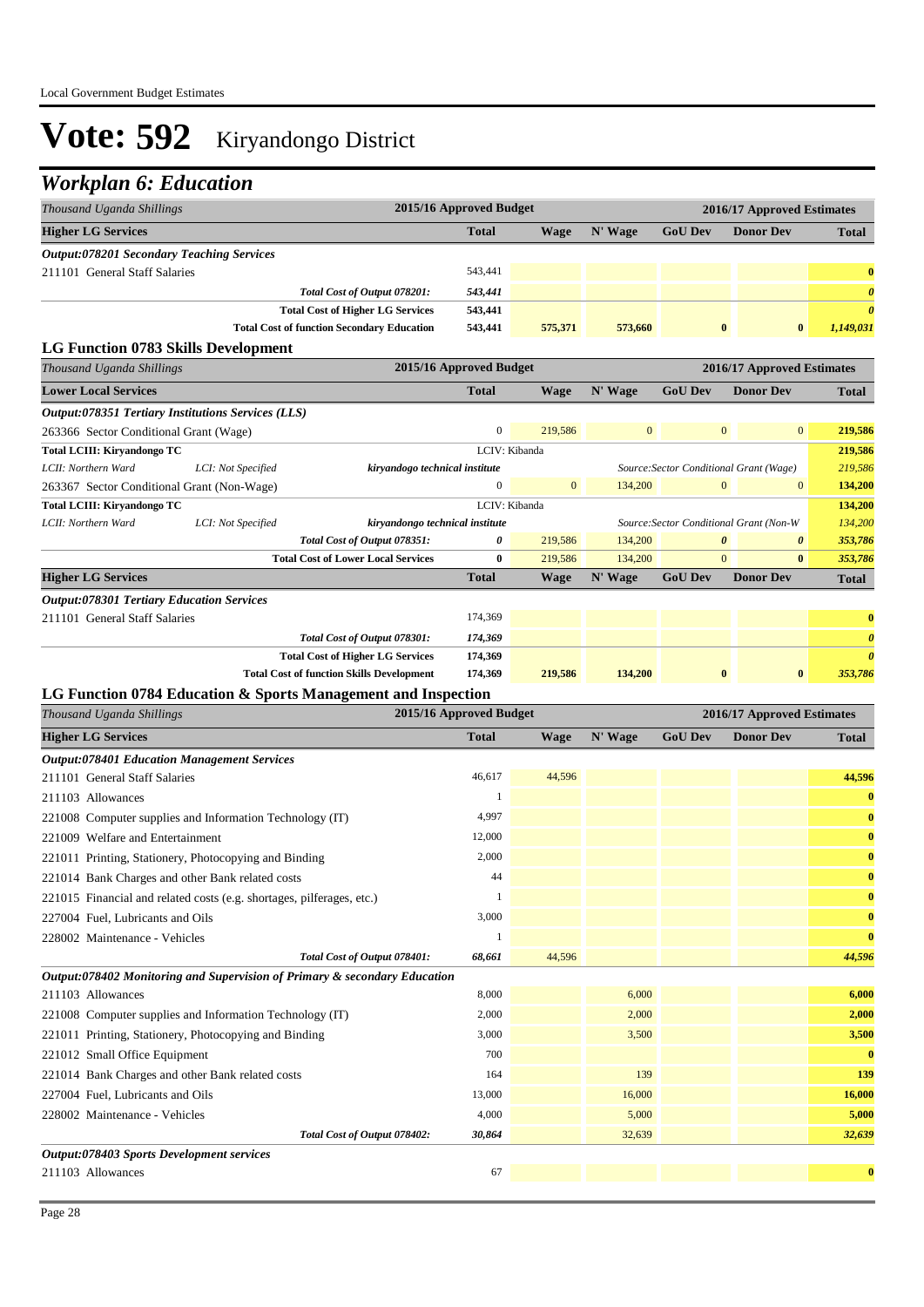# Vote: 592 Kiryandongo District

## Workplan 6: Education

| Thousand Uganda Shillings | 2015/16 Approved Budget | 2016/17 Approved Estimates | | | | |
|---|---|---|---|---|---|---|
| **Higher LG Services** | **Total** | **Wage** | **N' Wage** | **GoU Dev** | **Donor Dev** | **Total** |
| ***Output:078201 Secondary Teaching Services*** | | | | | | |
| 211101 General Staff Salaries | 543,441 | | | | | 0 |
| *Total Cost of Output 078201:* | *543,441* | | | | | *0* |
| **Total Cost of Higher LG Services** | **543,441** | | | | | ***0*** |
| **Total Cost of function Secondary Education** | **543,441** | **575,371** | **573,660** | **0** | **0** | ***1,149,031*** |

### LG Function 0783 Skills Development

| Thousand Uganda Shillings | | | 2015/16 Approved Budget | 2016/17 Approved Estimates | | | | |
|---|---|---|---|---|---|---|---|---|
| **Lower Local Services** | | | **Total** | **Wage** | **N' Wage** | **GoU Dev** | **Donor Dev** | **Total** |
| ***Output:078351 Tertiary Institutions Services (LLS)*** | | | | | | | | |
| 263366 Sector Conditional Grant (Wage) | | | 0 | 219,586 | 0 | 0 | 0 | 219,586 |
| **Total LCIII: Kiryandongo TC** | | | LCIV: Kibanda | | | | | **219,586** |
| *LCII: Northern Ward* | *LCI: Not Specified* | *kiryandogo technical institute* | | | *Source:Sector Conditional Grant (Wage)* | | | *219,586* |
| 263367 Sector Conditional Grant (Non-Wage) | | | 0 | 0 | 134,200 | 0 | 0 | 134,200 |
| **Total LCIII: Kiryandongo TC** | | | LCIV: Kibanda | | | | | **134,200** |
| *LCII: Northern Ward* | *LCI: Not Specified* | *kiryandogo technical institute* | | | *Source:Sector Conditional Grant (Non-W* | | | *134,200* |
| | | *Total Cost of Output 078351:* | *0* | 219,586 | 134,200 | *0* | *0* | *353,786* |
| | | **Total Cost of Lower Local Services** | **0** | 219,586 | 134,200 | 0 | **0** | *353,786* |

| Thousand Uganda Shillings | 2015/16 Approved Budget | 2016/17 Approved Estimates | | | | |
|---|---|---|---|---|---|---|
| **Higher LG Services** | **Total** | **Wage** | **N' Wage** | **GoU Dev** | **Donor Dev** | **Total** |
| ***Output:078301 Tertiary Education Services*** | | | | | | |
| 211101 General Staff Salaries | 174,369 | | | | | 0 |
| *Total Cost of Output 078301:* | *174,369* | | | | | *0* |
| **Total Cost of Higher LG Services** | **174,369** | | | | | ***0*** |
| **Total Cost of function Skills Development** | **174,369** | **219,586** | **134,200** | **0** | **0** | ***353,786*** |

### LG Function 0784 Education & Sports Management and Inspection

| Thousand Uganda Shillings | 2015/16 Approved Budget | 2016/17 Approved Estimates | | | | |
|---|---|---|---|---|---|---|
| **Higher LG Services** | **Total** | **Wage** | **N' Wage** | **GoU Dev** | **Donor Dev** | **Total** |
| ***Output:078401 Education Management Services*** | | | | | | |
| 211101 General Staff Salaries | 46,617 | 44,596 | | | | 44,596 |
| 211103 Allowances | 1 | | | | | 0 |
| 221008 Computer supplies and Information Technology (IT) | 4,997 | | | | | 0 |
| 221009 Welfare and Entertainment | 12,000 | | | | | 0 |
| 221011 Printing, Stationery, Photocopying and Binding | 2,000 | | | | | 0 |
| 221014 Bank Charges and other Bank related costs | 44 | | | | | 0 |
| 221015 Financial and related costs (e.g. shortages, pilferages, etc.) | 1 | | | | | 0 |
| 227004 Fuel, Lubricants and Oils | 3,000 | | | | | 0 |
| 228002 Maintenance - Vehicles | 1 | | | | | 0 |
| *Total Cost of Output 078401:* | *68,661* | 44,596 | | | | *44,596* |
| ***Output:078402 Monitoring and Supervision of Primary & secondary Education*** | | | | | | |
| 211103 Allowances | 8,000 | | 6,000 | | | 6,000 |
| 221008 Computer supplies and Information Technology (IT) | 2,000 | | 2,000 | | | 2,000 |
| 221011 Printing, Stationery, Photocopying and Binding | 3,000 | | 3,500 | | | 3,500 |
| 221012 Small Office Equipment | 700 | | | | | 0 |
| 221014 Bank Charges and other Bank related costs | 164 | | 139 | | | 139 |
| 227004 Fuel, Lubricants and Oils | 13,000 | | 16,000 | | | 16,000 |
| 228002 Maintenance - Vehicles | 4,000 | | 5,000 | | | 5,000 |
| *Total Cost of Output 078402:* | *30,864* | | 32,639 | | | *32,639* |
| ***Output:078403 Sports Development services*** | | | | | | |
| 211103 Allowances | 67 | | | | | 0 |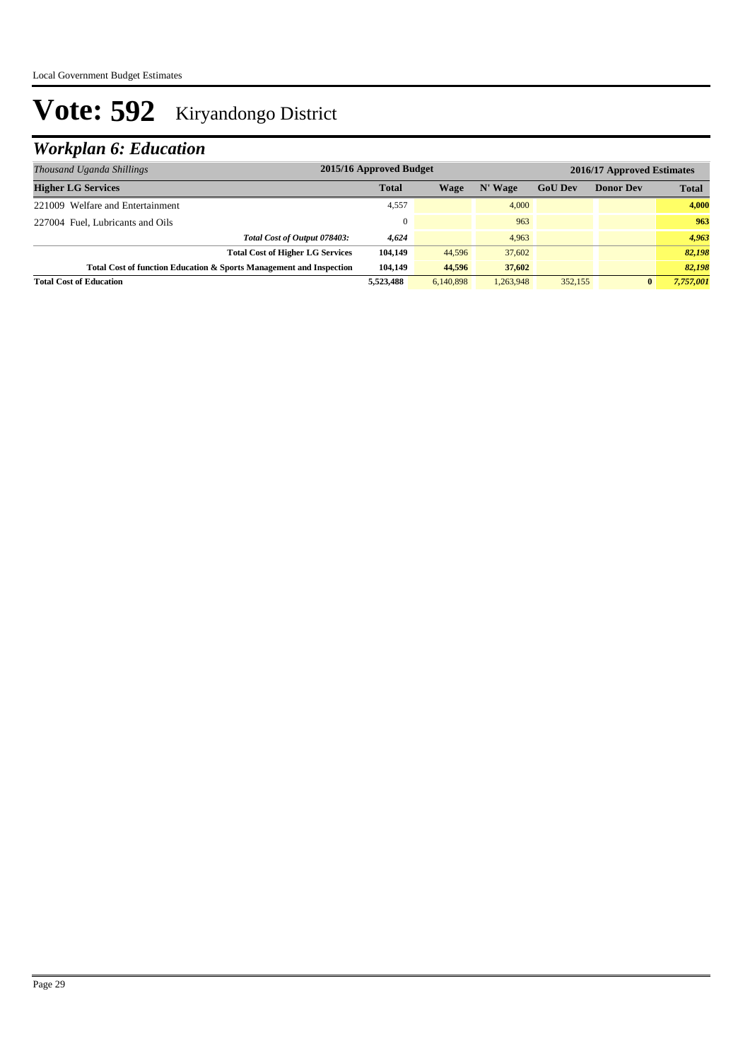# Vote: 592 Kiryandongo District

## *Workplan 6: Education*

| *Thousand Uganda Shillings* | 2015/16 Approved Budget | 2016/17 Approved Estimates | | | | |
|---|---|---|---|---|---|---|
| **Higher LG Services** | **Total** | **Wage** | **N' Wage** | **GoU Dev** | **Donor Dev** | **Total** |
| 221009 Welfare and Entertainment | 4,557 | | 4,000 | | | **4,000** |
| 227004 Fuel, Lubricants and Oils | 0 | | 963 | | | **963** |
| ***Total Cost of Output 078403:*** | ***4,624*** | | 4,963 | | | ***4,963*** |
| **Total Cost of Higher LG Services** | **104,149** | 44,596 | 37,602 | | | ***82,198*** |
| **Total Cost of function Education & Sports Management and Inspection** | **104,149** | **44,596** | **37,602** | | | ***82,198*** |
| **Total Cost of Education** | **5,523,488** | 6,140,898 | 1,263,948 | 352,155 | **0** | ***7,757,001*** |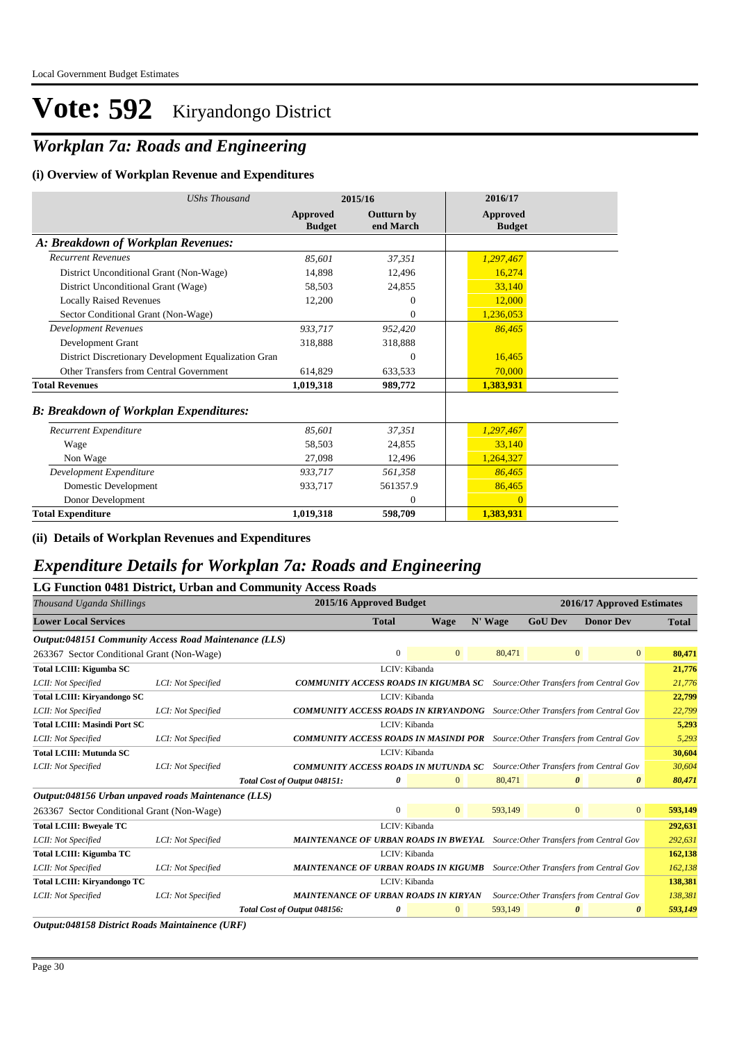# Vote: 592 Kiryandongo District

## *Workplan 7a: Roads and Engineering*

### (i) Overview of Workplan Revenue and Expenditures

| *UShs Thousand* | 2015/16 Approved Budget | 2015/16 Outturn by end March | 2016/17 Approved Budget |
|---|---|---|---|
| ***A: Breakdown of Workplan Revenues:*** | | | |
| *Recurrent Revenues* | *85,601* | *37,351* | *1,297,467* |
| District Unconditional Grant (Non-Wage) | 14,898 | 12,496 | 16,274 |
| District Unconditional Grant (Wage) | 58,503 | 24,855 | 33,140 |
| Locally Raised Revenues | 12,200 | 0 | 12,000 |
| Sector Conditional Grant (Non-Wage) | | 0 | 1,236,053 |
| *Development Revenues* | *933,717* | *952,420* | *86,465* |
| Development Grant | 318,888 | 318,888 | |
| District Discretionary Development Equalization Gran | | 0 | 16,465 |
| Other Transfers from Central Government | 614,829 | 633,533 | 70,000 |
| **Total Revenues** | **1,019,318** | **989,772** | **1,383,931** |
| ***B: Breakdown of Workplan Expenditures:*** | | | |
| *Recurrent Expenditure* | *85,601* | *37,351* | *1,297,467* |
| Wage | 58,503 | 24,855 | 33,140 |
| Non Wage | 27,098 | 12,496 | 1,264,327 |
| *Development Expenditure* | *933,717* | *561,358* | *86,465* |
| Domestic Development | 933,717 | 561357.9 | 86,465 |
| Donor Development | | 0 | 0 |
| **Total Expenditure** | **1,019,318** | **598,709** | **1,383,931** |

### (ii) Details of Workplan Revenues and Expenditures

## *Expenditure Details for Workplan 7a: Roads and Engineering*

### LG Function 0481 District, Urban and Community Access Roads

| *Thousand Uganda Shillings* | | 2015/16 Approved Budget Total | 2016/17 Wage | N' Wage | GoU Dev | Donor Dev | Total |
|---|---|---|---|---|---|---|---|
| ***Output:048151 Community Access Road Maintenance (LLS)*** | | | | | | | |
| 263367 Sector Conditional Grant (Non-Wage) | | 0 | 0 | 80,471 | 0 | 0 | **80,471** |
| **Total LCIII: Kigumba SC** | | LCIV: Kibanda | | | | | **21,776** |
| *LCII: Not Specified* | *LCI: Not Specified* | ***COMMUNITY ACCESS ROADS IN KIGUMBA SC*** | *Source:Other Transfers from Central Gov* | | | | *21,776* |
| **Total LCIII: Kiryandongo SC** | | LCIV: Kibanda | | | | | **22,799** |
| *LCII: Not Specified* | *LCI: Not Specified* | ***COMMUNITY ACCESS ROADS IN KIRYANDONG*** | *Source:Other Transfers from Central Gov* | | | | *22,799* |
| **Total LCIII: Masindi Port SC** | | LCIV: Kibanda | | | | | **5,293** |
| *LCII: Not Specified* | *LCI: Not Specified* | ***COMMUNITY ACCESS ROADS IN MASINDI POR*** | *Source:Other Transfers from Central Gov* | | | | *5,293* |
| **Total LCIII: Mutunda SC** | | LCIV: Kibanda | | | | | **30,604** |
| *LCII: Not Specified* | *LCI: Not Specified* | ***COMMUNITY ACCESS ROADS IN MUTUNDA SC*** | *Source:Other Transfers from Central Gov* | | | | *30,604* |
| | *Total Cost of Output 048151:* | *0* | 0 | 80,471 | *0* | *0* | ***80,471*** |
| ***Output:048156 Urban unpaved roads Maintenance (LLS)*** | | | | | | | |
| 263367 Sector Conditional Grant (Non-Wage) | | 0 | 0 | 593,149 | 0 | 0 | **593,149** |
| **Total LCIII: Bweyale TC** | | LCIV: Kibanda | | | | | **292,631** |
| *LCII: Not Specified* | *LCI: Not Specified* | ***MAINTENANCE OF URBAN ROADS IN BWEYAL*** | *Source:Other Transfers from Central Gov* | | | | *292,631* |
| **Total LCIII: Kigumba TC** | | LCIV: Kibanda | | | | | **162,138** |
| *LCII: Not Specified* | *LCI: Not Specified* | ***MAINTENANCE OF URBAN ROADS IN KIGUMB*** | *Source:Other Transfers from Central Gov* | | | | *162,138* |
| **Total LCIII: Kiryandongo TC** | | LCIV: Kibanda | | | | | **138,381** |
| *LCII: Not Specified* | *LCI: Not Specified* | ***MAINTENANCE OF URBAN ROADS IN KIRYAN*** | *Source:Other Transfers from Central Gov* | | | | *138,381* |
| | *Total Cost of Output 048156:* | *0* | 0 | 593,149 | *0* | *0* | ***593,149*** |

***Output:048158 District Roads Maintainence (URF)***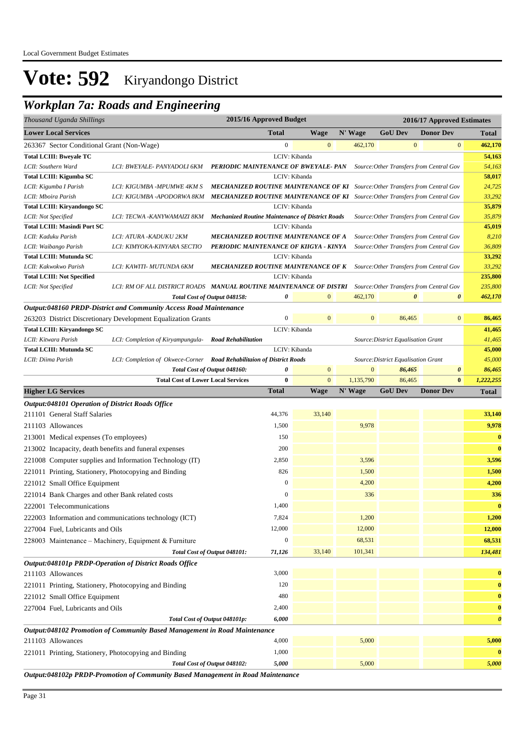# Vote: 592 Kiryandongo District

## Workplan 7a: Roads and Engineering

| Thousand Uganda Shillings | | | 2015/16 Approved Budget | 2016/17 Approved Estimates | | | | |
|---|---|---|---|---|---|---|---|---|
| **Lower Local Services** | | | **Total** | **Wage** | **N' Wage** | **GoU Dev** | **Donor Dev** | **Total** |
| 263367 Sector Conditional Grant (Non-Wage) | | | 0 | 0 | 462,170 | 0 | 0 | 462,170 |
| **Total LCIII: Bweyale TC** | | | LCIV: Kibanda | | | | | **54,163** |
| *LCII: Southern Ward* | *LCI: BWEYALE- PANYADOLI 6KM* | ***PERIODIC MAINTENANCE OF BWEYALE- PAN*** | | | *Source:Other Transfers from Central Gov* | | | *54,163* |
| **Total LCIII: Kigumba SC** | | | LCIV: Kibanda | | | | | **58,017** |
| *LCII: Kigumba I Parish* | *LCI: KIGUMBA -MPUMWE 4KM S* | ***MECHANIZED ROUTINE MAINTENANCE OF KI*** | | | *Source:Other Transfers from Central Gov* | | | *24,725* |
| *LCII: Mboira Parish* | *LCI: KIGUMBA -APODORWA 8KM* | ***MECHANIZED ROUTINE MAINTENANCE OF KI*** | | | *Source:Other Transfers from Central Gov* | | | *33,292* |
| **Total LCIII: Kiryandongo SC** | | | LCIV: Kibanda | | | | | **35,879** |
| *LCII: Not Specified* | *LCI: TECWA -KANYWAMAIZI 8KM* | ***Mechanized Routine Maintenance of District Roads*** | | | *Source:Other Transfers from Central Gov* | | | *35,879* |
| **Total LCIII: Masindi Port SC** | | | LCIV: Kibanda | | | | | **45,019** |
| *LCII: Kaduku Parish* | *LCI: ATURA -KADUKU 2KM* | ***MECHANIZED ROUTINE MAINTENANCE OF A*** | | | *Source:Other Transfers from Central Gov* | | | *8,210* |
| *LCII: Waibango Parish* | *LCI: KIMYOKA-KINYARA SECTIO* | ***PERIODIC MAINTENANCE OF KIIGYA - KINYA*** | | | *Source:Other Transfers from Central Gov* | | | *36,809* |
| **Total LCIII: Mutunda SC** | | | LCIV: Kibanda | | | | | **33,292** |
| *LCII: Kakwokwo Parish* | *LCI: KAWITI- MUTUNDA 6KM* | ***MECHANIZED ROUTINE MAINTENANCE OF K*** | | | *Source:Other Transfers from Central Gov* | | | *33,292* |
| **Total LCIII: Not Specified** | | | LCIV: Kibanda | | | | | **235,800** |
| *LCII: Not Specified* | *LCI: RM OF ALL DISTRICT ROADS* | ***MANUAL ROUTINE MAINTENANCE OF DISTRI*** | | | *Source:Other Transfers from Central Gov* | | | *235,800* |
| | | *Total Cost of Output 048158:* | *0* | 0 | 462,170 | *0* | *0* | *462,170* |
| ***Output:048160 PRDP-District and Community Access Road Maintenance*** | | | | | | | | |
| 263203 District Discretionary Development Equalization Grants | | | 0 | 0 | 0 | 86,465 | 0 | 86,465 |
| **Total LCIII: Kiryandongo SC** | | | LCIV: Kibanda | | | | | **41,465** |
| *LCII: Kitwara Parish* | *LCI: Completion of Kiryampungula-* | ***Road Rehabilitation*** | | | *Source:District Equalisation Grant* | | | *41,465* |
| **Total LCIII: Mutunda SC** | | | LCIV: Kibanda | | | | | **45,000** |
| *LCII: Diima Parish* | *LCI: Completion of Okwece-Corner* | ***Road Rehabilitaion of District Roads*** | | | *Source:District Equalisation Grant* | | | *45,000* |
| | | *Total Cost of Output 048160:* | *0* | 0 | 0 | *86,465* | *0* | *86,465* |
| | | **Total Cost of Lower Local Services** | **0** | 0 | 1,135,790 | 86,465 | **0** | ***1,222,255*** |

| **Higher LG Services** | **Total** | **Wage** | **N' Wage** | **GoU Dev** | **Donor Dev** | **Total** |
|---|---|---|---|---|---|---|
| ***Output:048101 Operation of District Roads Office*** | | | | | | |
| 211101 General Staff Salaries | 44,376 | 33,140 | | | | 33,140 |
| 211103 Allowances | 1,500 | | 9,978 | | | 9,978 |
| 213001 Medical expenses (To employees) | 150 | | | | | 0 |
| 213002 Incapacity, death benefits and funeral expenses | 200 | | | | | 0 |
| 221008 Computer supplies and Information Technology (IT) | 2,850 | | 3,596 | | | 3,596 |
| 221011 Printing, Stationery, Photocopying and Binding | 826 | | 1,500 | | | 1,500 |
| 221012 Small Office Equipment | 0 | | 4,200 | | | 4,200 |
| 221014 Bank Charges and other Bank related costs | 0 | | 336 | | | 336 |
| 222001 Telecommunications | 1,400 | | | | | 0 |
| 222003 Information and communications technology (ICT) | 7,824 | | 1,200 | | | 1,200 |
| 227004 Fuel, Lubricants and Oils | 12,000 | | 12,000 | | | 12,000 |
| 228003 Maintenance – Machinery, Equipment & Furniture | 0 | | 68,531 | | | 68,531 |
| *Total Cost of Output 048101:* | *71,126* | 33,140 | 101,341 | | | *134,481* |
| ***Output:048101p PRDP-Operation of District Roads Office*** | | | | | | |
| 211103 Allowances | 3,000 | | | | | 0 |
| 221011 Printing, Stationery, Photocopying and Binding | 120 | | | | | 0 |
| 221012 Small Office Equipment | 480 | | | | | 0 |
| 227004 Fuel, Lubricants and Oils | 2,400 | | | | | 0 |
| *Total Cost of Output 048101p:* | *6,000* | | | | | *0* |
| ***Output:048102 Promotion of Community Based Management in Road Maintenance*** | | | | | | |
| 211103 Allowances | 4,000 | | 5,000 | | | 5,000 |
| 221011 Printing, Stationery, Photocopying and Binding | 1,000 | | | | | 0 |
| *Total Cost of Output 048102:* | *5,000* | | 5,000 | | | *5,000* |

***Output:048102p PRDP-Promotion of Community Based Management in Road Maintenance***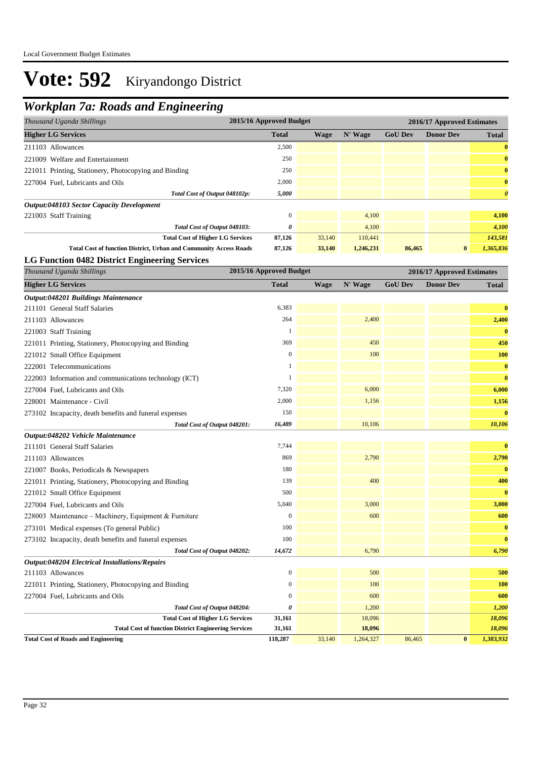# Vote: 592 Kiryandongo District

## Workplan 7a: Roads and Engineering

| Thousand Uganda Shillings | 2015/16 Approved Budget | 2016/17 Approved Estimates | | | | |
|---|---|---|---|---|---|---|
| **Higher LG Services** | **Total** | **Wage** | **N' Wage** | **GoU Dev** | **Donor Dev** | **Total** |
| 211103 Allowances | 2,500 | | | | | **0** |
| 221009 Welfare and Entertainment | 250 | | | | | **0** |
| 221011 Printing, Stationery, Photocopying and Binding | 250 | | | | | **0** |
| 227004 Fuel, Lubricants and Oils | 2,000 | | | | | **0** |
| *Total Cost of Output 048102p:* | *5,000* | | | | | *0* |
| ***Output:048103 Sector Capacity Development*** | | | | | | |
| 221003 Staff Training | 0 | | 4,100 | | | **4,100** |
| *Total Cost of Output 048103:* | *0* | | 4,100 | | | *4,100* |
| **Total Cost of Higher LG Services** | **87,126** | 33,140 | 110,441 | | | *143,581* |
| **Total Cost of function District, Urban and Community Access Roads** | **87,126** | **33,140** | **1,246,231** | **86,465** | **0** | ***1,365,836*** |

### LG Function 0482 District Engineering Services

| Thousand Uganda Shillings | 2015/16 Approved Budget | 2016/17 Approved Estimates | | | | |
|---|---|---|---|---|---|---|
| **Higher LG Services** | **Total** | **Wage** | **N' Wage** | **GoU Dev** | **Donor Dev** | **Total** |
| ***Output:048201 Buildings Maintenance*** | | | | | | |
| 211101 General Staff Salaries | 6,383 | | | | | **0** |
| 211103 Allowances | 264 | | 2,400 | | | **2,400** |
| 221003 Staff Training | 1 | | | | | **0** |
| 221011 Printing, Stationery, Photocopying and Binding | 369 | | 450 | | | **450** |
| 221012 Small Office Equipment | 0 | | 100 | | | **100** |
| 222001 Telecommunications | 1 | | | | | **0** |
| 222003 Information and communications technology (ICT) | 1 | | | | | **0** |
| 227004 Fuel, Lubricants and Oils | 7,320 | | 6,000 | | | **6,000** |
| 228001 Maintenance - Civil | 2,000 | | 1,156 | | | **1,156** |
| 273102 Incapacity, death benefits and funeral expenses | 150 | | | | | **0** |
| *Total Cost of Output 048201:* | *16,489* | | 10,106 | | | *10,106* |
| ***Output:048202 Vehicle Maintenance*** | | | | | | |
| 211101 General Staff Salaries | 7,744 | | | | | **0** |
| 211103 Allowances | 869 | | 2,790 | | | **2,790** |
| 221007 Books, Periodicals & Newspapers | 180 | | | | | **0** |
| 221011 Printing, Stationery, Photocopying and Binding | 139 | | 400 | | | **400** |
| 221012 Small Office Equipment | 500 | | | | | **0** |
| 227004 Fuel, Lubricants and Oils | 5,040 | | 3,000 | | | **3,000** |
| 228003 Maintenance – Machinery, Equipment & Furniture | 0 | | 600 | | | **600** |
| 273101 Medical expenses (To general Public) | 100 | | | | | **0** |
| 273102 Incapacity, death benefits and funeral expenses | 100 | | | | | **0** |
| *Total Cost of Output 048202:* | *14,672* | | 6,790 | | | *6,790* |
| ***Output:048204 Electrical Installations/Repairs*** | | | | | | |
| 211103 Allowances | 0 | | 500 | | | **500** |
| 221011 Printing, Stationery, Photocopying and Binding | 0 | | 100 | | | **100** |
| 227004 Fuel, Lubricants and Oils | 0 | | 600 | | | **600** |
| *Total Cost of Output 048204:* | *0* | | 1,200 | | | *1,200* |
| **Total Cost of Higher LG Services** | **31,161** | | 18,096 | | | *18,096* |
| **Total Cost of function District Engineering Services** | **31,161** | | **18,096** | | | ***18,096*** |
| **Total Cost of Roads and Engineering** | **118,287** | 33,140 | 1,264,327 | 86,465 | **0** | ***1,383,932*** |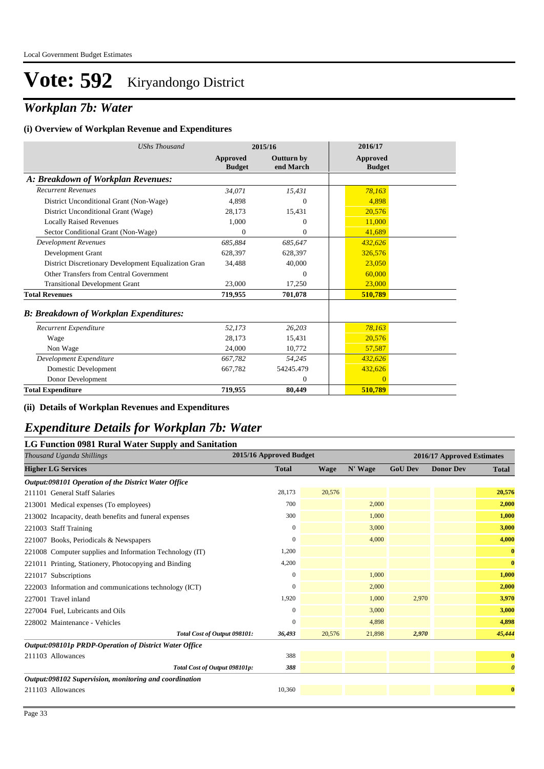# Vote: 592 Kiryandongo District

## *Workplan 7b: Water*

### (i) Overview of Workplan Revenue and Expenditures

| *UShs Thousand* | 2015/16 | | 2016/17 |
|---|---|---|---|
| | Approved Budget | Outturn by end March | Approved Budget |
| ***A: Breakdown of Workplan Revenues:*** | | | |
| *Recurrent Revenues* | *34,071* | *15,431* | *78,163* |
| District Unconditional Grant (Non-Wage) | 4,898 | 0 | 4,898 |
| District Unconditional Grant (Wage) | 28,173 | 15,431 | 20,576 |
| Locally Raised Revenues | 1,000 | 0 | 11,000 |
| Sector Conditional Grant (Non-Wage) | 0 | 0 | 41,689 |
| *Development Revenues* | *685,884* | *685,647* | *432,626* |
| Development Grant | 628,397 | 628,397 | 326,576 |
| District Discretionary Development Equalization Gran | 34,488 | 40,000 | 23,050 |
| Other Transfers from Central Government | | 0 | 60,000 |
| Transitional Development Grant | 23,000 | 17,250 | 23,000 |
| **Total Revenues** | **719,955** | **701,078** | **510,789** |
| ***B: Breakdown of Workplan Expenditures:*** | | | |
| *Recurrent Expenditure* | *52,173* | *26,203* | *78,163* |
| Wage | 28,173 | 15,431 | 20,576 |
| Non Wage | 24,000 | 10,772 | 57,587 |
| *Development Expenditure* | *667,782* | *54,245* | *432,626* |
| Domestic Development | 667,782 | 54245.479 | 432,626 |
| Donor Development | | 0 | 0 |
| **Total Expenditure** | **719,955** | **80,449** | **510,789** |

### (ii) Details of Workplan Revenues and Expenditures

## *Expenditure Details for Workplan 7b: Water*

### LG Function 0981 Rural Water Supply and Sanitation

| *Thousand Uganda Shillings* | 2015/16 Approved Budget | 2016/17 Approved Estimates | | | | |
|---|---|---|---|---|---|---|
| **Higher LG Services** | **Total** | **Wage** | **N' Wage** | **GoU Dev** | **Donor Dev** | **Total** |
| ***Output:098101 Operation of the District Water Office*** | | | | | | |
| 211101 General Staff Salaries | 28,173 | 20,576 | | | | **20,576** |
| 213001 Medical expenses (To employees) | 700 | | 2,000 | | | **2,000** |
| 213002 Incapacity, death benefits and funeral expenses | 300 | | 1,000 | | | **1,000** |
| 221003 Staff Training | 0 | | 3,000 | | | **3,000** |
| 221007 Books, Periodicals & Newspapers | 0 | | 4,000 | | | **4,000** |
| 221008 Computer supplies and Information Technology (IT) | 1,200 | | | | | **0** |
| 221011 Printing, Stationery, Photocopying and Binding | 4,200 | | | | | **0** |
| 221017 Subscriptions | 0 | | 1,000 | | | **1,000** |
| 222003 Information and communications technology (ICT) | 0 | | 2,000 | | | **2,000** |
| 227001 Travel inland | 1,920 | | 1,000 | 2,970 | | **3,970** |
| 227004 Fuel, Lubricants and Oils | 0 | | 3,000 | | | **3,000** |
| 228002 Maintenance - Vehicles | 0 | | 4,898 | | | **4,898** |
| ***Total Cost of Output 098101:*** | ***36,493*** | *20,576* | *21,898* | ***2,970*** | | ***45,444*** |
| ***Output:098101p PRDP-Operation of District Water Office*** | | | | | | |
| 211103 Allowances | 388 | | | | | **0** |
| ***Total Cost of Output 098101p:*** | ***388*** | | | | | ***0*** |
| ***Output:098102 Supervision, monitoring and coordination*** | | | | | | |
| 211103 Allowances | 10,360 | | | | | **0** |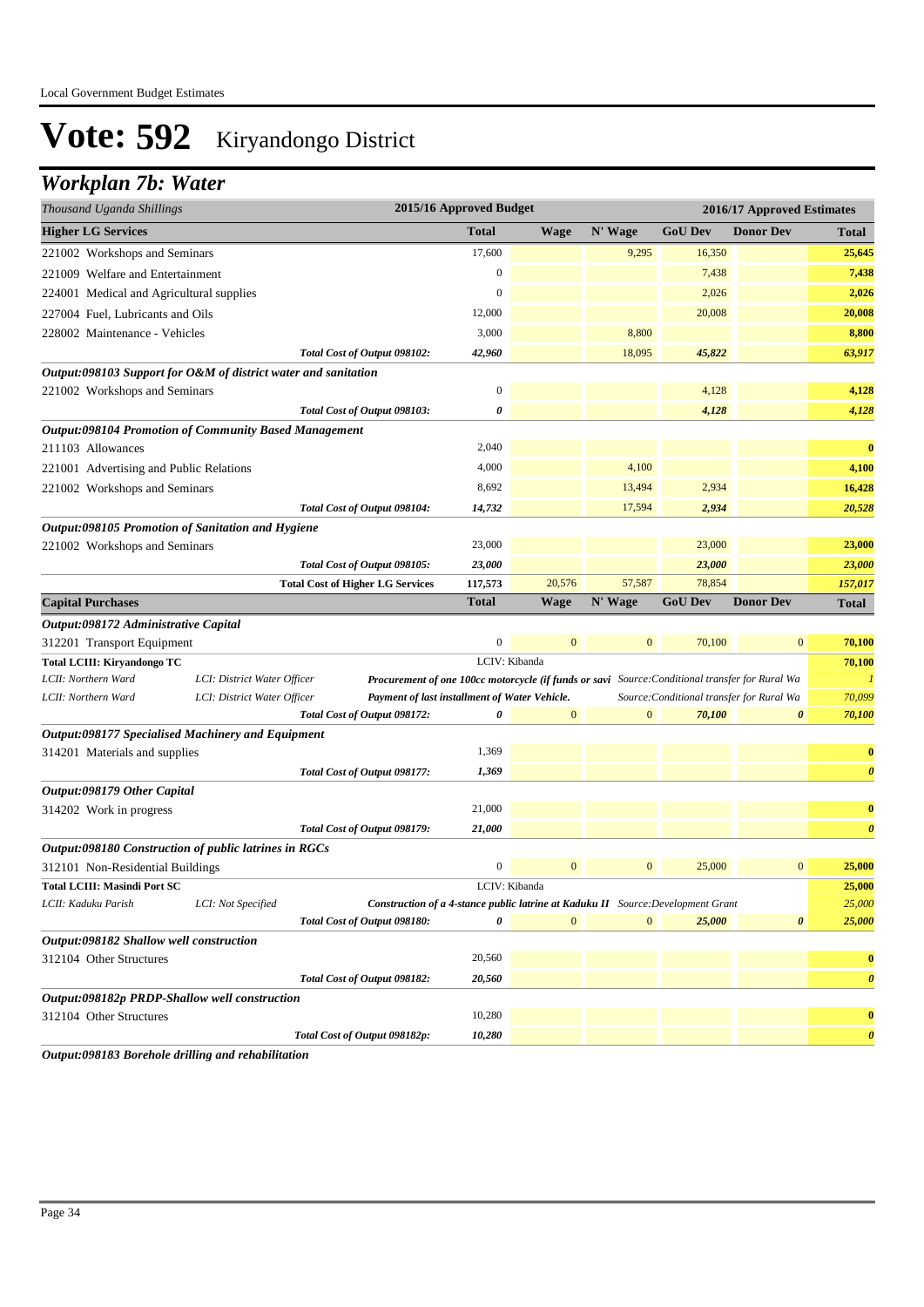Local Government Budget Estimates

# Vote: 592 Kiryandongo District

## *Workplan 7b: Water*

| *Thousand Uganda Shillings* | | | 2015/16 Approved Budget | 2016/17 Approved Estimates | | | | |
|---|---|---|---|---|---|---|---|---|
| **Higher LG Services** | | | **Total** | **Wage** | **N' Wage** | **GoU Dev** | **Donor Dev** | **Total** |
| 221002 Workshops and Seminars | | | 17,600 | | 9,295 | 16,350 | | **25,645** |
| 221009 Welfare and Entertainment | | | 0 | | | 7,438 | | **7,438** |
| 224001 Medical and Agricultural supplies | | | 0 | | | 2,026 | | **2,026** |
| 227004 Fuel, Lubricants and Oils | | | 12,000 | | | 20,008 | | **20,008** |
| 228002 Maintenance - Vehicles | | | 3,000 | | 8,800 | | | **8,800** |
| | | *Total Cost of Output 098102:* | *42,960* | | 18,095 | *45,822* | | *63,917* |
| ***Output:098103 Support for O&M of district water and sanitation*** | | | | | | | | |
| 221002 Workshops and Seminars | | | 0 | | | 4,128 | | **4,128** |
| | | *Total Cost of Output 098103:* | *0* | | | *4,128* | | *4,128* |
| ***Output:098104 Promotion of Community Based Management*** | | | | | | | | |
| 211103 Allowances | | | 2,040 | | | | | **0** |
| 221001 Advertising and Public Relations | | | 4,000 | | 4,100 | | | **4,100** |
| 221002 Workshops and Seminars | | | 8,692 | | 13,494 | 2,934 | | **16,428** |
| | | *Total Cost of Output 098104:* | *14,732* | | 17,594 | *2,934* | | *20,528* |
| ***Output:098105 Promotion of Sanitation and Hygiene*** | | | | | | | | |
| 221002 Workshops and Seminars | | | 23,000 | | | 23,000 | | **23,000** |
| | | *Total Cost of Output 098105:* | *23,000* | | | *23,000* | | *23,000* |
| | | **Total Cost of Higher LG Services** | **117,573** | 20,576 | 57,587 | 78,854 | | ***157,017*** |
| **Capital Purchases** | | | **Total** | **Wage** | **N' Wage** | **GoU Dev** | **Donor Dev** | **Total** |
| ***Output:098172 Administrative Capital*** | | | | | | | | |
| 312201 Transport Equipment | | | 0 | 0 | 0 | 70,100 | 0 | **70,100** |
| **Total LCIII: Kiryandongo TC** | | | LCIV: Kibanda | | | | | **70,100** |
| *LCII: Northern Ward* | *LCI: District Water Officer* | ***Procurement of one 100cc motorcycle (if funds or savi*** | | | *Source:Conditional transfer for Rural Wa* | | | *1* |
| *LCII: Northern Ward* | *LCI: District Water Officer* | ***Payment of last installment of Water Vehicle.*** | | | *Source:Conditional transfer for Rural Wa* | | | *70,099* |
| | | *Total Cost of Output 098172:* | *0* | 0 | 0 | *70,100* | *0* | *70,100* |
| ***Output:098177 Specialised Machinery and Equipment*** | | | | | | | | |
| 314201 Materials and supplies | | | 1,369 | | | | | **0** |
| | | *Total Cost of Output 098177:* | *1,369* | | | | | *0* |
| ***Output:098179 Other Capital*** | | | | | | | | |
| 314202 Work in progress | | | 21,000 | | | | | **0** |
| | | *Total Cost of Output 098179:* | *21,000* | | | | | *0* |
| ***Output:098180 Construction of public latrines in RGCs*** | | | | | | | | |
| 312101 Non-Residential Buildings | | | 0 | 0 | 0 | 25,000 | 0 | **25,000** |
| **Total LCIII: Masindi Port SC** | | | LCIV: Kibanda | | | | | **25,000** |
| *LCII: Kaduku Parish* | *LCI: Not Specified* | ***Construction of a 4-stance public latrine at Kaduku II*** | | *Source:Development Grant* | | | | *25,000* |
| | | *Total Cost of Output 098180:* | *0* | 0 | 0 | *25,000* | *0* | *25,000* |
| ***Output:098182 Shallow well construction*** | | | | | | | | |
| 312104 Other Structures | | | 20,560 | | | | | **0** |
| | | *Total Cost of Output 098182:* | *20,560* | | | | | *0* |
| ***Output:098182p PRDP-Shallow well construction*** | | | | | | | | |
| 312104 Other Structures | | | 10,280 | | | | | **0** |
| | | *Total Cost of Output 098182p:* | *10,280* | | | | | *0* |

***Output:098183 Borehole drilling and rehabilitation***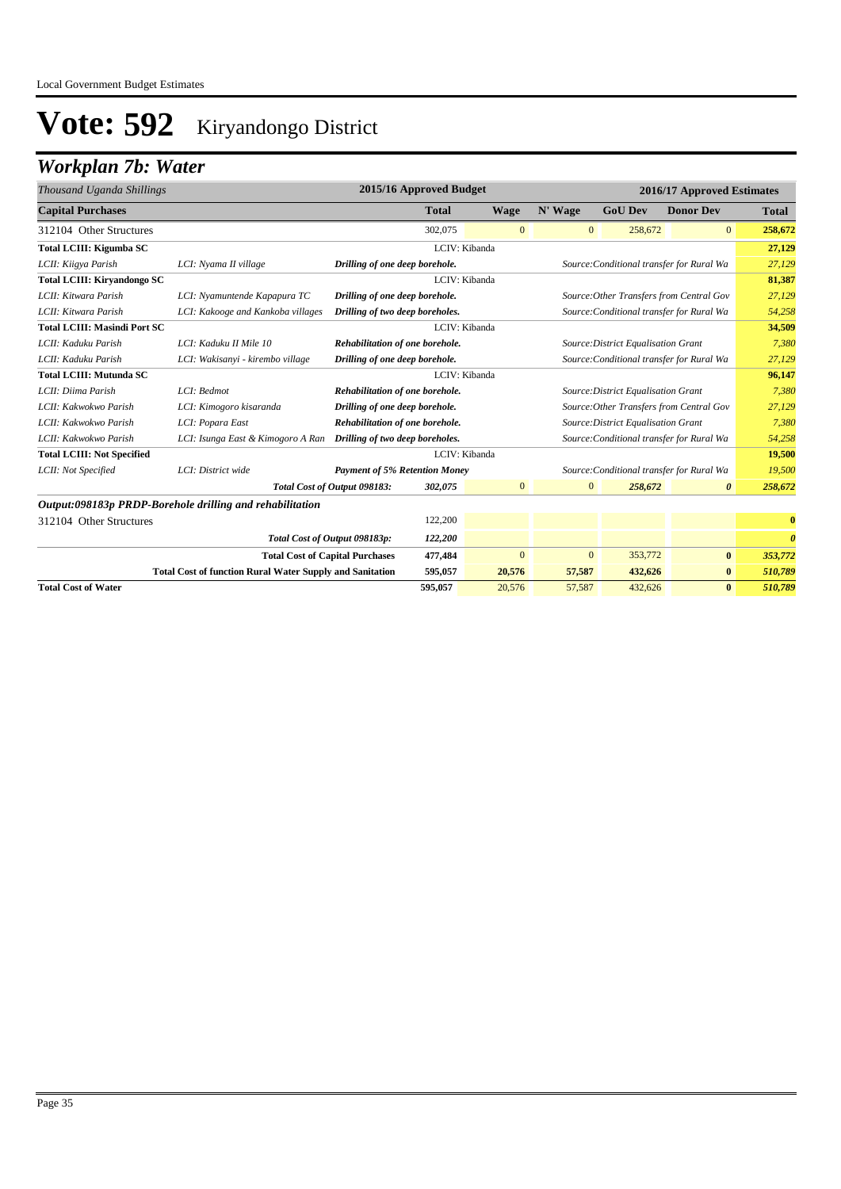Local Government Budget Estimates

# Vote: 592 Kiryandongo District

## Workplan 7b: Water

| *Thousand Uganda Shillings* | | | 2015/16 Approved Budget | 2016/17 Approved Estimates | | | | |
|---|---|---|---|---|---|---|---|---|
| **Capital Purchases** | | | **Total** | **Wage** | **N' Wage** | **GoU Dev** | **Donor Dev** | **Total** |
| 312104 Other Structures | | | 302,075 | 0 | 0 | 258,672 | 0 | **258,672** |
| **Total LCIII: Kigumba SC** | | | LCIV: Kibanda | | | | | **27,129** |
| *LCII: Kiigya Parish* | *LCI: Nyama II village* | ***Drilling of one deep borehole.*** | | | | *Source:Conditional transfer for Rural Wa* | | *27,129* |
| **Total LCIII: Kiryandongo SC** | | | LCIV: Kibanda | | | | | **81,387** |
| *LCII: Kitwara Parish* | *LCI: Nyamuntende Kapapura TC* | ***Drilling of one deep borehole.*** | | | | *Source:Other Transfers from Central Gov* | | *27,129* |
| *LCII: Kitwara Parish* | *LCI: Kakooge and Kankoba villages* | ***Drilling of two deep boreholes.*** | | | | *Source:Conditional transfer for Rural Wa* | | *54,258* |
| **Total LCIII: Masindi Port SC** | | | LCIV: Kibanda | | | | | **34,509** |
| *LCII: Kaduku Parish* | *LCI: Kaduku II Mile 10* | ***Rehabilitation of one borehole.*** | | | | *Source:District Equalisation Grant* | | *7,380* |
| *LCII: Kaduku Parish* | *LCI: Wakisanyi - kirembo village* | ***Drilling of one deep borehole.*** | | | | *Source:Conditional transfer for Rural Wa* | | *27,129* |
| **Total LCIII: Mutunda SC** | | | LCIV: Kibanda | | | | | **96,147** |
| *LCII: Diima Parish* | *LCI: Bedmot* | ***Rehabilitation of one borehole.*** | | | | *Source:District Equalisation Grant* | | *7,380* |
| *LCII: Kakwokwo Parish* | *LCI: Kimogoro kisaranda* | ***Drilling of one deep borehole.*** | | | | *Source:Other Transfers from Central Gov* | | *27,129* |
| *LCII: Kakwokwo Parish* | *LCI: Popara East* | ***Rehabilitation of one borehole.*** | | | | *Source:District Equalisation Grant* | | *7,380* |
| *LCII: Kakwokwo Parish* | *LCI: Isunga East & Kimogoro A Ran* | ***Drilling of two deep boreholes.*** | | | | *Source:Conditional transfer for Rural Wa* | | *54,258* |
| **Total LCIII: Not Specified** | | | LCIV: Kibanda | | | | | **19,500** |
| *LCII: Not Specified* | *LCI: District wide* | ***Payment of 5% Retention Money*** | | | | *Source:Conditional transfer for Rural Wa* | | *19,500* |
| | | ***Total Cost of Output 098183:*** | ***302,075*** | 0 | 0 | ***258,672*** | ***0*** | ***258,672*** |
| ***Output:098183p PRDP-Borehole drilling and rehabilitation*** | | | | | | | | |
| 312104 Other Structures | | | 122,200 | | | | | **0** |
| | | ***Total Cost of Output 098183p:*** | ***122,200*** | | | | | ***0*** |
| | | **Total Cost of Capital Purchases** | **477,484** | 0 | 0 | 353,772 | **0** | ***353,772*** |
| | | **Total Cost of function Rural Water Supply and Sanitation** | **595,057** | **20,576** | **57,587** | **432,626** | **0** | ***510,789*** |
| **Total Cost of Water** | | | **595,057** | 20,576 | 57,587 | 432,626 | **0** | ***510,789*** |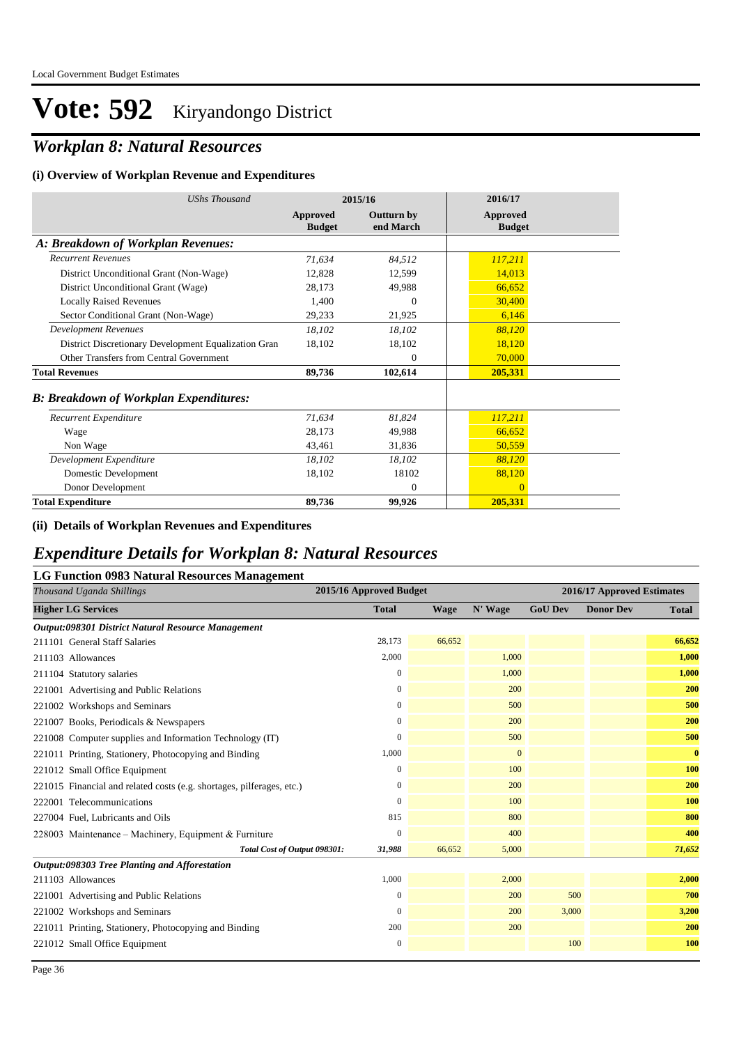# Vote: 592 Kiryandongo District

## *Workplan 8: Natural Resources*

### (i) Overview of Workplan Revenue and Expenditures

| *UShs Thousand* | 2015/16 | | 2016/17 |
|---|---|---|---|
| | **Approved Budget** | **Outturn by end March** | **Approved Budget** |
| ***A: Breakdown of Workplan Revenues:*** | | | |
| *Recurrent Revenues* | *71,634* | *84,512* | *117,211* |
| District Unconditional Grant (Non-Wage) | 12,828 | 12,599 | 14,013 |
| District Unconditional Grant (Wage) | 28,173 | 49,988 | 66,652 |
| Locally Raised Revenues | 1,400 | 0 | 30,400 |
| Sector Conditional Grant (Non-Wage) | 29,233 | 21,925 | 6,146 |
| *Development Revenues* | *18,102* | *18,102* | *88,120* |
| District Discretionary Development Equalization Gran | 18,102 | 18,102 | 18,120 |
| Other Transfers from Central Government | | 0 | 70,000 |
| **Total Revenues** | **89,736** | **102,614** | **205,331** |
| ***B: Breakdown of Workplan Expenditures:*** | | | |
| *Recurrent Expenditure* | *71,634* | *81,824* | *117,211* |
| Wage | 28,173 | 49,988 | 66,652 |
| Non Wage | 43,461 | 31,836 | 50,559 |
| *Development Expenditure* | *18,102* | *18,102* | *88,120* |
| Domestic Development | 18,102 | 18102 | 88,120 |
| Donor Development | | 0 | 0 |
| **Total Expenditure** | **89,736** | **99,926** | **205,331** |

### (ii) Details of Workplan Revenues and Expenditures

## *Expenditure Details for Workplan 8: Natural Resources*

### LG Function 0983 Natural Resources Management

| *Thousand Uganda Shillings* | 2015/16 Approved Budget | 2016/17 Approved Estimates | | | | |
|---|---|---|---|---|---|---|
| **Higher LG Services** | **Total** | **Wage** | **N' Wage** | **GoU Dev** | **Donor Dev** | **Total** |
| ***Output:098301 District Natural Resource Management*** | | | | | | |
| 211101 General Staff Salaries | 28,173 | 66,652 | | | | **66,652** |
| 211103 Allowances | 2,000 | | 1,000 | | | **1,000** |
| 211104 Statutory salaries | 0 | | 1,000 | | | **1,000** |
| 221001 Advertising and Public Relations | 0 | | 200 | | | **200** |
| 221002 Workshops and Seminars | 0 | | 500 | | | **500** |
| 221007 Books, Periodicals & Newspapers | 0 | | 200 | | | **200** |
| 221008 Computer supplies and Information Technology (IT) | 0 | | 500 | | | **500** |
| 221011 Printing, Stationery, Photocopying and Binding | 1,000 | | 0 | | | **0** |
| 221012 Small Office Equipment | 0 | | 100 | | | **100** |
| 221015 Financial and related costs (e.g. shortages, pilferages, etc.) | 0 | | 200 | | | **200** |
| 222001 Telecommunications | 0 | | 100 | | | **100** |
| 227004 Fuel, Lubricants and Oils | 815 | | 800 | | | **800** |
| 228003 Maintenance – Machinery, Equipment & Furniture | 0 | | 400 | | | **400** |
| ***Total Cost of Output 098301:*** | ***31,988*** | 66,652 | 5,000 | | | ***71,652*** |
| ***Output:098303 Tree Planting and Afforestation*** | | | | | | |
| 211103 Allowances | 1,000 | | 2,000 | | | **2,000** |
| 221001 Advertising and Public Relations | 0 | | 200 | 500 | | **700** |
| 221002 Workshops and Seminars | 0 | | 200 | 3,000 | | **3,200** |
| 221011 Printing, Stationery, Photocopying and Binding | 200 | | 200 | | | **200** |
| 221012 Small Office Equipment | 0 | | | 100 | | **100** |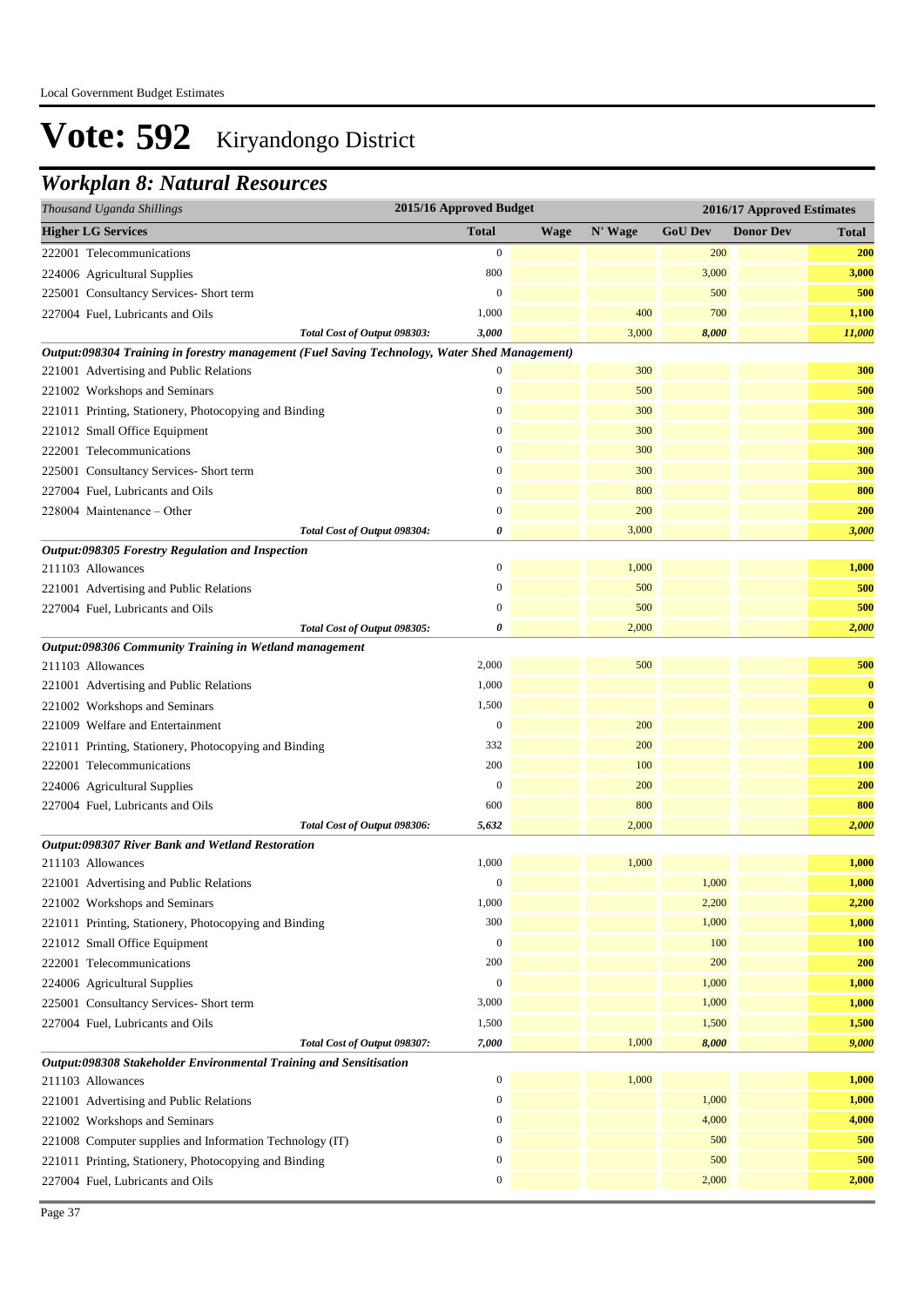Local Government Budget Estimates

# Vote: 592 Kiryandongo District

## Workplan 8: Natural Resources

| Thousand Uganda Shillings | 2015/16 Approved Budget | 2016/17 Approved Estimates | | | | |
|---|---|---|---|---|---|---|
| **Higher LG Services** | **Total** | **Wage** | **N' Wage** | **GoU Dev** | **Donor Dev** | **Total** |
| 222001 Telecommunications | 0 | | | 200 | | **200** |
| 224006 Agricultural Supplies | 800 | | | 3,000 | | **3,000** |
| 225001 Consultancy Services- Short term | 0 | | | 500 | | **500** |
| 227004 Fuel, Lubricants and Oils | 1,000 | | 400 | 700 | | **1,100** |
| *Total Cost of Output 098303:* | *3,000* | | 3,000 | *8,000* | | *11,000* |
| ***Output:098304 Training in forestry management (Fuel Saving Technology, Water Shed Management)*** | | | | | | |
| 221001 Advertising and Public Relations | 0 | | 300 | | | **300** |
| 221002 Workshops and Seminars | 0 | | 500 | | | **500** |
| 221011 Printing, Stationery, Photocopying and Binding | 0 | | 300 | | | **300** |
| 221012 Small Office Equipment | 0 | | 300 | | | **300** |
| 222001 Telecommunications | 0 | | 300 | | | **300** |
| 225001 Consultancy Services- Short term | 0 | | 300 | | | **300** |
| 227004 Fuel, Lubricants and Oils | 0 | | 800 | | | **800** |
| 228004 Maintenance – Other | 0 | | 200 | | | **200** |
| *Total Cost of Output 098304:* | *0* | | 3,000 | | | *3,000* |
| ***Output:098305 Forestry Regulation and Inspection*** | | | | | | |
| 211103 Allowances | 0 | | 1,000 | | | **1,000** |
| 221001 Advertising and Public Relations | 0 | | 500 | | | **500** |
| 227004 Fuel, Lubricants and Oils | 0 | | 500 | | | **500** |
| *Total Cost of Output 098305:* | *0* | | 2,000 | | | *2,000* |
| ***Output:098306 Community Training in Wetland management*** | | | | | | |
| 211103 Allowances | 2,000 | | 500 | | | **500** |
| 221001 Advertising and Public Relations | 1,000 | | | | | **0** |
| 221002 Workshops and Seminars | 1,500 | | | | | **0** |
| 221009 Welfare and Entertainment | 0 | | 200 | | | **200** |
| 221011 Printing, Stationery, Photocopying and Binding | 332 | | 200 | | | **200** |
| 222001 Telecommunications | 200 | | 100 | | | **100** |
| 224006 Agricultural Supplies | 0 | | 200 | | | **200** |
| 227004 Fuel, Lubricants and Oils | 600 | | 800 | | | **800** |
| *Total Cost of Output 098306:* | *5,632* | | 2,000 | | | *2,000* |
| ***Output:098307 River Bank and Wetland Restoration*** | | | | | | |
| 211103 Allowances | 1,000 | | 1,000 | | | **1,000** |
| 221001 Advertising and Public Relations | 0 | | | 1,000 | | **1,000** |
| 221002 Workshops and Seminars | 1,000 | | | 2,200 | | **2,200** |
| 221011 Printing, Stationery, Photocopying and Binding | 300 | | | 1,000 | | **1,000** |
| 221012 Small Office Equipment | 0 | | | 100 | | **100** |
| 222001 Telecommunications | 200 | | | 200 | | **200** |
| 224006 Agricultural Supplies | 0 | | | 1,000 | | **1,000** |
| 225001 Consultancy Services- Short term | 3,000 | | | 1,000 | | **1,000** |
| 227004 Fuel, Lubricants and Oils | 1,500 | | | 1,500 | | **1,500** |
| *Total Cost of Output 098307:* | *7,000* | | 1,000 | *8,000* | | *9,000* |
| ***Output:098308 Stakeholder Environmental Training and Sensitisation*** | | | | | | |
| 211103 Allowances | 0 | | 1,000 | | | **1,000** |
| 221001 Advertising and Public Relations | 0 | | | 1,000 | | **1,000** |
| 221002 Workshops and Seminars | 0 | | | 4,000 | | **4,000** |
| 221008 Computer supplies and Information Technology (IT) | 0 | | | 500 | | **500** |
| 221011 Printing, Stationery, Photocopying and Binding | 0 | | | 500 | | **500** |
| 227004 Fuel, Lubricants and Oils | 0 | | | 2,000 | | **2,000** |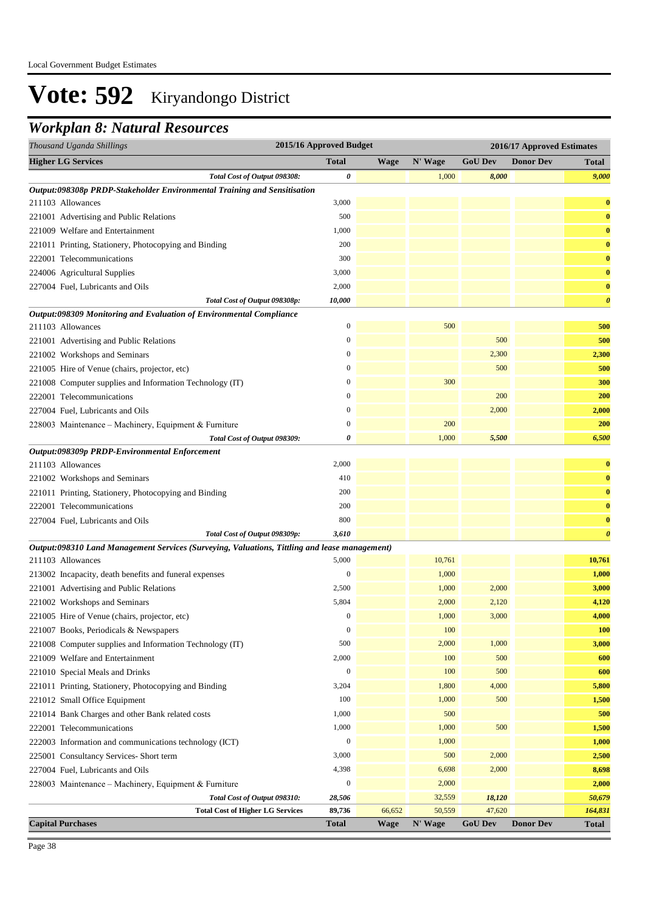# Vote: 592 Kiryandongo District

## *Workplan 8: Natural Resources*

| *Thousand Uganda Shillings* | 2015/16 Approved Budget | 2016/17 Approved Estimates | | | | |
|---|---|---|---|---|---|---|
| **Higher LG Services** | **Total** | **Wage** | **N' Wage** | **GoU Dev** | **Donor Dev** | **Total** |
| *Total Cost of Output 098308:* | *0* | | 1,000 | *8,000* | | *9,000* |
| ***Output:098308p PRDP-Stakeholder Environmental Training and Sensitisation*** | | | | | | |
| 211103 Allowances | 3,000 | | | | | **0** |
| 221001 Advertising and Public Relations | 500 | | | | | **0** |
| 221009 Welfare and Entertainment | 1,000 | | | | | **0** |
| 221011 Printing, Stationery, Photocopying and Binding | 200 | | | | | **0** |
| 222001 Telecommunications | 300 | | | | | **0** |
| 224006 Agricultural Supplies | 3,000 | | | | | **0** |
| 227004 Fuel, Lubricants and Oils | 2,000 | | | | | **0** |
| *Total Cost of Output 098308p:* | *10,000* | | | | | *0* |
| ***Output:098309 Monitoring and Evaluation of Environmental Compliance*** | | | | | | |
| 211103 Allowances | 0 | | 500 | | | **500** |
| 221001 Advertising and Public Relations | 0 | | | 500 | | **500** |
| 221002 Workshops and Seminars | 0 | | | 2,300 | | **2,300** |
| 221005 Hire of Venue (chairs, projector, etc) | 0 | | | 500 | | **500** |
| 221008 Computer supplies and Information Technology (IT) | 0 | | 300 | | | **300** |
| 222001 Telecommunications | 0 | | | 200 | | **200** |
| 227004 Fuel, Lubricants and Oils | 0 | | | 2,000 | | **2,000** |
| 228003 Maintenance – Machinery, Equipment & Furniture | 0 | | 200 | | | **200** |
| *Total Cost of Output 098309:* | *0* | | 1,000 | *5,500* | | *6,500* |
| ***Output:098309p PRDP-Environmental Enforcement*** | | | | | | |
| 211103 Allowances | 2,000 | | | | | **0** |
| 221002 Workshops and Seminars | 410 | | | | | **0** |
| 221011 Printing, Stationery, Photocopying and Binding | 200 | | | | | **0** |
| 222001 Telecommunications | 200 | | | | | **0** |
| 227004 Fuel, Lubricants and Oils | 800 | | | | | **0** |
| *Total Cost of Output 098309p:* | *3,610* | | | | | *0* |
| ***Output:098310 Land Management Services (Surveying, Valuations, Tittling and lease management)*** | | | | | | |
| 211103 Allowances | 5,000 | | 10,761 | | | **10,761** |
| 213002 Incapacity, death benefits and funeral expenses | 0 | | 1,000 | | | **1,000** |
| 221001 Advertising and Public Relations | 2,500 | | 1,000 | 2,000 | | **3,000** |
| 221002 Workshops and Seminars | 5,804 | | 2,000 | 2,120 | | **4,120** |
| 221005 Hire of Venue (chairs, projector, etc) | 0 | | 1,000 | 3,000 | | **4,000** |
| 221007 Books, Periodicals & Newspapers | 0 | | 100 | | | **100** |
| 221008 Computer supplies and Information Technology (IT) | 500 | | 2,000 | 1,000 | | **3,000** |
| 221009 Welfare and Entertainment | 2,000 | | 100 | 500 | | **600** |
| 221010 Special Meals and Drinks | 0 | | 100 | 500 | | **600** |
| 221011 Printing, Stationery, Photocopying and Binding | 3,204 | | 1,800 | 4,000 | | **5,800** |
| 221012 Small Office Equipment | 100 | | 1,000 | 500 | | **1,500** |
| 221014 Bank Charges and other Bank related costs | 1,000 | | 500 | | | **500** |
| 222001 Telecommunications | 1,000 | | 1,000 | 500 | | **1,500** |
| 222003 Information and communications technology (ICT) | 0 | | 1,000 | | | **1,000** |
| 225001 Consultancy Services- Short term | 3,000 | | 500 | 2,000 | | **2,500** |
| 227004 Fuel, Lubricants and Oils | 4,398 | | 6,698 | 2,000 | | **8,698** |
| 228003 Maintenance – Machinery, Equipment & Furniture | 0 | | 2,000 | | | **2,000** |
| *Total Cost of Output 098310:* | *28,506* | | 32,559 | *18,120* | | *50,679* |
| **Total Cost of Higher LG Services** | ***89,736*** | 66,652 | 50,559 | 47,620 | | ***164,831*** |
| **Capital Purchases** | **Total** | **Wage** | **N' Wage** | **GoU Dev** | **Donor Dev** | **Total** |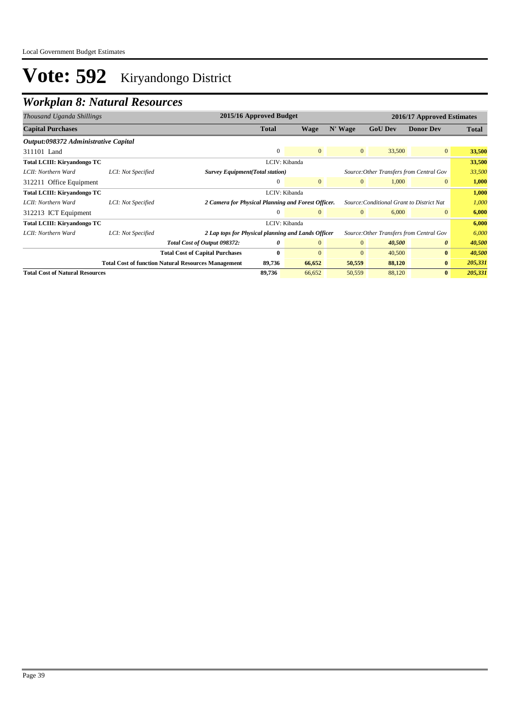# Vote: 592 Kiryandongo District

## Workplan 8: Natural Resources

| *Thousand Uganda Shillings* | | | 2015/16 Approved Budget | 2016/17 Approved Estimates | | | | |
|---|---|---|---|---|---|---|---|---|
| **Capital Purchases** | | | **Total** | **Wage** | **N' Wage** | **GoU Dev** | **Donor Dev** | **Total** |
| ***Output:098372 Administrative Capital*** | | | | | | | | |
| 311101 Land | | | 0 | 0 | 0 | 33,500 | 0 | **33,500** |
| **Total LCIII: Kiryandongo TC** | | | LCIV: Kibanda | | | | | **33,500** |
| *LCII: Northern Ward* | *LCI: Not Specified* | ***Survey Equipment(Total station)*** | | | *Source:Other Transfers from Central Gov* | | | *33,500* |
| 312211 Office Equipment | | | 0 | 0 | 0 | 1,000 | 0 | **1,000** |
| **Total LCIII: Kiryandongo TC** | | | LCIV: Kibanda | | | | | **1,000** |
| *LCII: Northern Ward* | *LCI: Not Specified* | ***2 Camera for Physical Planning and Forest Officer.*** | | | *Source:Conditional Grant to District Nat* | | | *1,000* |
| 312213 ICT Equipment | | | 0 | 0 | 0 | 6,000 | 0 | **6,000** |
| **Total LCIII: Kiryandongo TC** | | | LCIV: Kibanda | | | | | **6,000** |
| *LCII: Northern Ward* | *LCI: Not Specified* | ***2 Lap tops for Physical planning and Lands Officer*** | | | *Source:Other Transfers from Central Gov* | | | *6,000* |
| | | ***Total Cost of Output 098372:*** | ***0*** | 0 | 0 | ***40,500*** | ***0*** | ***40,500*** |
| | | **Total Cost of Capital Purchases** | **0** | 0 | 0 | 40,500 | **0** | ***40,500*** |
| | | **Total Cost of function Natural Resources Management** | **89,736** | **66,652** | **50,559** | **88,120** | **0** | ***205,331*** |
| **Total Cost of Natural Resources** | | | **89,736** | 66,652 | 50,559 | 88,120 | **0** | ***205,331*** |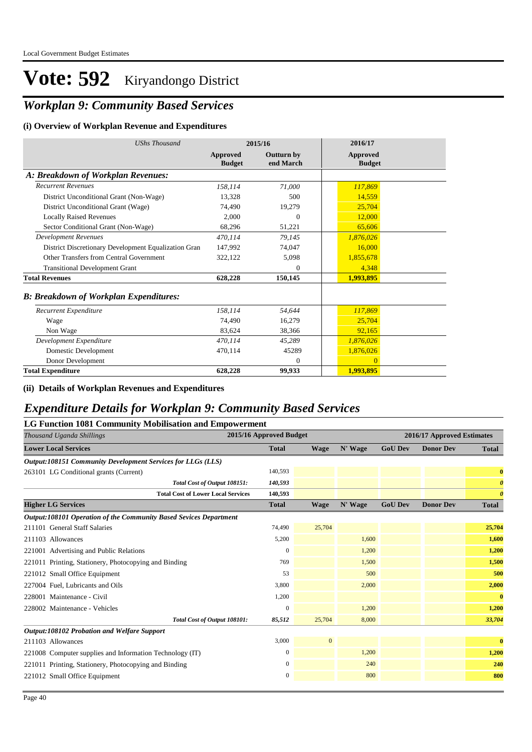# Vote: 592 Kiryandongo District

## Workplan 9: Community Based Services

### (i) Overview of Workplan Revenue and Expenditures

| *UShs Thousand* | 2015/16 Approved Budget | 2015/16 Outturn by end March | 2016/17 Approved Budget |
|---|---|---|---|
| ***A: Breakdown of Workplan Revenues:*** | | | |
| *Recurrent Revenues* | *158,114* | *71,000* | *117,869* |
| District Unconditional Grant (Non-Wage) | 13,328 | 500 | 14,559 |
| District Unconditional Grant (Wage) | 74,490 | 19,279 | 25,704 |
| Locally Raised Revenues | 2,000 | 0 | 12,000 |
| Sector Conditional Grant (Non-Wage) | 68,296 | 51,221 | 65,606 |
| *Development Revenues* | *470,114* | *79,145* | *1,876,026* |
| District Discretionary Development Equalization Gran | 147,992 | 74,047 | 16,000 |
| Other Transfers from Central Government | 322,122 | 5,098 | 1,855,678 |
| Transitional Development Grant | | 0 | 4,348 |
| **Total Revenues** | **628,228** | **150,145** | **1,993,895** |
| ***B: Breakdown of Workplan Expenditures:*** | | | |
| *Recurrent Expenditure* | *158,114* | *54,644* | *117,869* |
| Wage | 74,490 | 16,279 | 25,704 |
| Non Wage | 83,624 | 38,366 | 92,165 |
| *Development Expenditure* | *470,114* | *45,289* | *1,876,026* |
| Domestic Development | 470,114 | 45289 | 1,876,026 |
| Donor Development | | 0 | 0 |
| **Total Expenditure** | **628,228** | **99,933** | **1,993,895** |

### (ii) Details of Workplan Revenues and Expenditures

## Expenditure Details for Workplan 9: Community Based Services

### LG Function 1081 Community Mobilisation and Empowerment

| *Thousand Uganda Shillings* | 2015/16 Approved Budget | 2016/17 Approved Estimates | | | | |
|---|---|---|---|---|---|---|
| **Lower Local Services** | **Total** | **Wage** | **N' Wage** | **GoU Dev** | **Donor Dev** | **Total** |
| ***Output:108151 Community Development Services for LLGs (LLS)*** | | | | | | |
| 263101 LG Conditional grants (Current) | 140,593 | | | | | **0** |
| *Total Cost of Output 108151:* | *140,593* | | | | | ***0*** |
| **Total Cost of Lower Local Services** | **140,593** | | | | | ***0*** |
| **Higher LG Services** | **Total** | **Wage** | **N' Wage** | **GoU Dev** | **Donor Dev** | **Total** |
| ***Output:108101 Operation of the Community Based Sevices Department*** | | | | | | |
| 211101 General Staff Salaries | 74,490 | 25,704 | | | | **25,704** |
| 211103 Allowances | 5,200 | | 1,600 | | | **1,600** |
| 221001 Advertising and Public Relations | 0 | | 1,200 | | | **1,200** |
| 221011 Printing, Stationery, Photocopying and Binding | 769 | | 1,500 | | | **1,500** |
| 221012 Small Office Equipment | 53 | | 500 | | | **500** |
| 227004 Fuel, Lubricants and Oils | 3,800 | | 2,000 | | | **2,000** |
| 228001 Maintenance - Civil | 1,200 | | | | | **0** |
| 228002 Maintenance - Vehicles | 0 | | 1,200 | | | **1,200** |
| *Total Cost of Output 108101:* | *85,512* | 25,704 | 8,000 | | | ***33,704*** |
| ***Output:108102 Probation and Welfare Support*** | | | | | | |
| 211103 Allowances | 3,000 | 0 | | | | **0** |
| 221008 Computer supplies and Information Technology (IT) | 0 | | 1,200 | | | **1,200** |
| 221011 Printing, Stationery, Photocopying and Binding | 0 | | 240 | | | **240** |
| 221012 Small Office Equipment | 0 | | 800 | | | **800** |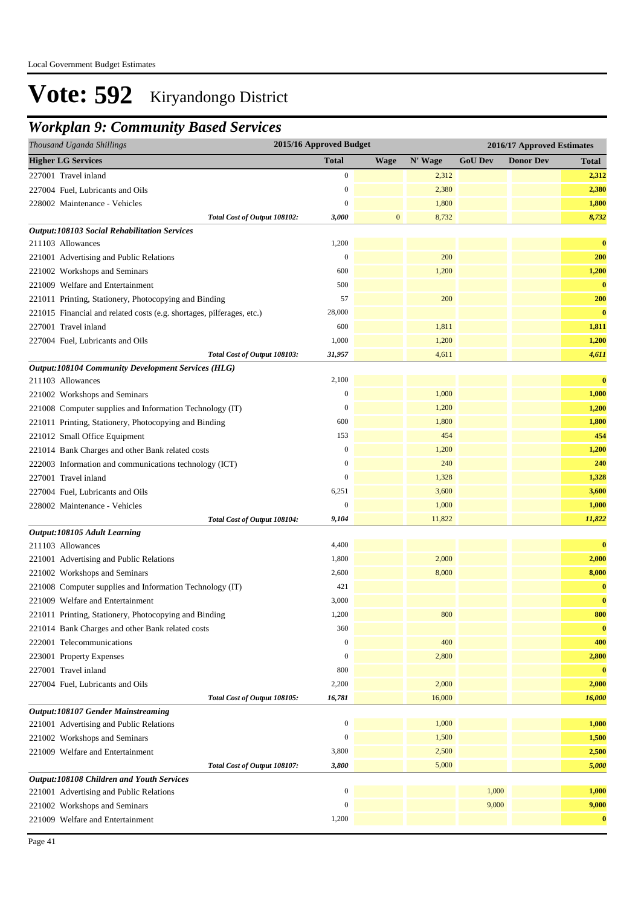# Vote: 592 Kiryandongo District

## *Workplan 9: Community Based Services*

| *Thousand Uganda Shillings* | 2015/16 Approved Budget | 2016/17 Approved Estimates | | | | |
|---|---|---|---|---|---|---|
| **Higher LG Services** | **Total** | **Wage** | **N' Wage** | **GoU Dev** | **Donor Dev** | **Total** |
| 227001 Travel inland | 0 | | 2,312 | | | **2,312** |
| 227004 Fuel, Lubricants and Oils | 0 | | 2,380 | | | **2,380** |
| 228002 Maintenance - Vehicles | 0 | | 1,800 | | | **1,800** |
| *Total Cost of Output 108102:* | *3,000* | 0 | 8,732 | | | ***8,732*** |
| ***Output:108103 Social Rehabilitation Services*** | | | | | | |
| 211103 Allowances | 1,200 | | | | | **0** |
| 221001 Advertising and Public Relations | 0 | | 200 | | | **200** |
| 221002 Workshops and Seminars | 600 | | 1,200 | | | **1,200** |
| 221009 Welfare and Entertainment | 500 | | | | | **0** |
| 221011 Printing, Stationery, Photocopying and Binding | 57 | | 200 | | | **200** |
| 221015 Financial and related costs (e.g. shortages, pilferages, etc.) | 28,000 | | | | | **0** |
| 227001 Travel inland | 600 | | 1,811 | | | **1,811** |
| 227004 Fuel, Lubricants and Oils | 1,000 | | 1,200 | | | **1,200** |
| *Total Cost of Output 108103:* | *31,957* | | 4,611 | | | ***4,611*** |
| ***Output:108104 Community Development Services (HLG)*** | | | | | | |
| 211103 Allowances | 2,100 | | | | | **0** |
| 221002 Workshops and Seminars | 0 | | 1,000 | | | **1,000** |
| 221008 Computer supplies and Information Technology (IT) | 0 | | 1,200 | | | **1,200** |
| 221011 Printing, Stationery, Photocopying and Binding | 600 | | 1,800 | | | **1,800** |
| 221012 Small Office Equipment | 153 | | 454 | | | **454** |
| 221014 Bank Charges and other Bank related costs | 0 | | 1,200 | | | **1,200** |
| 222003 Information and communications technology (ICT) | 0 | | 240 | | | **240** |
| 227001 Travel inland | 0 | | 1,328 | | | **1,328** |
| 227004 Fuel, Lubricants and Oils | 6,251 | | 3,600 | | | **3,600** |
| 228002 Maintenance - Vehicles | 0 | | 1,000 | | | **1,000** |
| *Total Cost of Output 108104:* | *9,104* | | 11,822 | | | ***11,822*** |
| ***Output:108105 Adult Learning*** | | | | | | |
| 211103 Allowances | 4,400 | | | | | **0** |
| 221001 Advertising and Public Relations | 1,800 | | 2,000 | | | **2,000** |
| 221002 Workshops and Seminars | 2,600 | | 8,000 | | | **8,000** |
| 221008 Computer supplies and Information Technology (IT) | 421 | | | | | **0** |
| 221009 Welfare and Entertainment | 3,000 | | | | | **0** |
| 221011 Printing, Stationery, Photocopying and Binding | 1,200 | | 800 | | | **800** |
| 221014 Bank Charges and other Bank related costs | 360 | | | | | **0** |
| 222001 Telecommunications | 0 | | 400 | | | **400** |
| 223001 Property Expenses | 0 | | 2,800 | | | **2,800** |
| 227001 Travel inland | 800 | | | | | **0** |
| 227004 Fuel, Lubricants and Oils | 2,200 | | 2,000 | | | **2,000** |
| *Total Cost of Output 108105:* | *16,781* | | 16,000 | | | ***16,000*** |
| ***Output:108107 Gender Mainstreaming*** | | | | | | |
| 221001 Advertising and Public Relations | 0 | | 1,000 | | | **1,000** |
| 221002 Workshops and Seminars | 0 | | 1,500 | | | **1,500** |
| 221009 Welfare and Entertainment | 3,800 | | 2,500 | | | **2,500** |
| *Total Cost of Output 108107:* | *3,800* | | 5,000 | | | ***5,000*** |
| ***Output:108108 Children and Youth Services*** | | | | | | |
| 221001 Advertising and Public Relations | 0 | | | 1,000 | | **1,000** |
| 221002 Workshops and Seminars | 0 | | | 9,000 | | **9,000** |
| 221009 Welfare and Entertainment | 1,200 | | | | | **0** |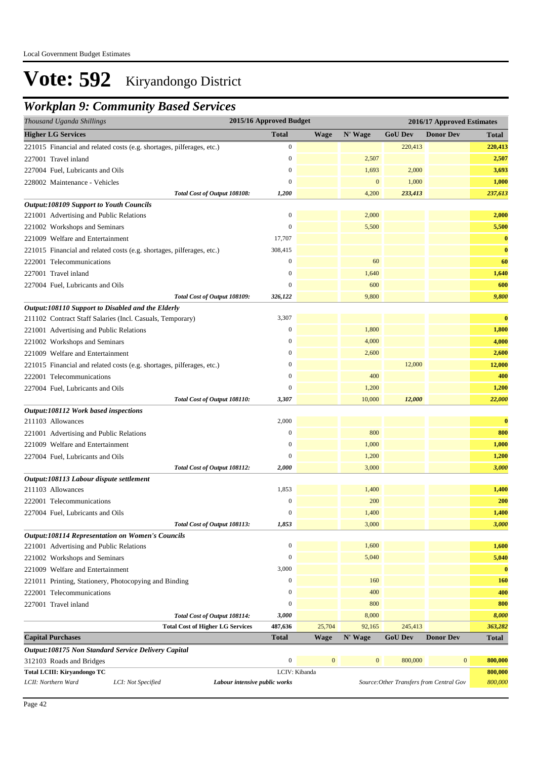Local Government Budget Estimates

# Vote: 592 Kiryandongo District

## Workplan 9: Community Based Services

| Thousand Uganda Shillings | 2015/16 Approved Budget | 2016/17 Approved Estimates | | | | |
|---|---|---|---|---|---|---|
| **Higher LG Services** | **Total** | **Wage** | **N' Wage** | **GoU Dev** | **Donor Dev** | **Total** |
| 221015 Financial and related costs (e.g. shortages, pilferages, etc.) | 0 | | | 220,413 | | **220,413** |
| 227001 Travel inland | 0 | | 2,507 | | | **2,507** |
| 227004 Fuel, Lubricants and Oils | 0 | | 1,693 | 2,000 | | **3,693** |
| 228002 Maintenance - Vehicles | 0 | | 0 | 1,000 | | **1,000** |
| *Total Cost of Output 108108:* | *1,200* | | 4,200 | *233,413* | | ***237,613*** |
| ***Output:108109 Support to Youth Councils*** | | | | | | |
| 221001 Advertising and Public Relations | 0 | | 2,000 | | | **2,000** |
| 221002 Workshops and Seminars | 0 | | 5,500 | | | **5,500** |
| 221009 Welfare and Entertainment | 17,707 | | | | | **0** |
| 221015 Financial and related costs (e.g. shortages, pilferages, etc.) | 308,415 | | | | | **0** |
| 222001 Telecommunications | 0 | | 60 | | | **60** |
| 227001 Travel inland | 0 | | 1,640 | | | **1,640** |
| 227004 Fuel, Lubricants and Oils | 0 | | 600 | | | **600** |
| *Total Cost of Output 108109:* | *326,122* | | 9,800 | | | ***9,800*** |
| ***Output:108110 Support to Disabled and the Elderly*** | | | | | | |
| 211102 Contract Staff Salaries (Incl. Casuals, Temporary) | 3,307 | | | | | **0** |
| 221001 Advertising and Public Relations | 0 | | 1,800 | | | **1,800** |
| 221002 Workshops and Seminars | 0 | | 4,000 | | | **4,000** |
| 221009 Welfare and Entertainment | 0 | | 2,600 | | | **2,600** |
| 221015 Financial and related costs (e.g. shortages, pilferages, etc.) | 0 | | | 12,000 | | **12,000** |
| 222001 Telecommunications | 0 | | 400 | | | **400** |
| 227004 Fuel, Lubricants and Oils | 0 | | 1,200 | | | **1,200** |
| *Total Cost of Output 108110:* | *3,307* | | 10,000 | *12,000* | | ***22,000*** |
| ***Output:108112 Work based inspections*** | | | | | | |
| 211103 Allowances | 2,000 | | | | | **0** |
| 221001 Advertising and Public Relations | 0 | | 800 | | | **800** |
| 221009 Welfare and Entertainment | 0 | | 1,000 | | | **1,000** |
| 227004 Fuel, Lubricants and Oils | 0 | | 1,200 | | | **1,200** |
| *Total Cost of Output 108112:* | *2,000* | | 3,000 | | | ***3,000*** |
| ***Output:108113 Labour dispute settlement*** | | | | | | |
| 211103 Allowances | 1,853 | | 1,400 | | | **1,400** |
| 222001 Telecommunications | 0 | | 200 | | | **200** |
| 227004 Fuel, Lubricants and Oils | 0 | | 1,400 | | | **1,400** |
| *Total Cost of Output 108113:* | *1,853* | | 3,000 | | | ***3,000*** |
| ***Output:108114 Representation on Women's Councils*** | | | | | | |
| 221001 Advertising and Public Relations | 0 | | 1,600 | | | **1,600** |
| 221002 Workshops and Seminars | 0 | | 5,040 | | | **5,040** |
| 221009 Welfare and Entertainment | 3,000 | | | | | **0** |
| 221011 Printing, Stationery, Photocopying and Binding | 0 | | 160 | | | **160** |
| 222001 Telecommunications | 0 | | 400 | | | **400** |
| 227001 Travel inland | 0 | | 800 | | | **800** |
| *Total Cost of Output 108114:* | *3,000* | | 8,000 | | | ***8,000*** |
| **Total Cost of Higher LG Services** | **487,636** | 25,704 | 92,165 | 245,413 | | ***363,282*** |
| **Capital Purchases** | **Total** | **Wage** | **N' Wage** | **GoU Dev** | **Donor Dev** | **Total** |
| ***Output:108175 Non Standard Service Delivery Capital*** | | | | | | |
| 312103 Roads and Bridges | 0 | 0 | 0 | 800,000 | 0 | **800,000** |
| **Total LCIII: Kiryandongo TC** | LCIV: Kibanda | | | | | **800,000** |
| *LCII: Northern Ward* &nbsp;&nbsp; *LCI: Not Specified* &nbsp;&nbsp; ***Labour intensive public works*** | | | | *Source:Other Transfers from Central Gov* | | *800,000* |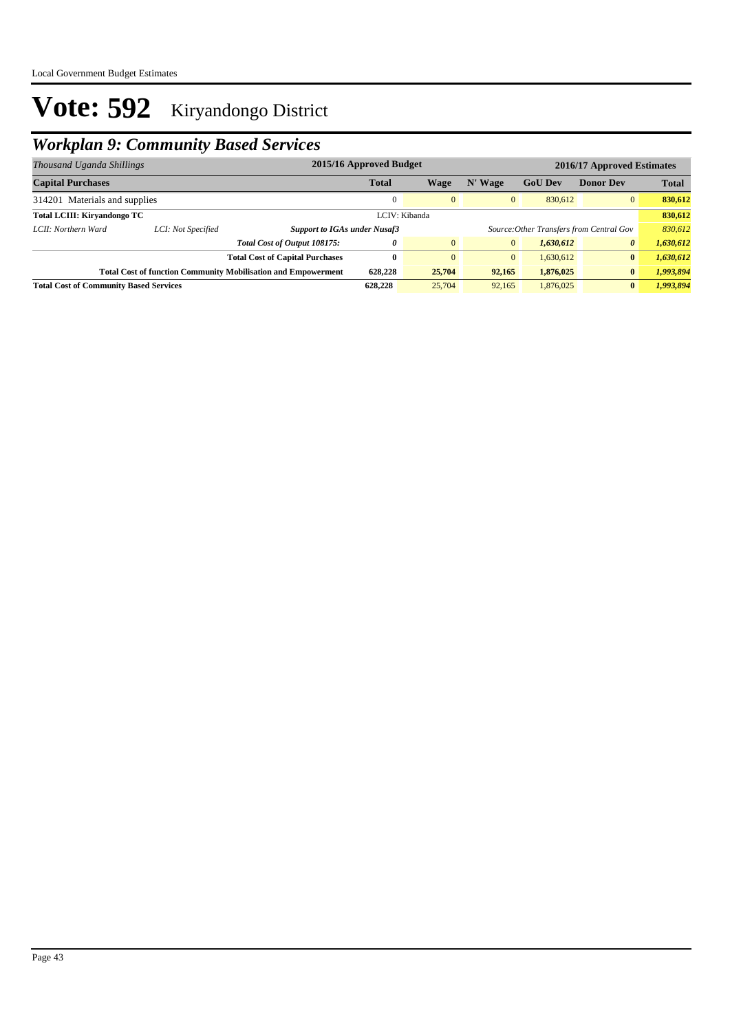# Vote: 592 Kiryandongo District

## *Workplan 9: Community Based Services*

| *Thousand Uganda Shillings* | | | 2015/16 Approved Budget | 2016/17 Approved Estimates | | | | |
|---|---|---|---|---|---|---|---|---|
| **Capital Purchases** | | | **Total** | **Wage** | **N' Wage** | **GoU Dev** | **Donor Dev** | **Total** |
| 314201 Materials and supplies | | | 0 | 0 | 0 | 830,612 | 0 | **830,612** |
| **Total LCIII: Kiryandongo TC** | | | LCIV: Kibanda | | | | | **830,612** |
| *LCII: Northern Ward* | *LCI: Not Specified* | ***Support to IGAs under Nusaf3*** | | | *Source:Other Transfers from Central Gov* | | | *830,612* |
| | | ***Total Cost of Output 108175:*** | ***0*** | 0 | 0 | ***1,630,612*** | ***0*** | ***1,630,612*** |
| | | **Total Cost of Capital Purchases** | **0** | 0 | 0 | 1,630,612 | **0** | ***1,630,612*** |
| | | **Total Cost of function Community Mobilisation and Empowerment** | **628,228** | **25,704** | **92,165** | **1,876,025** | **0** | ***1,993,894*** |
| **Total Cost of Community Based Services** | | | **628,228** | 25,704 | 92,165 | 1,876,025 | **0** | ***1,993,894*** |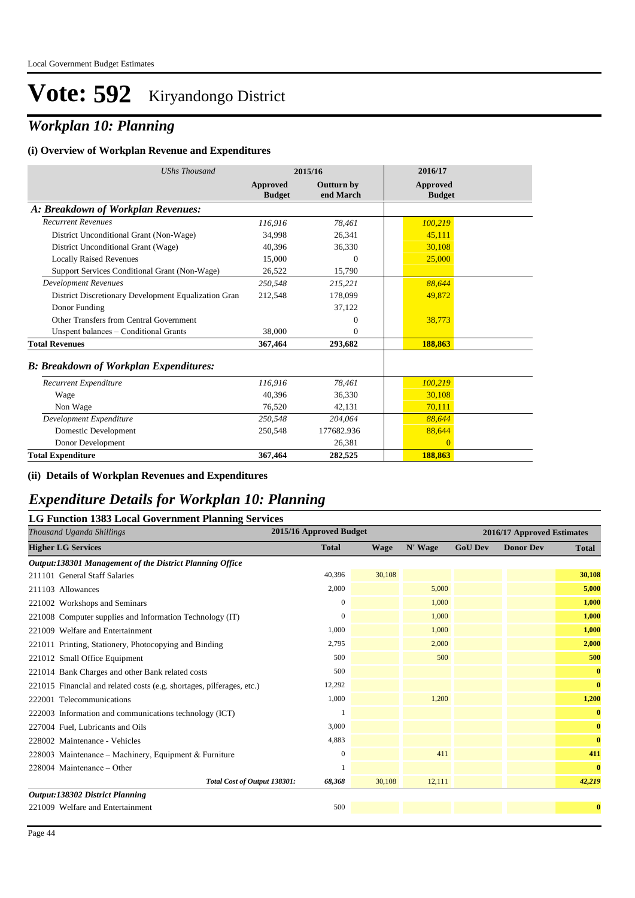Local Government Budget Estimates

# Vote: 592 Kiryandongo District

## *Workplan 10: Planning*

### (i) Overview of Workplan Revenue and Expenditures

| *UShs Thousand* | 2015/16 | | 2016/17 |
|---|---|---|---|
| | **Approved Budget** | **Outturn by end March** | **Approved Budget** |
| ***A: Breakdown of Workplan Revenues:*** | | | |
| *Recurrent Revenues* | *116,916* | *78,461* | *100,219* |
| District Unconditional Grant (Non-Wage) | 34,998 | 26,341 | 45,111 |
| District Unconditional Grant (Wage) | 40,396 | 36,330 | 30,108 |
| Locally Raised Revenues | 15,000 | 0 | 25,000 |
| Support Services Conditional Grant (Non-Wage) | 26,522 | 15,790 | |
| *Development Revenues* | *250,548* | *215,221* | *88,644* |
| District Discretionary Development Equalization Gran | 212,548 | 178,099 | 49,872 |
| Donor Funding | | 37,122 | |
| Other Transfers from Central Government | | 0 | 38,773 |
| Unspent balances – Conditional Grants | 38,000 | 0 | |
| **Total Revenues** | **367,464** | **293,682** | **188,863** |
| ***B: Breakdown of Workplan Expenditures:*** | | | |
| *Recurrent Expenditure* | *116,916* | *78,461* | *100,219* |
| Wage | 40,396 | 36,330 | 30,108 |
| Non Wage | 76,520 | 42,131 | 70,111 |
| *Development Expenditure* | *250,548* | *204,064* | *88,644* |
| Domestic Development | 250,548 | 177682.936 | 88,644 |
| Donor Development | | 26,381 | 0 |
| **Total Expenditure** | **367,464** | **282,525** | **188,863** |

### (ii) Details of Workplan Revenues and Expenditures

## *Expenditure Details for Workplan 10: Planning*

### LG Function 1383 Local Government Planning Services

| *Thousand Uganda Shillings* | 2015/16 Approved Budget | 2016/17 Approved Estimates | | | | |
|---|---|---|---|---|---|---|
| **Higher LG Services** | **Total** | **Wage** | **N' Wage** | **GoU Dev** | **Donor Dev** | **Total** |
| ***Output:138301 Management of the District Planning Office*** | | | | | | |
| 211101 General Staff Salaries | 40,396 | 30,108 | | | | **30,108** |
| 211103 Allowances | 2,000 | | 5,000 | | | **5,000** |
| 221002 Workshops and Seminars | 0 | | 1,000 | | | **1,000** |
| 221008 Computer supplies and Information Technology (IT) | 0 | | 1,000 | | | **1,000** |
| 221009 Welfare and Entertainment | 1,000 | | 1,000 | | | **1,000** |
| 221011 Printing, Stationery, Photocopying and Binding | 2,795 | | 2,000 | | | **2,000** |
| 221012 Small Office Equipment | 500 | | 500 | | | **500** |
| 221014 Bank Charges and other Bank related costs | 500 | | | | | **0** |
| 221015 Financial and related costs (e.g. shortages, pilferages, etc.) | 12,292 | | | | | **0** |
| 222001 Telecommunications | 1,000 | | 1,200 | | | **1,200** |
| 222003 Information and communications technology (ICT) | 1 | | | | | **0** |
| 227004 Fuel, Lubricants and Oils | 3,000 | | | | | **0** |
| 228002 Maintenance - Vehicles | 4,883 | | | | | **0** |
| 228003 Maintenance – Machinery, Equipment & Furniture | 0 | | 411 | | | **411** |
| 228004 Maintenance – Other | 1 | | | | | **0** |
| ***Total Cost of Output 138301:*** | ***68,368*** | *30,108* | *12,111* | | | ***42,219*** |
| ***Output:138302 District Planning*** | | | | | | |
| 221009 Welfare and Entertainment | 500 | | | | | **0** |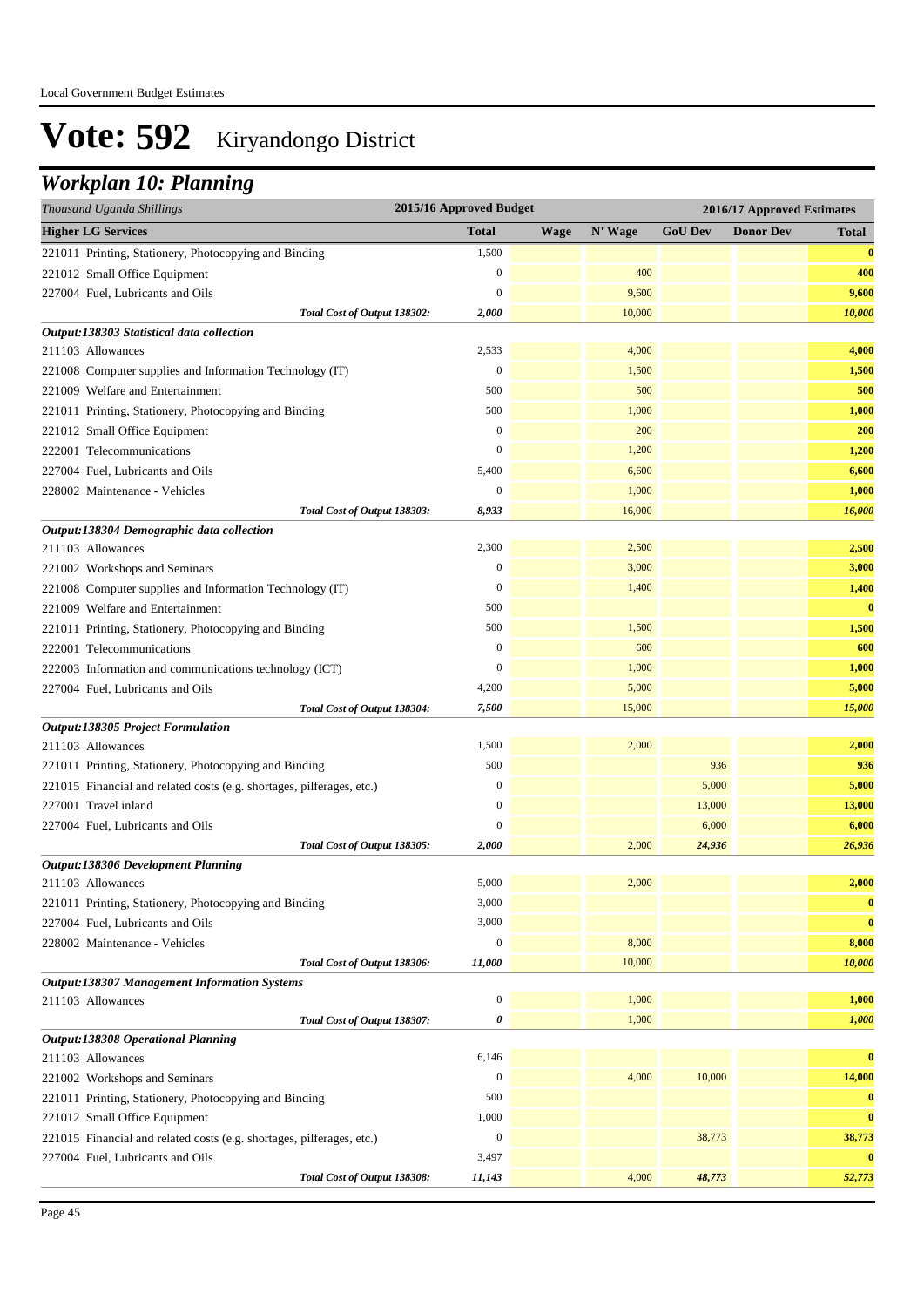Local Government Budget Estimates

# Vote: 592 Kiryandongo District

## *Workplan 10: Planning*

| *Thousand Uganda Shillings* | 2015/16 Approved Budget | 2016/17 Approved Estimates | | | | |
|---|---|---|---|---|---|---|
| **Higher LG Services** | **Total** | **Wage** | **N' Wage** | **GoU Dev** | **Donor Dev** | **Total** |
| 221011 Printing, Stationery, Photocopying and Binding | 1,500 | | | | | **0** |
| 221012 Small Office Equipment | 0 | | 400 | | | **400** |
| 227004 Fuel, Lubricants and Oils | 0 | | 9,600 | | | **9,600** |
| *Total Cost of Output 138302:* | *2,000* | | 10,000 | | | ***10,000*** |
| ***Output:138303 Statistical data collection*** | | | | | | |
| 211103 Allowances | 2,533 | | 4,000 | | | **4,000** |
| 221008 Computer supplies and Information Technology (IT) | 0 | | 1,500 | | | **1,500** |
| 221009 Welfare and Entertainment | 500 | | 500 | | | **500** |
| 221011 Printing, Stationery, Photocopying and Binding | 500 | | 1,000 | | | **1,000** |
| 221012 Small Office Equipment | 0 | | 200 | | | **200** |
| 222001 Telecommunications | 0 | | 1,200 | | | **1,200** |
| 227004 Fuel, Lubricants and Oils | 5,400 | | 6,600 | | | **6,600** |
| 228002 Maintenance - Vehicles | 0 | | 1,000 | | | **1,000** |
| *Total Cost of Output 138303:* | *8,933* | | 16,000 | | | ***16,000*** |
| ***Output:138304 Demographic data collection*** | | | | | | |
| 211103 Allowances | 2,300 | | 2,500 | | | **2,500** |
| 221002 Workshops and Seminars | 0 | | 3,000 | | | **3,000** |
| 221008 Computer supplies and Information Technology (IT) | 0 | | 1,400 | | | **1,400** |
| 221009 Welfare and Entertainment | 500 | | | | | **0** |
| 221011 Printing, Stationery, Photocopying and Binding | 500 | | 1,500 | | | **1,500** |
| 222001 Telecommunications | 0 | | 600 | | | **600** |
| 222003 Information and communications technology (ICT) | 0 | | 1,000 | | | **1,000** |
| 227004 Fuel, Lubricants and Oils | 4,200 | | 5,000 | | | **5,000** |
| *Total Cost of Output 138304:* | *7,500* | | 15,000 | | | ***15,000*** |
| ***Output:138305 Project Formulation*** | | | | | | |
| 211103 Allowances | 1,500 | | 2,000 | | | **2,000** |
| 221011 Printing, Stationery, Photocopying and Binding | 500 | | | 936 | | **936** |
| 221015 Financial and related costs (e.g. shortages, pilferages, etc.) | 0 | | | 5,000 | | **5,000** |
| 227001 Travel inland | 0 | | | 13,000 | | **13,000** |
| 227004 Fuel, Lubricants and Oils | 0 | | | 6,000 | | **6,000** |
| *Total Cost of Output 138305:* | *2,000* | | 2,000 | *24,936* | | ***26,936*** |
| ***Output:138306 Development Planning*** | | | | | | |
| 211103 Allowances | 5,000 | | 2,000 | | | **2,000** |
| 221011 Printing, Stationery, Photocopying and Binding | 3,000 | | | | | **0** |
| 227004 Fuel, Lubricants and Oils | 3,000 | | | | | **0** |
| 228002 Maintenance - Vehicles | 0 | | 8,000 | | | **8,000** |
| *Total Cost of Output 138306:* | *11,000* | | 10,000 | | | ***10,000*** |
| ***Output:138307 Management Information Systems*** | | | | | | |
| 211103 Allowances | 0 | | 1,000 | | | **1,000** |
| *Total Cost of Output 138307:* | *0* | | 1,000 | | | ***1,000*** |
| ***Output:138308 Operational Planning*** | | | | | | |
| 211103 Allowances | 6,146 | | | | | **0** |
| 221002 Workshops and Seminars | 0 | | 4,000 | 10,000 | | **14,000** |
| 221011 Printing, Stationery, Photocopying and Binding | 500 | | | | | **0** |
| 221012 Small Office Equipment | 1,000 | | | | | **0** |
| 221015 Financial and related costs (e.g. shortages, pilferages, etc.) | 0 | | | 38,773 | | **38,773** |
| 227004 Fuel, Lubricants and Oils | 3,497 | | | | | **0** |
| *Total Cost of Output 138308:* | *11,143* | | 4,000 | *48,773* | | ***52,773*** |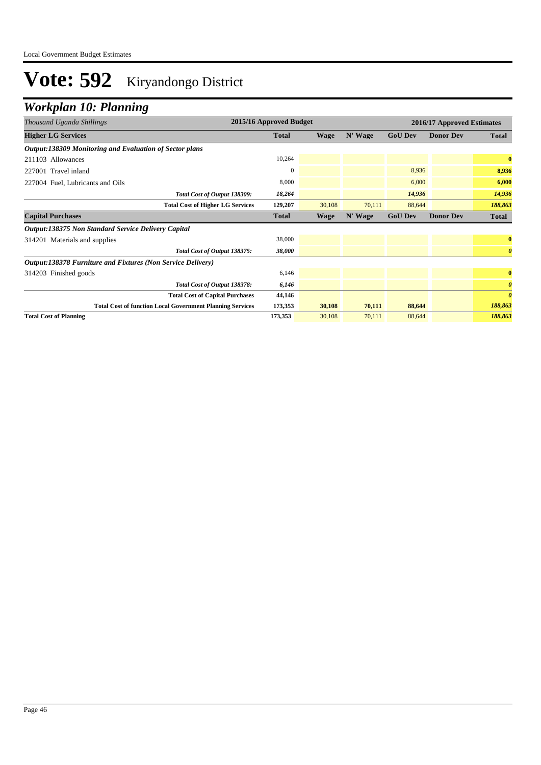# Vote: 592 Kiryandongo District

## *Workplan 10: Planning*

| *Thousand Uganda Shillings* | 2015/16 Approved Budget | 2016/17 Approved Estimates | | | | |
|---|---|---|---|---|---|---|
| **Higher LG Services** | **Total** | **Wage** | **N' Wage** | **GoU Dev** | **Donor Dev** | **Total** |
| ***Output:138309 Monitoring and Evaluation of Sector plans*** | | | | | | |
| 211103 Allowances | 10,264 | | | | | **0** |
| 227001 Travel inland | 0 | | | 8,936 | | **8,936** |
| 227004 Fuel, Lubricants and Oils | 8,000 | | | 6,000 | | **6,000** |
| ***Total Cost of Output 138309:*** | ***18,264*** | | | ***14,936*** | | ***14,936*** |
| **Total Cost of Higher LG Services** | **129,207** | 30,108 | 70,111 | 88,644 | | ***188,863*** |
| **Capital Purchases** | **Total** | **Wage** | **N' Wage** | **GoU Dev** | **Donor Dev** | **Total** |
| ***Output:138375 Non Standard Service Delivery Capital*** | | | | | | |
| 314201 Materials and supplies | 38,000 | | | | | **0** |
| ***Total Cost of Output 138375:*** | ***38,000*** | | | | | ***0*** |
| ***Output:138378 Furniture and Fixtures (Non Service Delivery)*** | | | | | | |
| 314203 Finished goods | 6,146 | | | | | **0** |
| ***Total Cost of Output 138378:*** | ***6,146*** | | | | | ***0*** |
| **Total Cost of Capital Purchases** | **44,146** | | | | | ***0*** |
| **Total Cost of function Local Government Planning Services** | **173,353** | **30,108** | **70,111** | **88,644** | | ***188,863*** |
| **Total Cost of Planning** | **173,353** | 30,108 | 70,111 | 88,644 | | ***188,863*** |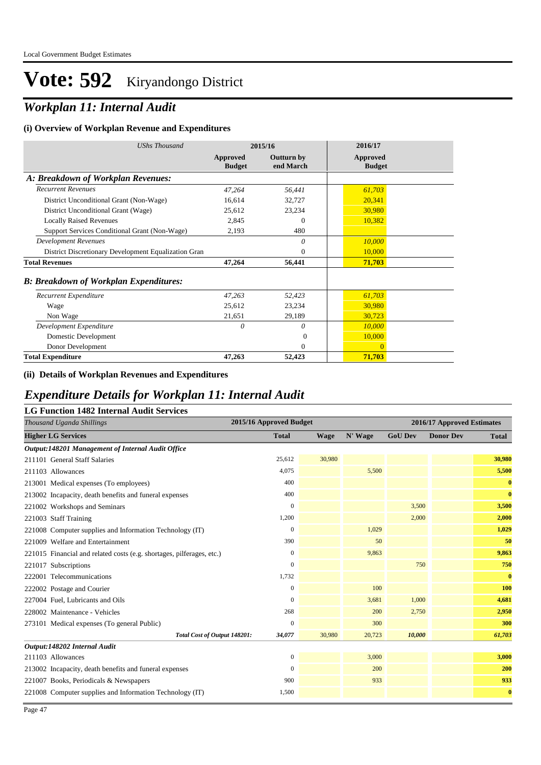# Vote: 592 Kiryandongo District

## Workplan 11: Internal Audit

### (i) Overview of Workplan Revenue and Expenditures

| UShs Thousand | 2015/16 Approved Budget | 2015/16 Outturn by end March | 2016/17 Approved Budget |
|---|---|---|---|
| ***A: Breakdown of Workplan Revenues:*** | | | |
| *Recurrent Revenues* | *47,264* | *56,441* | *61,703* |
| District Unconditional Grant (Non-Wage) | 16,614 | 32,727 | 20,341 |
| District Unconditional Grant (Wage) | 25,612 | 23,234 | 30,980 |
| Locally Raised Revenues | 2,845 | 0 | 10,382 |
| Support Services Conditional Grant (Non-Wage) | 2,193 | 480 | |
| *Development Revenues* | | *0* | *10,000* |
| District Discretionary Development Equalization Gran | | 0 | 10,000 |
| **Total Revenues** | **47,264** | **56,441** | **71,703** |
| ***B: Breakdown of Workplan Expenditures:*** | | | |
| *Recurrent Expenditure* | *47,263* | *52,423* | *61,703* |
| Wage | 25,612 | 23,234 | 30,980 |
| Non Wage | 21,651 | 29,189 | 30,723 |
| *Development Expenditure* | *0* | *0* | *10,000* |
| Domestic Development | | 0 | 10,000 |
| Donor Development | | 0 | 0 |
| **Total Expenditure** | **47,263** | **52,423** | **71,703** |

### (ii) Details of Workplan Revenues and Expenditures

## Expenditure Details for Workplan 11: Internal Audit

### LG Function 1482 Internal Audit Services

| *Thousand Uganda Shillings* | 2015/16 Approved Budget | 2016/17 Approved Estimates | | | | |
|---|---|---|---|---|---|---|
| **Higher LG Services** | **Total** | **Wage** | **N' Wage** | **GoU Dev** | **Donor Dev** | **Total** |
| ***Output:148201 Management of Internal Audit Office*** | | | | | | |
| 211101 General Staff Salaries | 25,612 | 30,980 | | | | **30,980** |
| 211103 Allowances | 4,075 | | 5,500 | | | **5,500** |
| 213001 Medical expenses (To employees) | 400 | | | | | **0** |
| 213002 Incapacity, death benefits and funeral expenses | 400 | | | | | **0** |
| 221002 Workshops and Seminars | 0 | | | 3,500 | | **3,500** |
| 221003 Staff Training | 1,200 | | | 2,000 | | **2,000** |
| 221008 Computer supplies and Information Technology (IT) | 0 | | 1,029 | | | **1,029** |
| 221009 Welfare and Entertainment | 390 | | 50 | | | **50** |
| 221015 Financial and related costs (e.g. shortages, pilferages, etc.) | 0 | | 9,863 | | | **9,863** |
| 221017 Subscriptions | 0 | | | 750 | | **750** |
| 222001 Telecommunications | 1,732 | | | | | **0** |
| 222002 Postage and Courier | 0 | | 100 | | | **100** |
| 227004 Fuel, Lubricants and Oils | 0 | | 3,681 | 1,000 | | **4,681** |
| 228002 Maintenance - Vehicles | 268 | | 200 | 2,750 | | **2,950** |
| 273101 Medical expenses (To general Public) | 0 | | 300 | | | **300** |
| ***Total Cost of Output 148201:*** | *34,077* | *30,980* | *20,723* | *10,000* | | ***61,703*** |
| ***Output:148202 Internal Audit*** | | | | | | |
| 211103 Allowances | 0 | | 3,000 | | | **3,000** |
| 213002 Incapacity, death benefits and funeral expenses | 0 | | 200 | | | **200** |
| 221007 Books, Periodicals & Newspapers | 900 | | 933 | | | **933** |
| 221008 Computer supplies and Information Technology (IT) | 1,500 | | | | | **0** |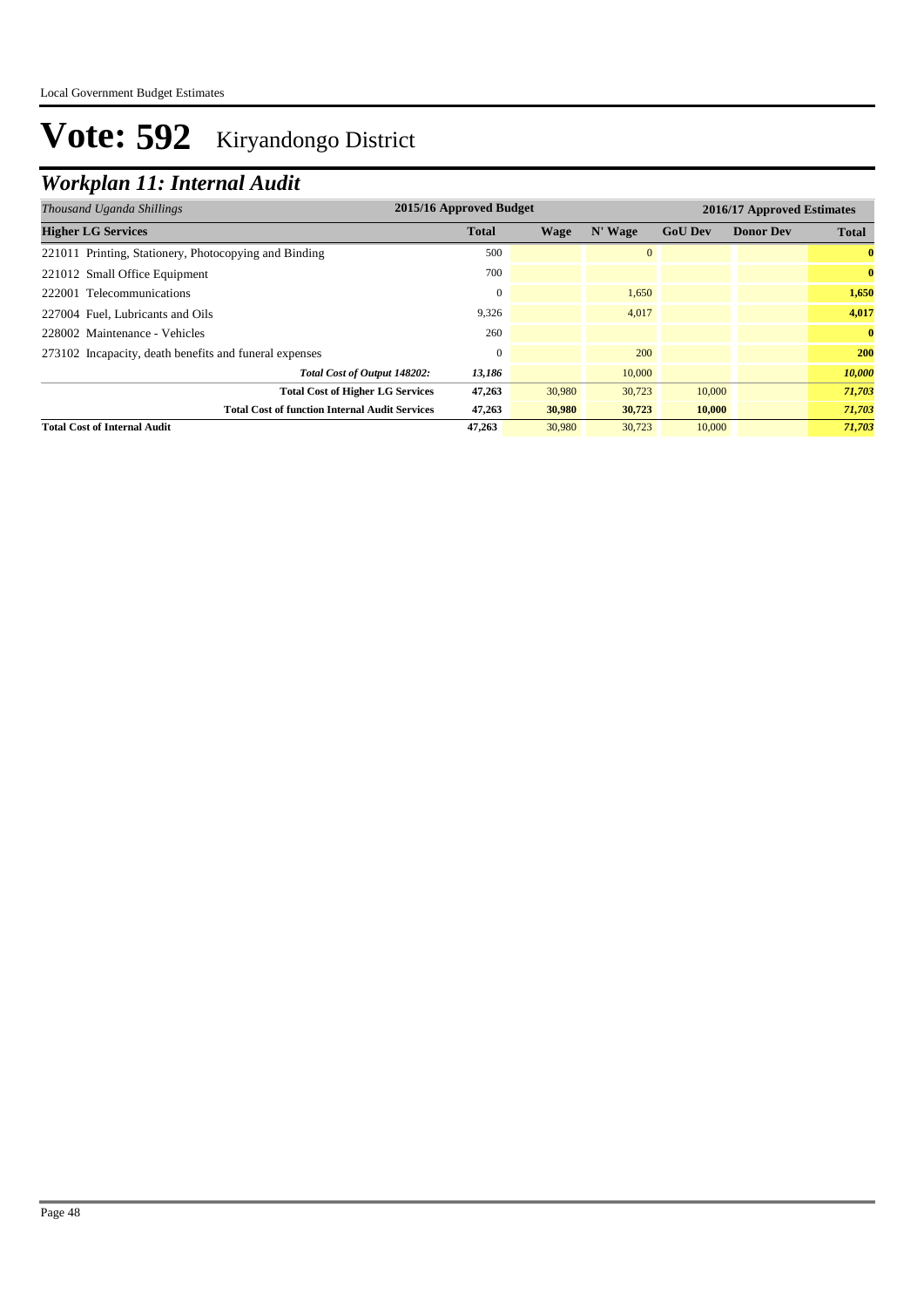# Vote: 592 Kiryandongo District

## Workplan 11: Internal Audit

| *Thousand Uganda Shillings* | 2015/16 Approved Budget | 2016/17 Approved Estimates | | | | |
|---|---|---|---|---|---|---|
| **Higher LG Services** | **Total** | **Wage** | **N' Wage** | **GoU Dev** | **Donor Dev** | **Total** |
| 221011 Printing, Stationery, Photocopying and Binding | 500 | | 0 | | | **0** |
| 221012 Small Office Equipment | 700 | | | | | **0** |
| 222001 Telecommunications | 0 | | 1,650 | | | **1,650** |
| 227004 Fuel, Lubricants and Oils | 9,326 | | 4,017 | | | **4,017** |
| 228002 Maintenance - Vehicles | 260 | | | | | **0** |
| 273102 Incapacity, death benefits and funeral expenses | 0 | | 200 | | | **200** |
| *Total Cost of Output 148202:* | *13,186* | | 10,000 | | | ***10,000*** |
| **Total Cost of Higher LG Services** | **47,263** | 30,980 | 30,723 | 10,000 | | ***71,703*** |
| **Total Cost of function Internal Audit Services** | **47,263** | **30,980** | **30,723** | **10,000** | | ***71,703*** |
| **Total Cost of Internal Audit** | **47,263** | 30,980 | 30,723 | 10,000 | | ***71,703*** |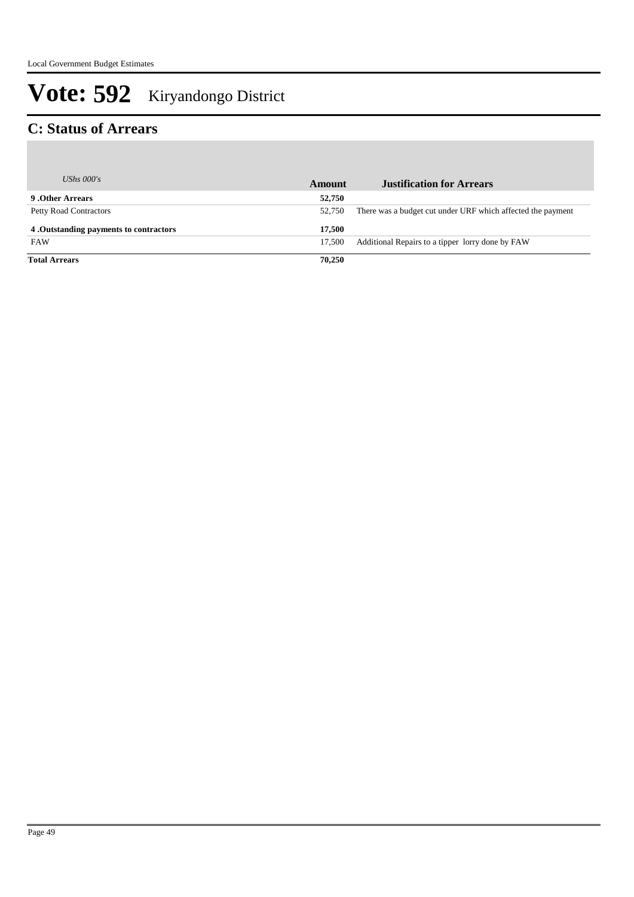# Vote: 592 Kiryandongo District

## C: Status of Arrears

| *UShs 000's* | Amount | Justification for Arrears |
|---|---|---|
| **9 .Other Arrears** | **52,750** | |
| Petty Road Contractors | 52,750 | There was a budget cut under URF which affected the payment |
| **4 .Outstanding payments to contractors** | **17,500** | |
| FAW | 17,500 | Additional Repairs to a tipper lorry done by FAW |
| **Total Arrears** | **70,250** | |